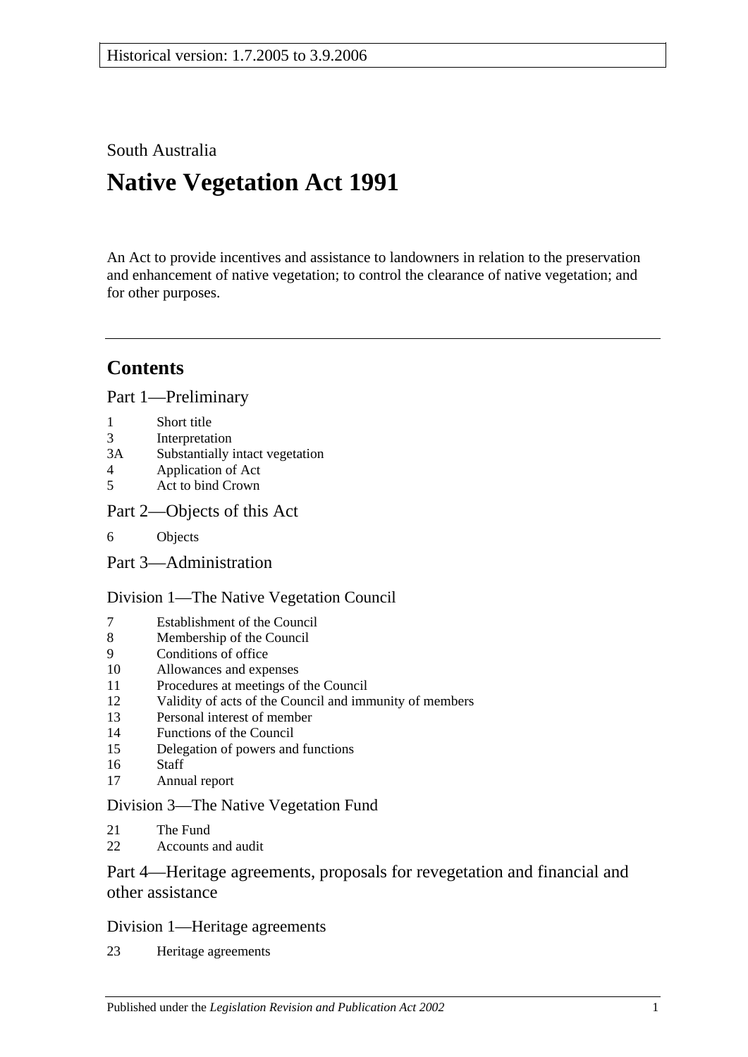Historical version: 1.7.2005 to 3.9.2006

South Australia

# Native Vegetation Act 1991

An Act to provide incentives and assistance to landowners in relation to the preservation and enhancement of native vegetation; to control the clearance of native vegetation; and for other purposes.

## Contents

### Part 1—Preliminary

1 Short title
3 Interpretation
3A Substantially intact vegetation
4 Application of Act
5 Act to bind Crown

### Part 2—Objects of this Act

6 Objects

### Part 3—Administration

#### Division 1—The Native Vegetation Council

7 Establishment of the Council
8 Membership of the Council
9 Conditions of office
10 Allowances and expenses
11 Procedures at meetings of the Council
12 Validity of acts of the Council and immunity of members
13 Personal interest of member
14 Functions of the Council
15 Delegation of powers and functions
16 Staff
17 Annual report

#### Division 3—The Native Vegetation Fund

21 The Fund
22 Accounts and audit

### Part 4—Heritage agreements, proposals for revegetation and financial and other assistance

#### Division 1—Heritage agreements

23 Heritage agreements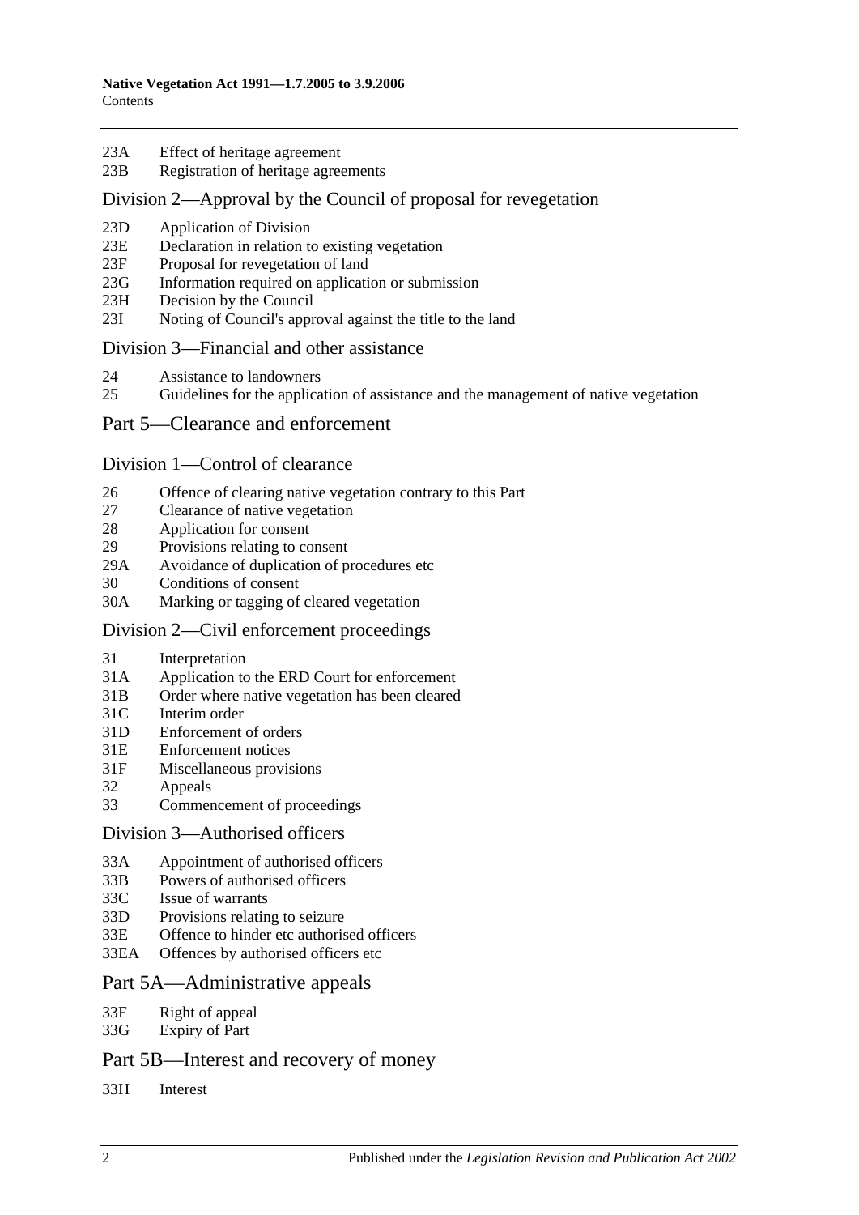23A Effect of heritage agreement
23B Registration of heritage agreements

## Division 2—Approval by the Council of proposal for revegetation

23D Application of Division
23E Declaration in relation to existing vegetation
23F Proposal for revegetation of land
23G Information required on application or submission
23H Decision by the Council
23I Noting of Council's approval against the title to the land

## Division 3—Financial and other assistance

24 Assistance to landowners
25 Guidelines for the application of assistance and the management of native vegetation

# Part 5—Clearance and enforcement

## Division 1—Control of clearance

26 Offence of clearing native vegetation contrary to this Part
27 Clearance of native vegetation
28 Application for consent
29 Provisions relating to consent
29A Avoidance of duplication of procedures etc
30 Conditions of consent
30A Marking or tagging of cleared vegetation

## Division 2—Civil enforcement proceedings

31 Interpretation
31A Application to the ERD Court for enforcement
31B Order where native vegetation has been cleared
31C Interim order
31D Enforcement of orders
31E Enforcement notices
31F Miscellaneous provisions
32 Appeals
33 Commencement of proceedings

## Division 3—Authorised officers

33A Appointment of authorised officers
33B Powers of authorised officers
33C Issue of warrants
33D Provisions relating to seizure
33E Offence to hinder etc authorised officers
33EA Offences by authorised officers etc

# Part 5A—Administrative appeals

33F Right of appeal
33G Expiry of Part

# Part 5B—Interest and recovery of money

33H Interest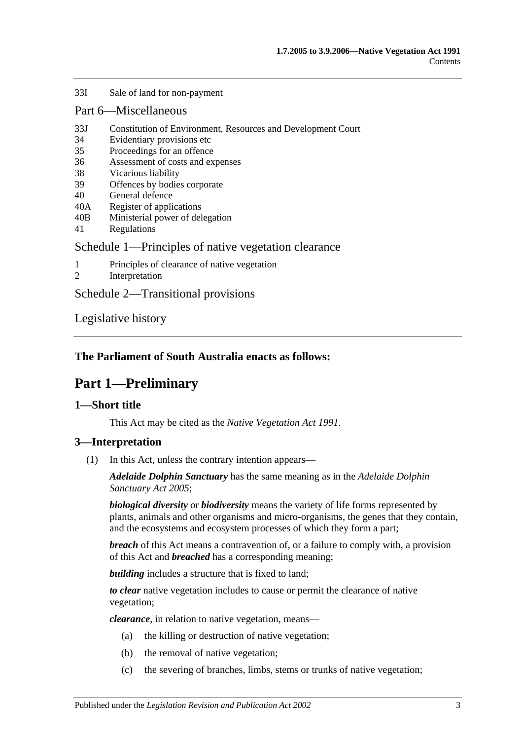33I Sale of land for non-payment

Part 6—Miscellaneous

33J Constitution of Environment, Resources and Development Court
34 Evidentiary provisions etc
35 Proceedings for an offence
36 Assessment of costs and expenses
38 Vicarious liability
39 Offences by bodies corporate
40 General defence
40A Register of applications
40B Ministerial power of delegation
41 Regulations

Schedule 1—Principles of native vegetation clearance

1 Principles of clearance of native vegetation
2 Interpretation

Schedule 2—Transitional provisions

Legislative history

**The Parliament of South Australia enacts as follows:**

# Part 1—Preliminary

## 1—Short title

This Act may be cited as the *Native Vegetation Act 1991*.

## 3—Interpretation

(1) In this Act, unless the contrary intention appears—

***Adelaide Dolphin Sanctuary*** has the same meaning as in the *Adelaide Dolphin Sanctuary Act 2005*;

***biological diversity*** or ***biodiversity*** means the variety of life forms represented by plants, animals and other organisms and micro-organisms, the genes that they contain, and the ecosystems and ecosystem processes of which they form a part;

***breach*** of this Act means a contravention of, or a failure to comply with, a provision of this Act and ***breached*** has a corresponding meaning;

***building*** includes a structure that is fixed to land;

***to clear*** native vegetation includes to cause or permit the clearance of native vegetation;

***clearance***, in relation to native vegetation, means—

(a) the killing or destruction of native vegetation;

(b) the removal of native vegetation;

(c) the severing of branches, limbs, stems or trunks of native vegetation;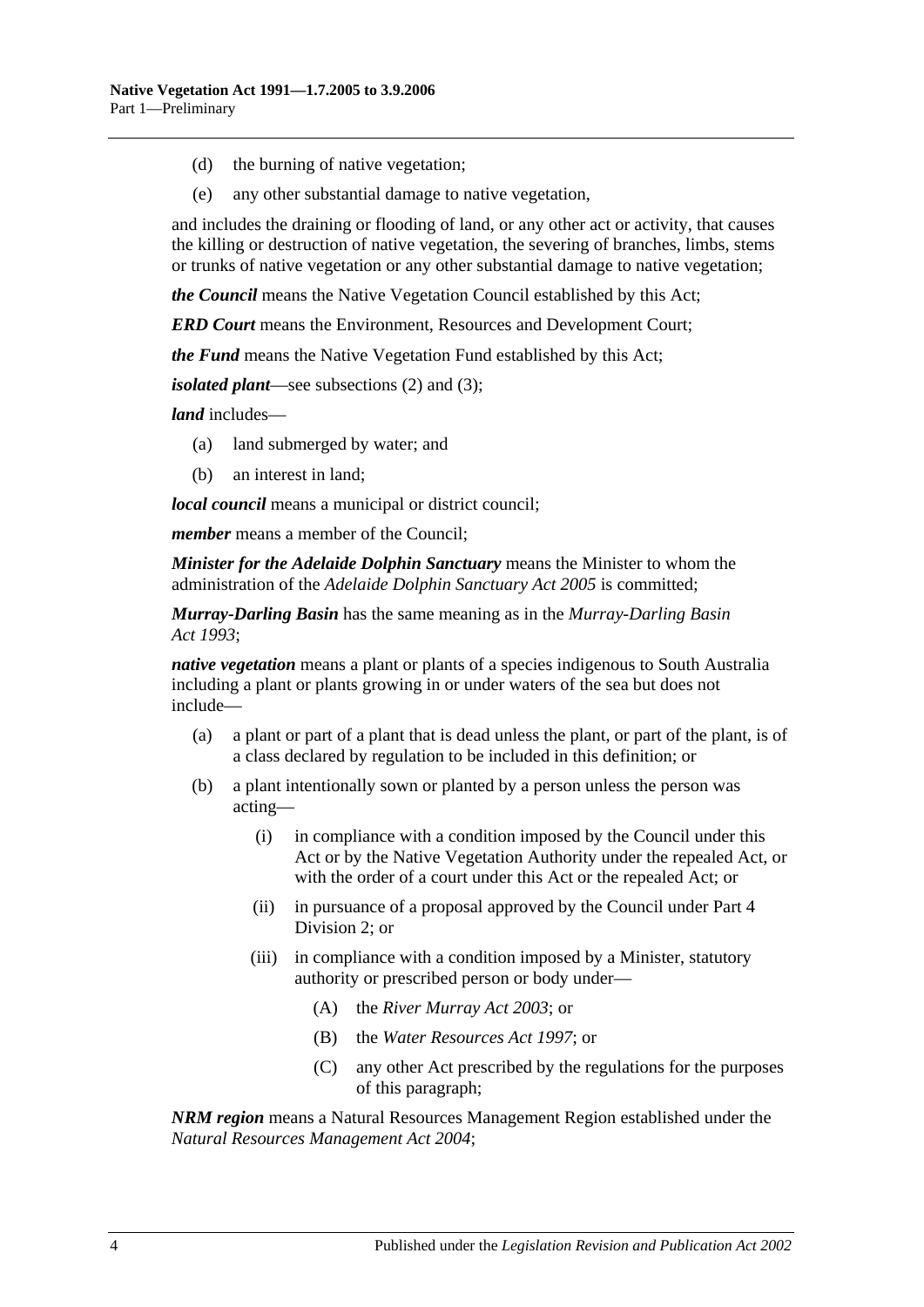(d) the burning of native vegetation;

(e) any other substantial damage to native vegetation,

and includes the draining or flooding of land, or any other act or activity, that causes the killing or destruction of native vegetation, the severing of branches, limbs, stems or trunks of native vegetation or any other substantial damage to native vegetation;

***the Council*** means the Native Vegetation Council established by this Act;

***ERD Court*** means the Environment, Resources and Development Court;

***the Fund*** means the Native Vegetation Fund established by this Act;

***isolated plant***—see subsections (2) and (3);

***land*** includes—

(a) land submerged by water; and

(b) an interest in land;

***local council*** means a municipal or district council;

***member*** means a member of the Council;

***Minister for the Adelaide Dolphin Sanctuary*** means the Minister to whom the administration of the *Adelaide Dolphin Sanctuary Act 2005* is committed;

***Murray-Darling Basin*** has the same meaning as in the *Murray-Darling Basin Act 1993*;

***native vegetation*** means a plant or plants of a species indigenous to South Australia including a plant or plants growing in or under waters of the sea but does not include—

(a) a plant or part of a plant that is dead unless the plant, or part of the plant, is of a class declared by regulation to be included in this definition; or

(b) a plant intentionally sown or planted by a person unless the person was acting—

 (i) in compliance with a condition imposed by the Council under this Act or by the Native Vegetation Authority under the repealed Act, or with the order of a court under this Act or the repealed Act; or

 (ii) in pursuance of a proposal approved by the Council under Part 4 Division 2; or

 (iii) in compliance with a condition imposed by a Minister, statutory authority or prescribed person or body under—

  (A) the *River Murray Act 2003*; or

  (B) the *Water Resources Act 1997*; or

  (C) any other Act prescribed by the regulations for the purposes of this paragraph;

***NRM region*** means a Natural Resources Management Region established under the *Natural Resources Management Act 2004*;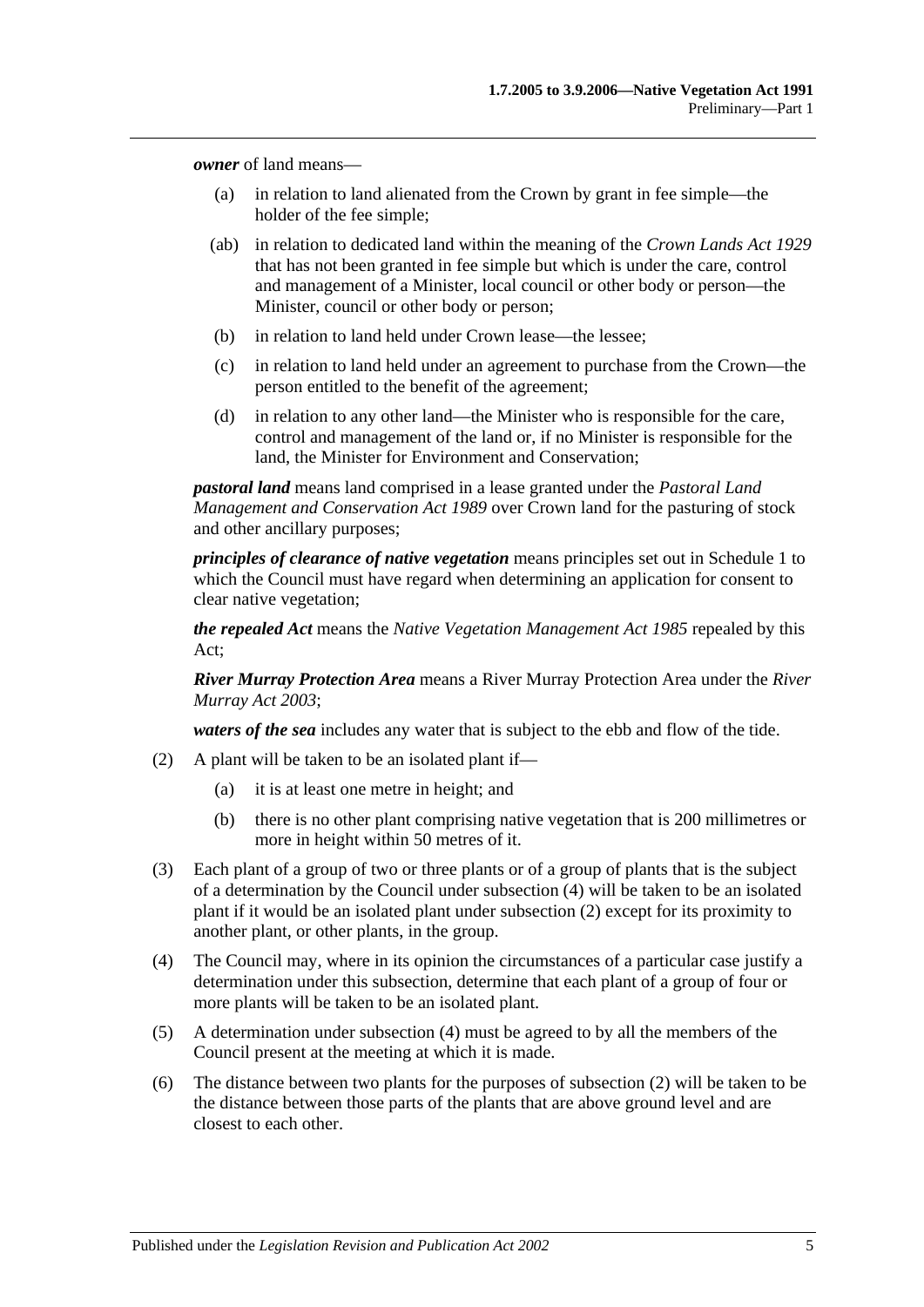***owner*** of land means—

(a) in relation to land alienated from the Crown by grant in fee simple—the holder of the fee simple;

(ab) in relation to dedicated land within the meaning of the *Crown Lands Act 1929* that has not been granted in fee simple but which is under the care, control and management of a Minister, local council or other body or person—the Minister, council or other body or person;

(b) in relation to land held under Crown lease—the lessee;

(c) in relation to land held under an agreement to purchase from the Crown—the person entitled to the benefit of the agreement;

(d) in relation to any other land—the Minister who is responsible for the care, control and management of the land or, if no Minister is responsible for the land, the Minister for Environment and Conservation;

***pastoral land*** means land comprised in a lease granted under the *Pastoral Land Management and Conservation Act 1989* over Crown land for the pasturing of stock and other ancillary purposes;

***principles of clearance of native vegetation*** means principles set out in Schedule 1 to which the Council must have regard when determining an application for consent to clear native vegetation;

***the repealed Act*** means the *Native Vegetation Management Act 1985* repealed by this Act;

***River Murray Protection Area*** means a River Murray Protection Area under the *River Murray Act 2003*;

***waters of the sea*** includes any water that is subject to the ebb and flow of the tide.

(2) A plant will be taken to be an isolated plant if—

(a) it is at least one metre in height; and

(b) there is no other plant comprising native vegetation that is 200 millimetres or more in height within 50 metres of it.

(3) Each plant of a group of two or three plants or of a group of plants that is the subject of a determination by the Council under subsection (4) will be taken to be an isolated plant if it would be an isolated plant under subsection (2) except for its proximity to another plant, or other plants, in the group.

(4) The Council may, where in its opinion the circumstances of a particular case justify a determination under this subsection, determine that each plant of a group of four or more plants will be taken to be an isolated plant.

(5) A determination under subsection (4) must be agreed to by all the members of the Council present at the meeting at which it is made.

(6) The distance between two plants for the purposes of subsection (2) will be taken to be the distance between those parts of the plants that are above ground level and are closest to each other.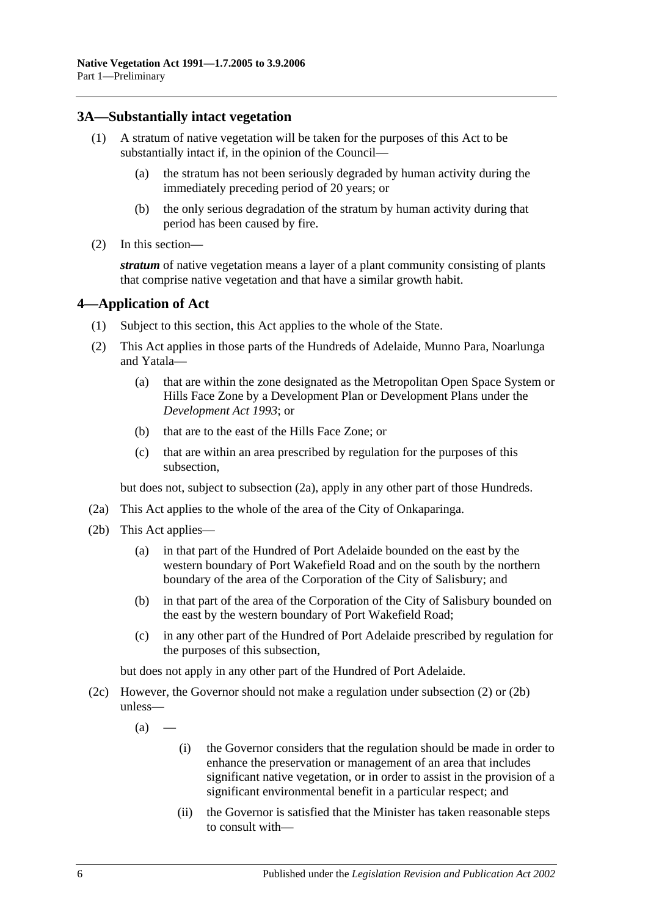## 3A—Substantially intact vegetation

(1) A stratum of native vegetation will be taken for the purposes of this Act to be substantially intact if, in the opinion of the Council—

(a) the stratum has not been seriously degraded by human activity during the immediately preceding period of 20 years; or

(b) the only serious degradation of the stratum by human activity during that period has been caused by fire.

(2) In this section—

***stratum*** of native vegetation means a layer of a plant community consisting of plants that comprise native vegetation and that have a similar growth habit.

## 4—Application of Act

(1) Subject to this section, this Act applies to the whole of the State.

(2) This Act applies in those parts of the Hundreds of Adelaide, Munno Para, Noarlunga and Yatala—

(a) that are within the zone designated as the Metropolitan Open Space System or Hills Face Zone by a Development Plan or Development Plans under the *Development Act 1993*; or

(b) that are to the east of the Hills Face Zone; or

(c) that are within an area prescribed by regulation for the purposes of this subsection,

but does not, subject to subsection (2a), apply in any other part of those Hundreds.

(2a) This Act applies to the whole of the area of the City of Onkaparinga.

(2b) This Act applies—

(a) in that part of the Hundred of Port Adelaide bounded on the east by the western boundary of Port Wakefield Road and on the south by the northern boundary of the area of the Corporation of the City of Salisbury; and

(b) in that part of the area of the Corporation of the City of Salisbury bounded on the east by the western boundary of Port Wakefield Road;

(c) in any other part of the Hundred of Port Adelaide prescribed by regulation for the purposes of this subsection,

but does not apply in any other part of the Hundred of Port Adelaide.

(2c) However, the Governor should not make a regulation under subsection (2) or (2b) unless—

(a) —

(i) the Governor considers that the regulation should be made in order to enhance the preservation or management of an area that includes significant native vegetation, or in order to assist in the provision of a significant environmental benefit in a particular respect; and

(ii) the Governor is satisfied that the Minister has taken reasonable steps to consult with—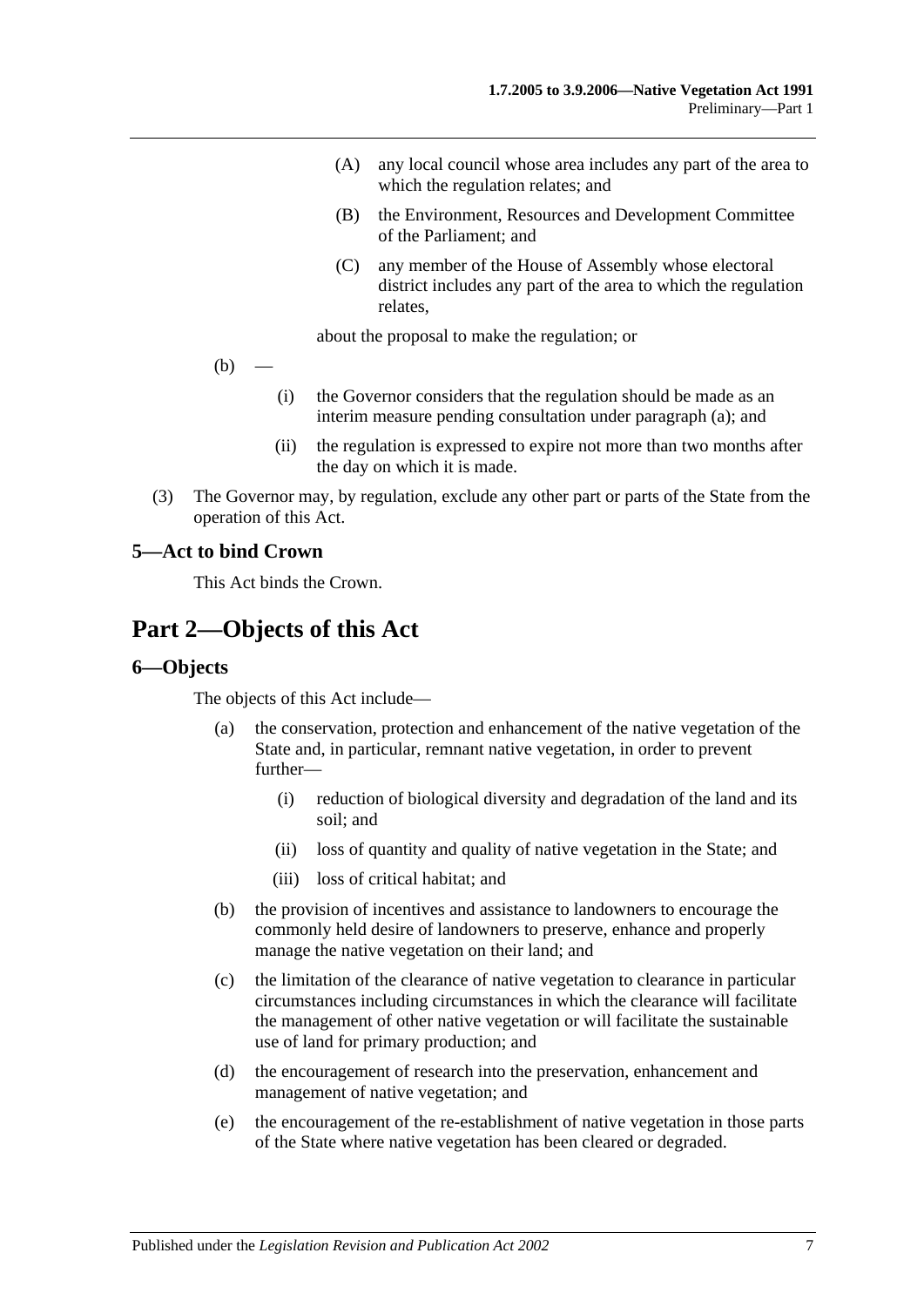(A) any local council whose area includes any part of the area to which the regulation relates; and

(B) the Environment, Resources and Development Committee of the Parliament; and

(C) any member of the House of Assembly whose electoral district includes any part of the area to which the regulation relates,

about the proposal to make the regulation; or

(b) —

(i) the Governor considers that the regulation should be made as an interim measure pending consultation under paragraph (a); and

(ii) the regulation is expressed to expire not more than two months after the day on which it is made.

(3) The Governor may, by regulation, exclude any other part or parts of the State from the operation of this Act.

### 5—Act to bind Crown

This Act binds the Crown.

## Part 2—Objects of this Act

### 6—Objects

The objects of this Act include—

(a) the conservation, protection and enhancement of the native vegetation of the State and, in particular, remnant native vegetation, in order to prevent further—

(i) reduction of biological diversity and degradation of the land and its soil; and

(ii) loss of quantity and quality of native vegetation in the State; and

(iii) loss of critical habitat; and

(b) the provision of incentives and assistance to landowners to encourage the commonly held desire of landowners to preserve, enhance and properly manage the native vegetation on their land; and

(c) the limitation of the clearance of native vegetation to clearance in particular circumstances including circumstances in which the clearance will facilitate the management of other native vegetation or will facilitate the sustainable use of land for primary production; and

(d) the encouragement of research into the preservation, enhancement and management of native vegetation; and

(e) the encouragement of the re-establishment of native vegetation in those parts of the State where native vegetation has been cleared or degraded.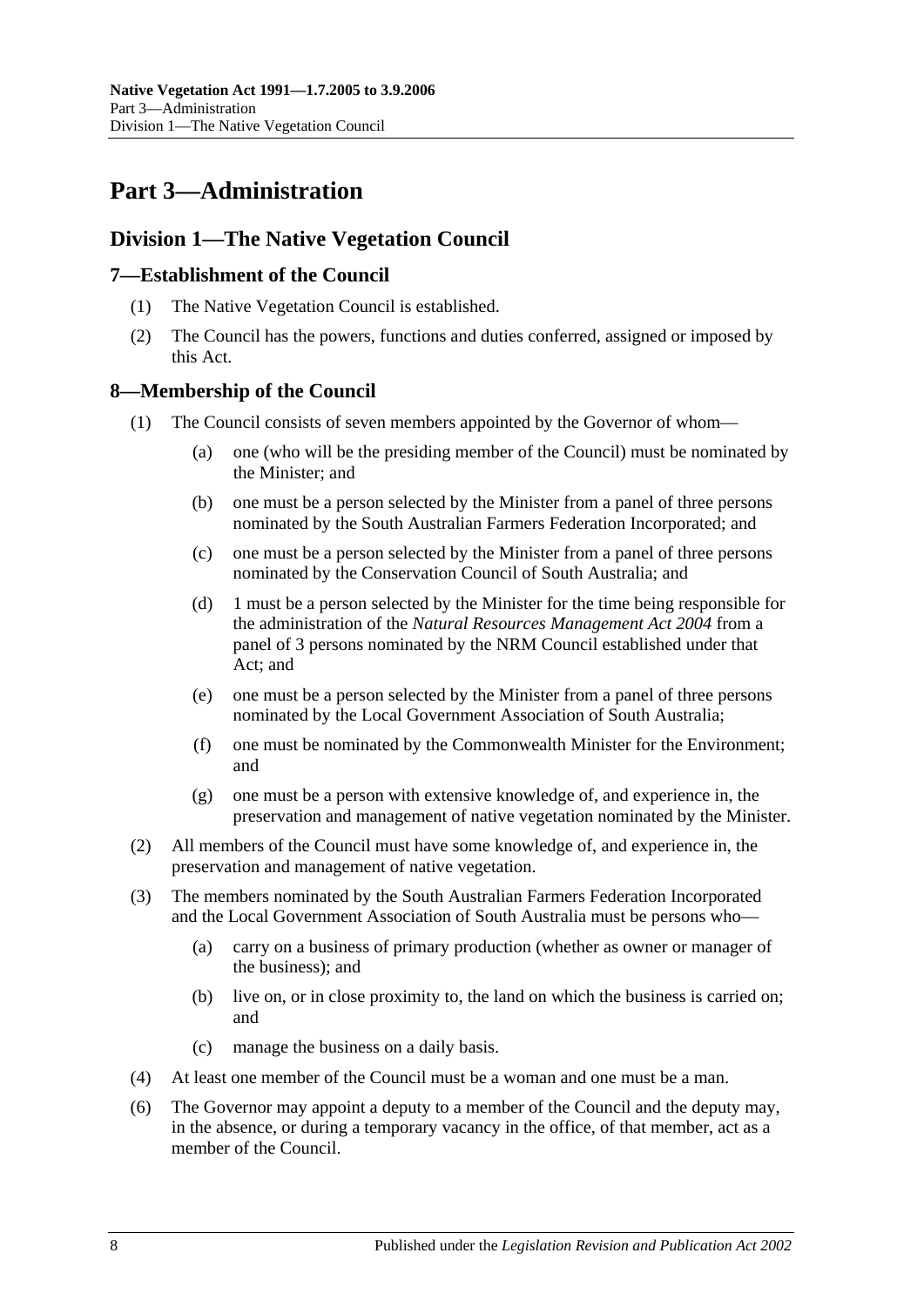# Part 3—Administration

## Division 1—The Native Vegetation Council

### 7—Establishment of the Council

(1) The Native Vegetation Council is established.

(2) The Council has the powers, functions and duties conferred, assigned or imposed by this Act.

### 8—Membership of the Council

(1) The Council consists of seven members appointed by the Governor of whom—

(a) one (who will be the presiding member of the Council) must be nominated by the Minister; and

(b) one must be a person selected by the Minister from a panel of three persons nominated by the South Australian Farmers Federation Incorporated; and

(c) one must be a person selected by the Minister from a panel of three persons nominated by the Conservation Council of South Australia; and

(d) 1 must be a person selected by the Minister for the time being responsible for the administration of the *Natural Resources Management Act 2004* from a panel of 3 persons nominated by the NRM Council established under that Act; and

(e) one must be a person selected by the Minister from a panel of three persons nominated by the Local Government Association of South Australia;

(f) one must be nominated by the Commonwealth Minister for the Environment; and

(g) one must be a person with extensive knowledge of, and experience in, the preservation and management of native vegetation nominated by the Minister.

(2) All members of the Council must have some knowledge of, and experience in, the preservation and management of native vegetation.

(3) The members nominated by the South Australian Farmers Federation Incorporated and the Local Government Association of South Australia must be persons who—

(a) carry on a business of primary production (whether as owner or manager of the business); and

(b) live on, or in close proximity to, the land on which the business is carried on; and

(c) manage the business on a daily basis.

(4) At least one member of the Council must be a woman and one must be a man.

(6) The Governor may appoint a deputy to a member of the Council and the deputy may, in the absence, or during a temporary vacancy in the office, of that member, act as a member of the Council.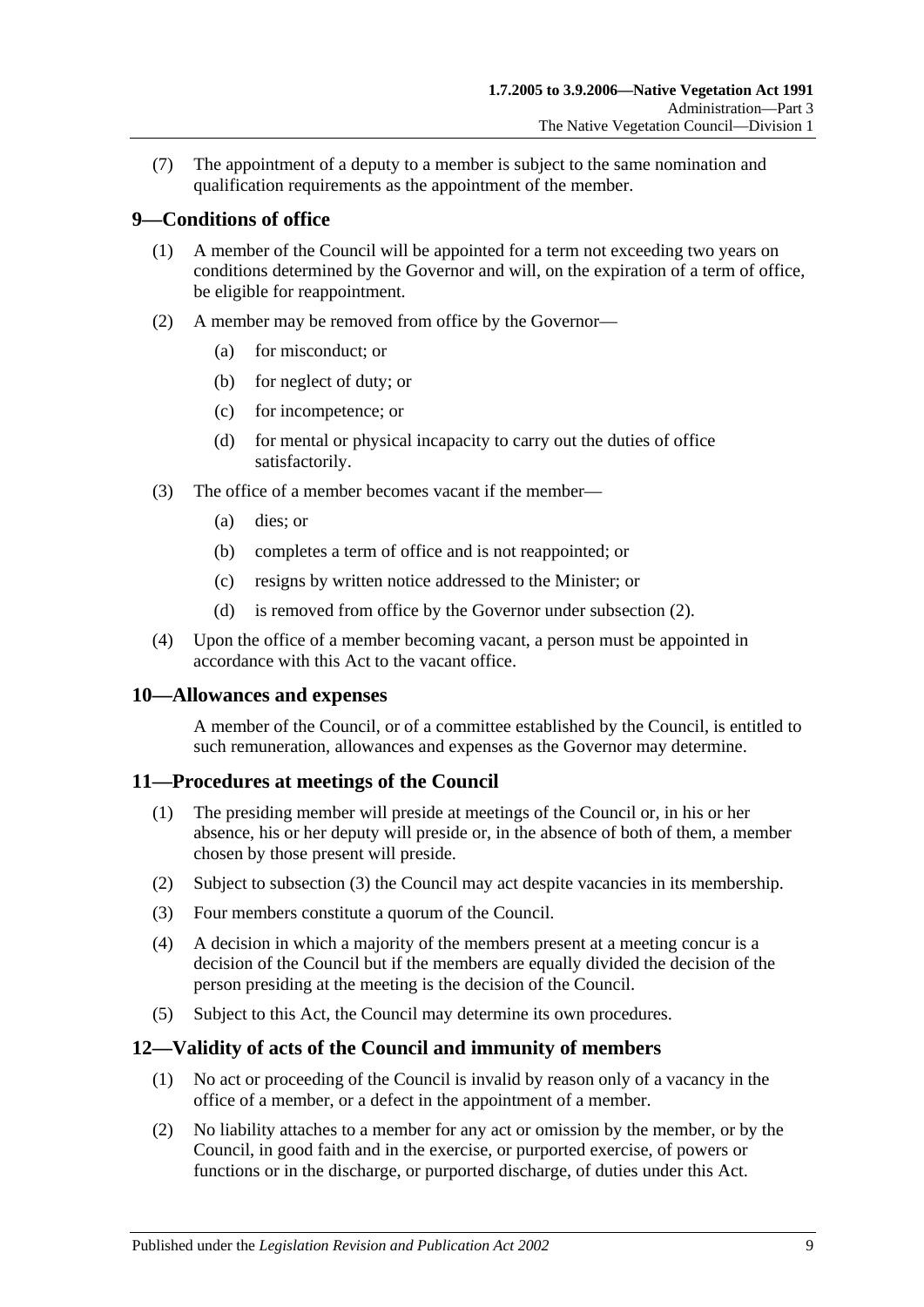(7) The appointment of a deputy to a member is subject to the same nomination and qualification requirements as the appointment of the member.

## 9—Conditions of office

(1) A member of the Council will be appointed for a term not exceeding two years on conditions determined by the Governor and will, on the expiration of a term of office, be eligible for reappointment.

(2) A member may be removed from office by the Governor—

- (a) for misconduct; or
- (b) for neglect of duty; or
- (c) for incompetence; or
- (d) for mental or physical incapacity to carry out the duties of office satisfactorily.

(3) The office of a member becomes vacant if the member—

- (a) dies; or
- (b) completes a term of office and is not reappointed; or
- (c) resigns by written notice addressed to the Minister; or
- (d) is removed from office by the Governor under subsection (2).

(4) Upon the office of a member becoming vacant, a person must be appointed in accordance with this Act to the vacant office.

## 10—Allowances and expenses

A member of the Council, or of a committee established by the Council, is entitled to such remuneration, allowances and expenses as the Governor may determine.

## 11—Procedures at meetings of the Council

(1) The presiding member will preside at meetings of the Council or, in his or her absence, his or her deputy will preside or, in the absence of both of them, a member chosen by those present will preside.

(2) Subject to subsection (3) the Council may act despite vacancies in its membership.

(3) Four members constitute a quorum of the Council.

(4) A decision in which a majority of the members present at a meeting concur is a decision of the Council but if the members are equally divided the decision of the person presiding at the meeting is the decision of the Council.

(5) Subject to this Act, the Council may determine its own procedures.

## 12—Validity of acts of the Council and immunity of members

(1) No act or proceeding of the Council is invalid by reason only of a vacancy in the office of a member, or a defect in the appointment of a member.

(2) No liability attaches to a member for any act or omission by the member, or by the Council, in good faith and in the exercise, or purported exercise, of powers or functions or in the discharge, or purported discharge, of duties under this Act.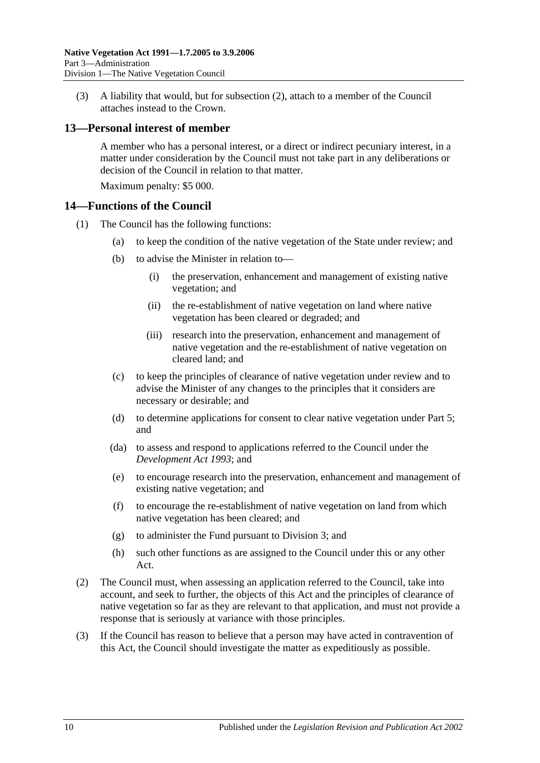(3) A liability that would, but for subsection (2), attach to a member of the Council attaches instead to the Crown.

## 13—Personal interest of member

A member who has a personal interest, or a direct or indirect pecuniary interest, in a matter under consideration by the Council must not take part in any deliberations or decision of the Council in relation to that matter.

Maximum penalty: $5 000.

## 14—Functions of the Council

(1) The Council has the following functions:

(a) to keep the condition of the native vegetation of the State under review; and

(b) to advise the Minister in relation to—

(i) the preservation, enhancement and management of existing native vegetation; and

(ii) the re-establishment of native vegetation on land where native vegetation has been cleared or degraded; and

(iii) research into the preservation, enhancement and management of native vegetation and the re-establishment of native vegetation on cleared land; and

(c) to keep the principles of clearance of native vegetation under review and to advise the Minister of any changes to the principles that it considers are necessary or desirable; and

(d) to determine applications for consent to clear native vegetation under Part 5; and

(da) to assess and respond to applications referred to the Council under the *Development Act 1993*; and

(e) to encourage research into the preservation, enhancement and management of existing native vegetation; and

(f) to encourage the re-establishment of native vegetation on land from which native vegetation has been cleared; and

(g) to administer the Fund pursuant to Division 3; and

(h) such other functions as are assigned to the Council under this or any other Act.

(2) The Council must, when assessing an application referred to the Council, take into account, and seek to further, the objects of this Act and the principles of clearance of native vegetation so far as they are relevant to that application, and must not provide a response that is seriously at variance with those principles.

(3) If the Council has reason to believe that a person may have acted in contravention of this Act, the Council should investigate the matter as expeditiously as possible.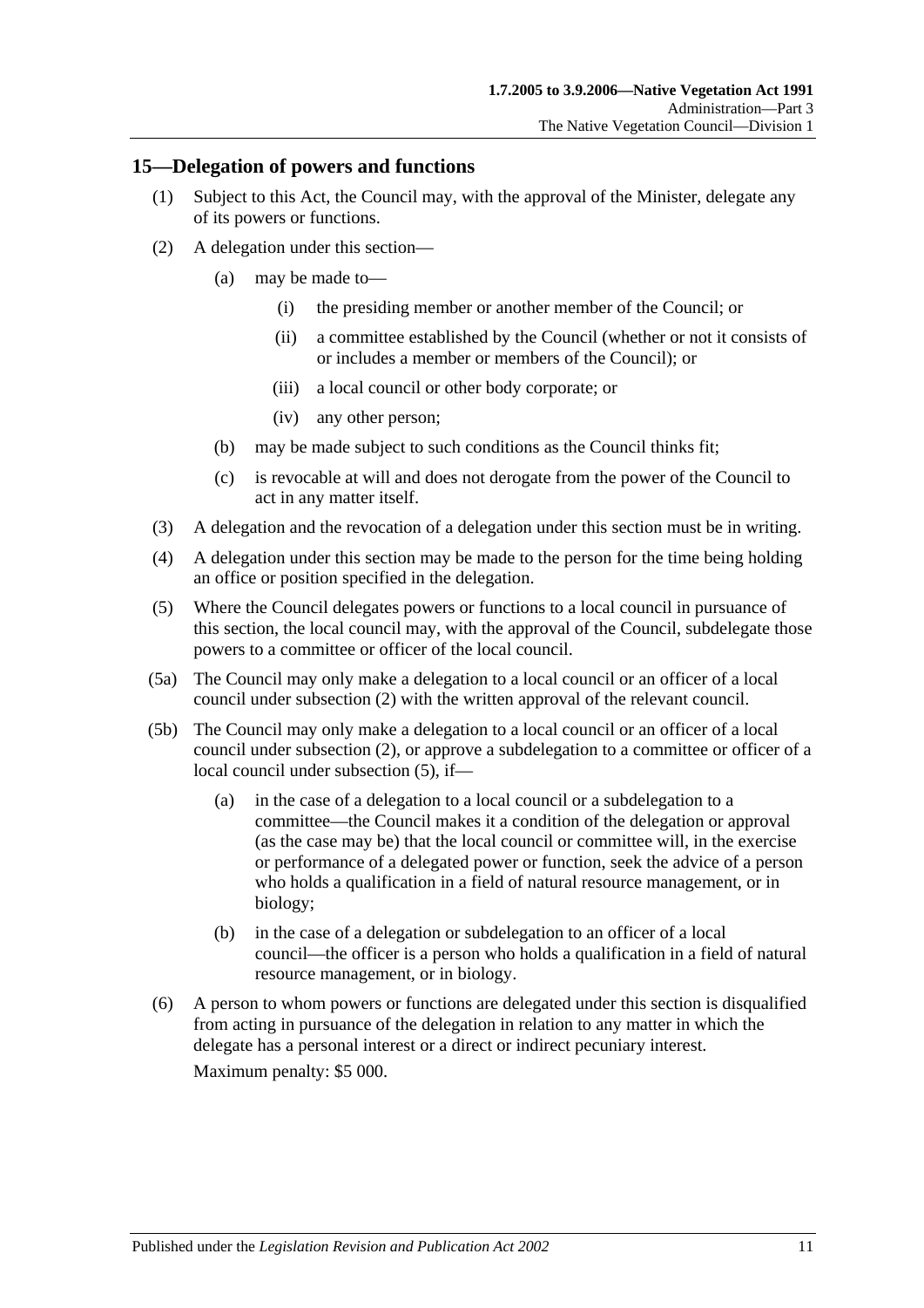## 15—Delegation of powers and functions

(1) Subject to this Act, the Council may, with the approval of the Minister, delegate any of its powers or functions.

(2) A delegation under this section—

(a) may be made to—

(i) the presiding member or another member of the Council; or

(ii) a committee established by the Council (whether or not it consists of or includes a member or members of the Council); or

(iii) a local council or other body corporate; or

(iv) any other person;

(b) may be made subject to such conditions as the Council thinks fit;

(c) is revocable at will and does not derogate from the power of the Council to act in any matter itself.

(3) A delegation and the revocation of a delegation under this section must be in writing.

(4) A delegation under this section may be made to the person for the time being holding an office or position specified in the delegation.

(5) Where the Council delegates powers or functions to a local council in pursuance of this section, the local council may, with the approval of the Council, subdelegate those powers to a committee or officer of the local council.

(5a) The Council may only make a delegation to a local council or an officer of a local council under subsection (2) with the written approval of the relevant council.

(5b) The Council may only make a delegation to a local council or an officer of a local council under subsection (2), or approve a subdelegation to a committee or officer of a local council under subsection (5), if—

(a) in the case of a delegation to a local council or a subdelegation to a committee—the Council makes it a condition of the delegation or approval (as the case may be) that the local council or committee will, in the exercise or performance of a delegated power or function, seek the advice of a person who holds a qualification in a field of natural resource management, or in biology;

(b) in the case of a delegation or subdelegation to an officer of a local council—the officer is a person who holds a qualification in a field of natural resource management, or in biology.

(6) A person to whom powers or functions are delegated under this section is disqualified from acting in pursuance of the delegation in relation to any matter in which the delegate has a personal interest or a direct or indirect pecuniary interest.

Maximum penalty: $5 000.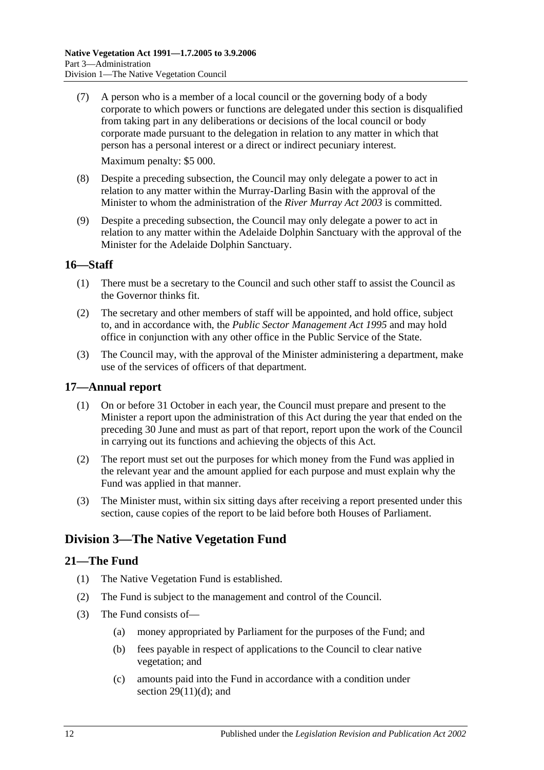(7) A person who is a member of a local council or the governing body of a body corporate to which powers or functions are delegated under this section is disqualified from taking part in any deliberations or decisions of the local council or body corporate made pursuant to the delegation in relation to any matter in which that person has a personal interest or a direct or indirect pecuniary interest.

Maximum penalty: $5 000.

(8) Despite a preceding subsection, the Council may only delegate a power to act in relation to any matter within the Murray-Darling Basin with the approval of the Minister to whom the administration of the *River Murray Act 2003* is committed.

(9) Despite a preceding subsection, the Council may only delegate a power to act in relation to any matter within the Adelaide Dolphin Sanctuary with the approval of the Minister for the Adelaide Dolphin Sanctuary.

## 16—Staff

(1) There must be a secretary to the Council and such other staff to assist the Council as the Governor thinks fit.

(2) The secretary and other members of staff will be appointed, and hold office, subject to, and in accordance with, the *Public Sector Management Act 1995* and may hold office in conjunction with any other office in the Public Service of the State.

(3) The Council may, with the approval of the Minister administering a department, make use of the services of officers of that department.

## 17—Annual report

(1) On or before 31 October in each year, the Council must prepare and present to the Minister a report upon the administration of this Act during the year that ended on the preceding 30 June and must as part of that report, report upon the work of the Council in carrying out its functions and achieving the objects of this Act.

(2) The report must set out the purposes for which money from the Fund was applied in the relevant year and the amount applied for each purpose and must explain why the Fund was applied in that manner.

(3) The Minister must, within six sitting days after receiving a report presented under this section, cause copies of the report to be laid before both Houses of Parliament.

# Division 3—The Native Vegetation Fund

## 21—The Fund

(1) The Native Vegetation Fund is established.

(2) The Fund is subject to the management and control of the Council.

(3) The Fund consists of—

(a) money appropriated by Parliament for the purposes of the Fund; and

(b) fees payable in respect of applications to the Council to clear native vegetation; and

(c) amounts paid into the Fund in accordance with a condition under section 29(11)(d); and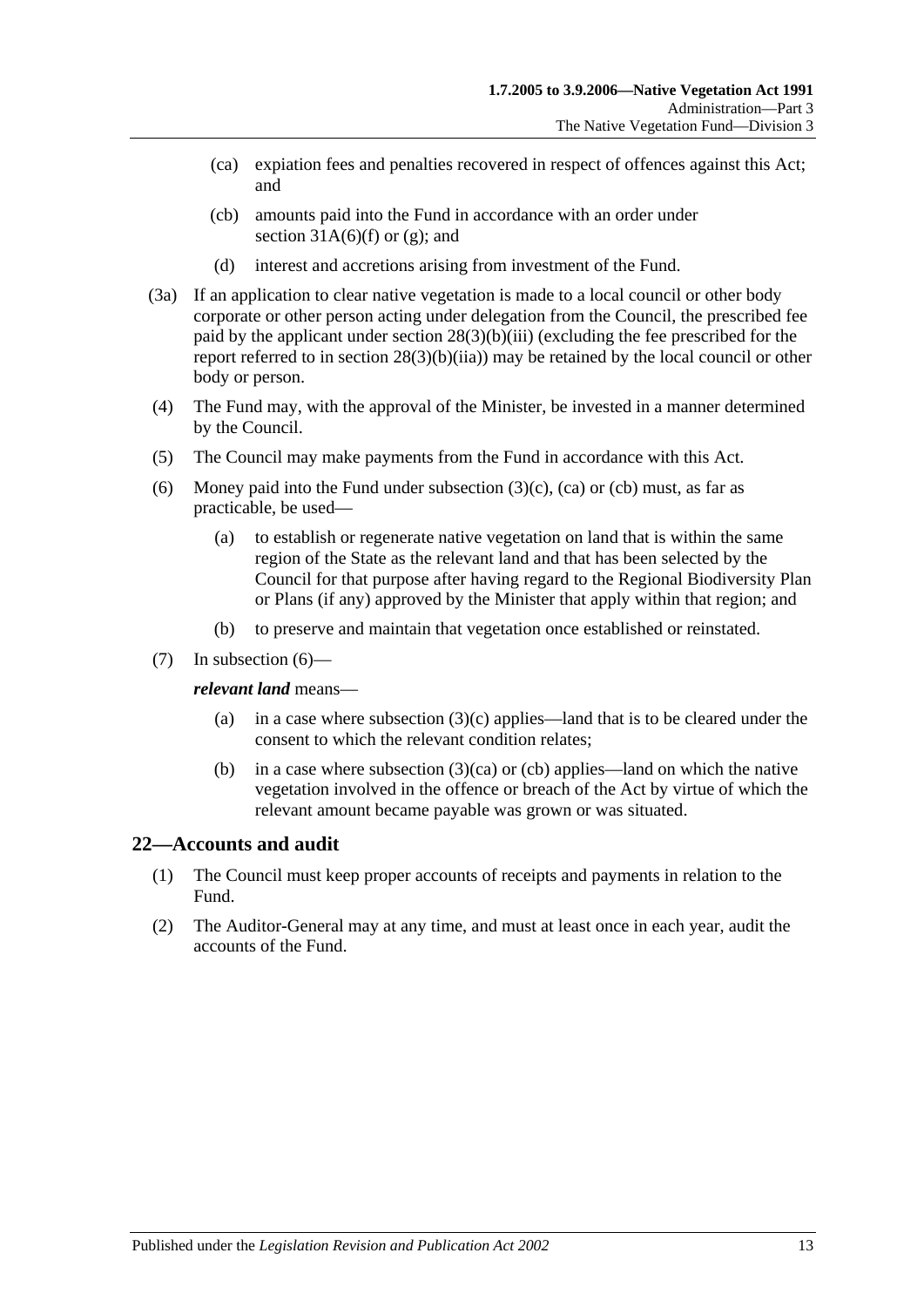(ca) expiation fees and penalties recovered in respect of offences against this Act; and

(cb) amounts paid into the Fund in accordance with an order under section 31A(6)(f) or (g); and

(d) interest and accretions arising from investment of the Fund.

(3a) If an application to clear native vegetation is made to a local council or other body corporate or other person acting under delegation from the Council, the prescribed fee paid by the applicant under section 28(3)(b)(iii) (excluding the fee prescribed for the report referred to in section 28(3)(b)(iia)) may be retained by the local council or other body or person.

(4) The Fund may, with the approval of the Minister, be invested in a manner determined by the Council.

(5) The Council may make payments from the Fund in accordance with this Act.

(6) Money paid into the Fund under subsection (3)(c), (ca) or (cb) must, as far as practicable, be used—

(a) to establish or regenerate native vegetation on land that is within the same region of the State as the relevant land and that has been selected by the Council for that purpose after having regard to the Regional Biodiversity Plan or Plans (if any) approved by the Minister that apply within that region; and

(b) to preserve and maintain that vegetation once established or reinstated.

(7) In subsection (6)—

***relevant land*** means—

(a) in a case where subsection (3)(c) applies—land that is to be cleared under the consent to which the relevant condition relates;

(b) in a case where subsection (3)(ca) or (cb) applies—land on which the native vegetation involved in the offence or breach of the Act by virtue of which the relevant amount became payable was grown or was situated.

## 22—Accounts and audit

(1) The Council must keep proper accounts of receipts and payments in relation to the Fund.

(2) The Auditor-General may at any time, and must at least once in each year, audit the accounts of the Fund.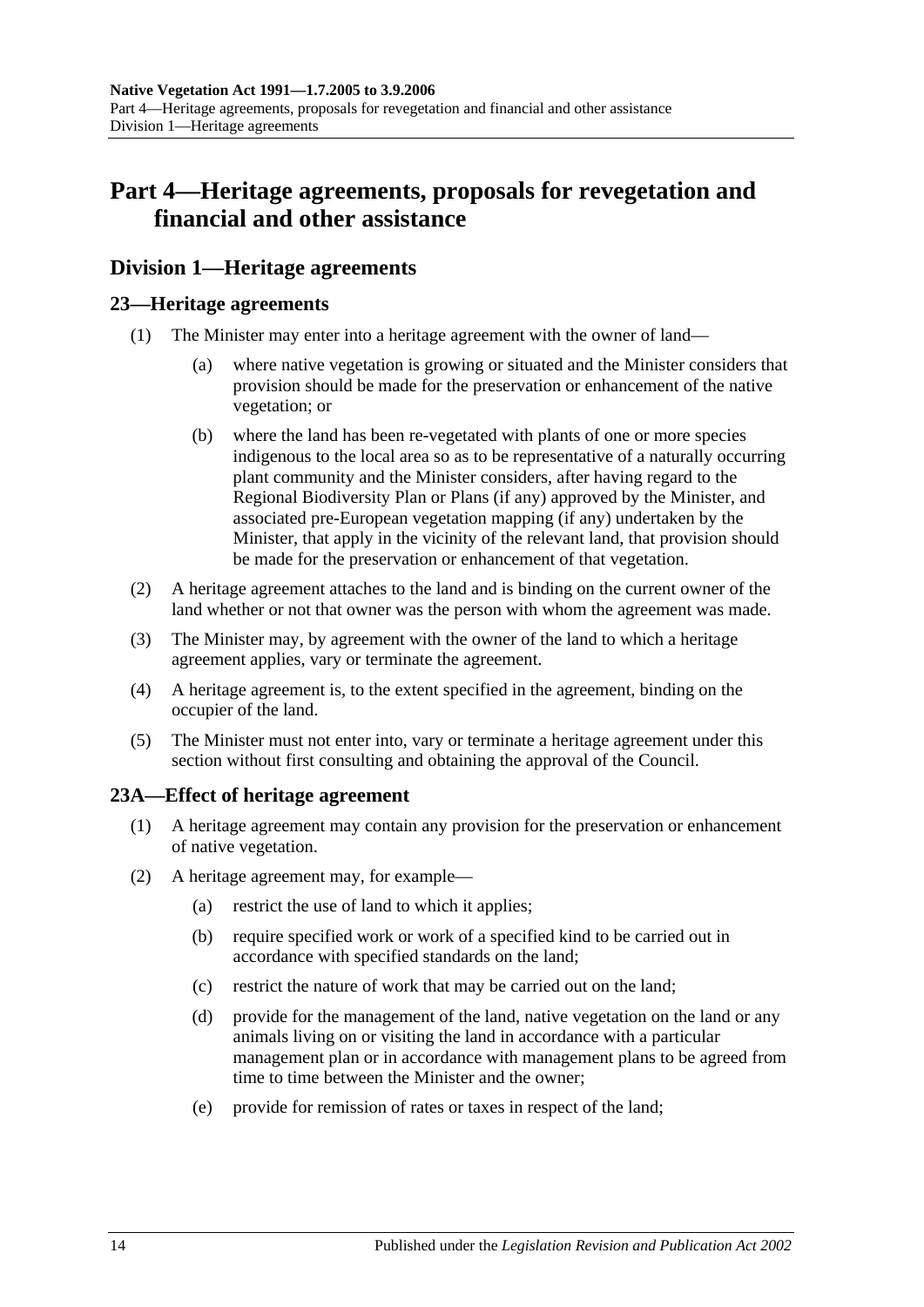# Part 4—Heritage agreements, proposals for revegetation and financial and other assistance

## Division 1—Heritage agreements

### 23—Heritage agreements

(1) The Minister may enter into a heritage agreement with the owner of land—

(a) where native vegetation is growing or situated and the Minister considers that provision should be made for the preservation or enhancement of the native vegetation; or

(b) where the land has been re-vegetated with plants of one or more species indigenous to the local area so as to be representative of a naturally occurring plant community and the Minister considers, after having regard to the Regional Biodiversity Plan or Plans (if any) approved by the Minister, and associated pre-European vegetation mapping (if any) undertaken by the Minister, that apply in the vicinity of the relevant land, that provision should be made for the preservation or enhancement of that vegetation.

(2) A heritage agreement attaches to the land and is binding on the current owner of the land whether or not that owner was the person with whom the agreement was made.

(3) The Minister may, by agreement with the owner of the land to which a heritage agreement applies, vary or terminate the agreement.

(4) A heritage agreement is, to the extent specified in the agreement, binding on the occupier of the land.

(5) The Minister must not enter into, vary or terminate a heritage agreement under this section without first consulting and obtaining the approval of the Council.

### 23A—Effect of heritage agreement

(1) A heritage agreement may contain any provision for the preservation or enhancement of native vegetation.

(2) A heritage agreement may, for example—

(a) restrict the use of land to which it applies;

(b) require specified work or work of a specified kind to be carried out in accordance with specified standards on the land;

(c) restrict the nature of work that may be carried out on the land;

(d) provide for the management of the land, native vegetation on the land or any animals living on or visiting the land in accordance with a particular management plan or in accordance with management plans to be agreed from time to time between the Minister and the owner;

(e) provide for remission of rates or taxes in respect of the land;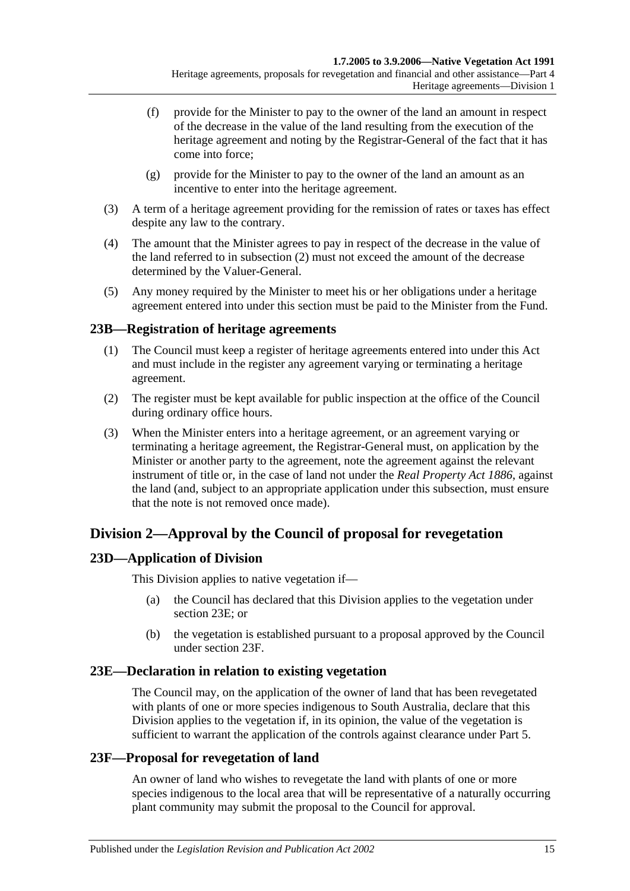(f) provide for the Minister to pay to the owner of the land an amount in respect of the decrease in the value of the land resulting from the execution of the heritage agreement and noting by the Registrar-General of the fact that it has come into force;

(g) provide for the Minister to pay to the owner of the land an amount as an incentive to enter into the heritage agreement.

(3) A term of a heritage agreement providing for the remission of rates or taxes has effect despite any law to the contrary.

(4) The amount that the Minister agrees to pay in respect of the decrease in the value of the land referred to in subsection (2) must not exceed the amount of the decrease determined by the Valuer-General.

(5) Any money required by the Minister to meet his or her obligations under a heritage agreement entered into under this section must be paid to the Minister from the Fund.

### 23B—Registration of heritage agreements

(1) The Council must keep a register of heritage agreements entered into under this Act and must include in the register any agreement varying or terminating a heritage agreement.

(2) The register must be kept available for public inspection at the office of the Council during ordinary office hours.

(3) When the Minister enters into a heritage agreement, or an agreement varying or terminating a heritage agreement, the Registrar-General must, on application by the Minister or another party to the agreement, note the agreement against the relevant instrument of title or, in the case of land not under the *Real Property Act 1886*, against the land (and, subject to an appropriate application under this subsection, must ensure that the note is not removed once made).

## Division 2—Approval by the Council of proposal for revegetation

### 23D—Application of Division

This Division applies to native vegetation if—

(a) the Council has declared that this Division applies to the vegetation under section 23E; or

(b) the vegetation is established pursuant to a proposal approved by the Council under section 23F.

### 23E—Declaration in relation to existing vegetation

The Council may, on the application of the owner of land that has been revegetated with plants of one or more species indigenous to South Australia, declare that this Division applies to the vegetation if, in its opinion, the value of the vegetation is sufficient to warrant the application of the controls against clearance under Part 5.

### 23F—Proposal for revegetation of land

An owner of land who wishes to revegetate the land with plants of one or more species indigenous to the local area that will be representative of a naturally occurring plant community may submit the proposal to the Council for approval.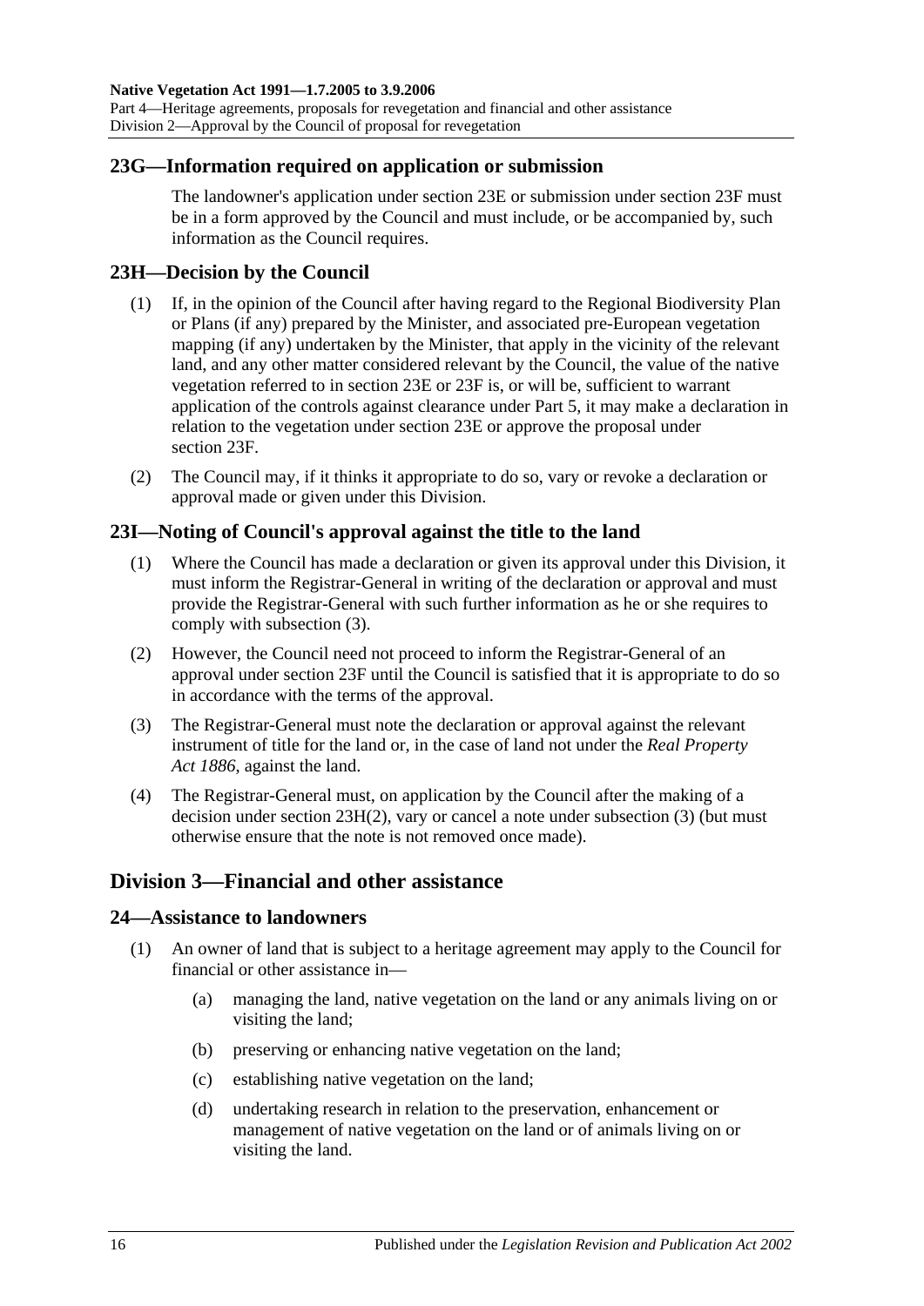## 23G—Information required on application or submission

The landowner's application under section 23E or submission under section 23F must be in a form approved by the Council and must include, or be accompanied by, such information as the Council requires.

## 23H—Decision by the Council

(1) If, in the opinion of the Council after having regard to the Regional Biodiversity Plan or Plans (if any) prepared by the Minister, and associated pre-European vegetation mapping (if any) undertaken by the Minister, that apply in the vicinity of the relevant land, and any other matter considered relevant by the Council, the value of the native vegetation referred to in section 23E or 23F is, or will be, sufficient to warrant application of the controls against clearance under Part 5, it may make a declaration in relation to the vegetation under section 23E or approve the proposal under section 23F.

(2) The Council may, if it thinks it appropriate to do so, vary or revoke a declaration or approval made or given under this Division.

## 23I—Noting of Council's approval against the title to the land

(1) Where the Council has made a declaration or given its approval under this Division, it must inform the Registrar-General in writing of the declaration or approval and must provide the Registrar-General with such further information as he or she requires to comply with subsection (3).

(2) However, the Council need not proceed to inform the Registrar-General of an approval under section 23F until the Council is satisfied that it is appropriate to do so in accordance with the terms of the approval.

(3) The Registrar-General must note the declaration or approval against the relevant instrument of title for the land or, in the case of land not under the *Real Property Act 1886*, against the land.

(4) The Registrar-General must, on application by the Council after the making of a decision under section 23H(2), vary or cancel a note under subsection (3) (but must otherwise ensure that the note is not removed once made).

# Division 3—Financial and other assistance

## 24—Assistance to landowners

(1) An owner of land that is subject to a heritage agreement may apply to the Council for financial or other assistance in—

  (a) managing the land, native vegetation on the land or any animals living on or visiting the land;

  (b) preserving or enhancing native vegetation on the land;

  (c) establishing native vegetation on the land;

  (d) undertaking research in relation to the preservation, enhancement or management of native vegetation on the land or of animals living on or visiting the land.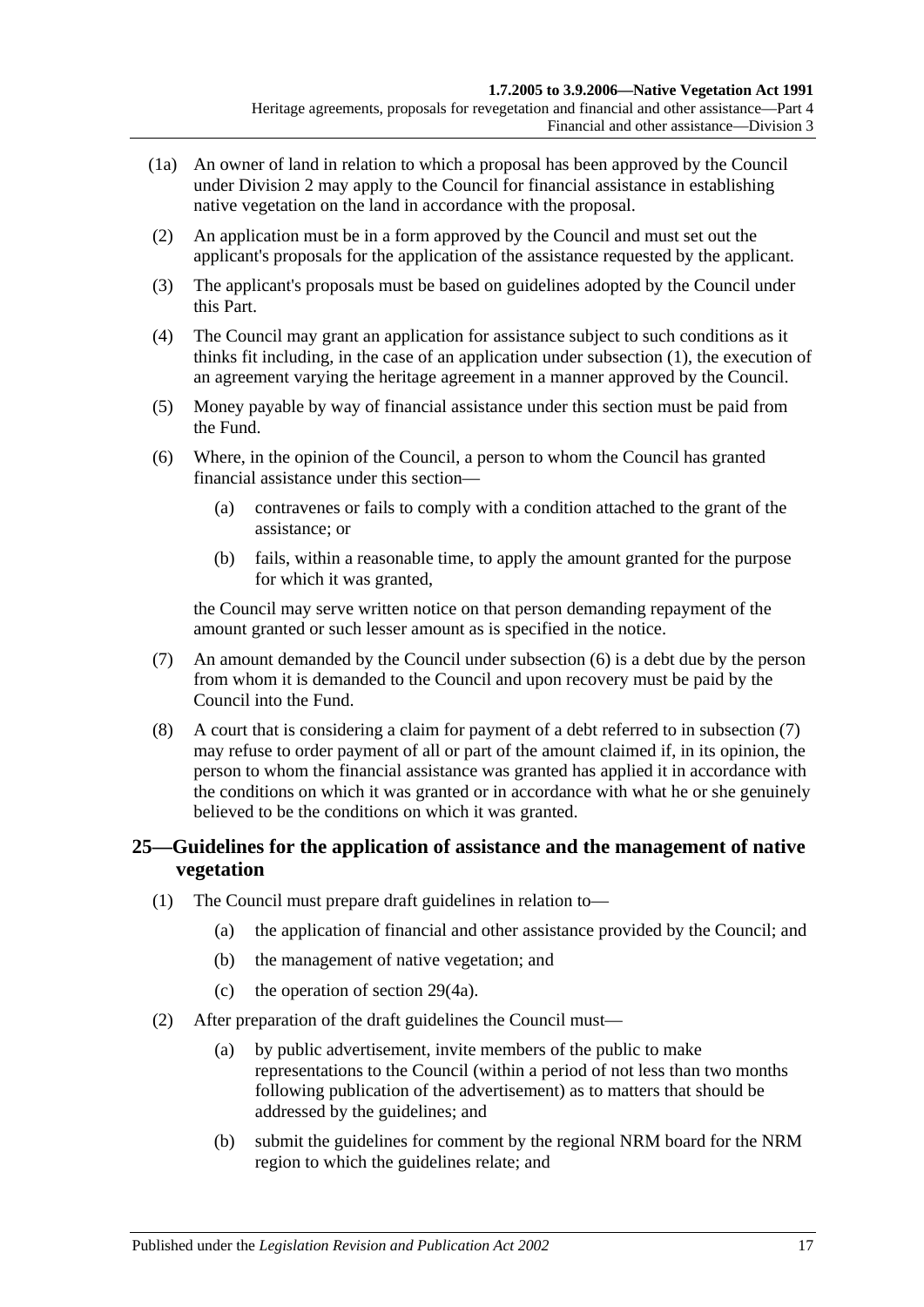(1a) An owner of land in relation to which a proposal has been approved by the Council under Division 2 may apply to the Council for financial assistance in establishing native vegetation on the land in accordance with the proposal.

(2) An application must be in a form approved by the Council and must set out the applicant's proposals for the application of the assistance requested by the applicant.

(3) The applicant's proposals must be based on guidelines adopted by the Council under this Part.

(4) The Council may grant an application for assistance subject to such conditions as it thinks fit including, in the case of an application under subsection (1), the execution of an agreement varying the heritage agreement in a manner approved by the Council.

(5) Money payable by way of financial assistance under this section must be paid from the Fund.

(6) Where, in the opinion of the Council, a person to whom the Council has granted financial assistance under this section—

(a) contravenes or fails to comply with a condition attached to the grant of the assistance; or

(b) fails, within a reasonable time, to apply the amount granted for the purpose for which it was granted,

the Council may serve written notice on that person demanding repayment of the amount granted or such lesser amount as is specified in the notice.

(7) An amount demanded by the Council under subsection (6) is a debt due by the person from whom it is demanded to the Council and upon recovery must be paid by the Council into the Fund.

(8) A court that is considering a claim for payment of a debt referred to in subsection (7) may refuse to order payment of all or part of the amount claimed if, in its opinion, the person to whom the financial assistance was granted has applied it in accordance with the conditions on which it was granted or in accordance with what he or she genuinely believed to be the conditions on which it was granted.

## 25—Guidelines for the application of assistance and the management of native vegetation

(1) The Council must prepare draft guidelines in relation to—

(a) the application of financial and other assistance provided by the Council; and

(b) the management of native vegetation; and

(c) the operation of section 29(4a).

(2) After preparation of the draft guidelines the Council must—

(a) by public advertisement, invite members of the public to make representations to the Council (within a period of not less than two months following publication of the advertisement) as to matters that should be addressed by the guidelines; and

(b) submit the guidelines for comment by the regional NRM board for the NRM region to which the guidelines relate; and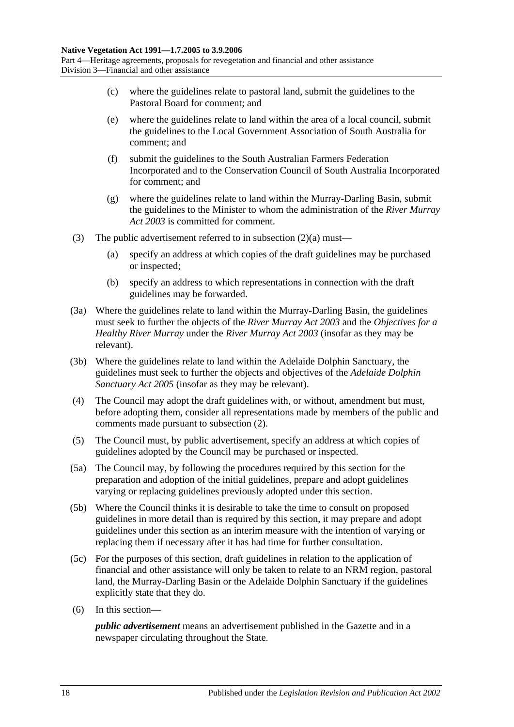(c) where the guidelines relate to pastoral land, submit the guidelines to the Pastoral Board for comment; and

(e) where the guidelines relate to land within the area of a local council, submit the guidelines to the Local Government Association of South Australia for comment; and

(f) submit the guidelines to the South Australian Farmers Federation Incorporated and to the Conservation Council of South Australia Incorporated for comment; and

(g) where the guidelines relate to land within the Murray-Darling Basin, submit the guidelines to the Minister to whom the administration of the *River Murray Act 2003* is committed for comment.

(3) The public advertisement referred to in subsection (2)(a) must—

(a) specify an address at which copies of the draft guidelines may be purchased or inspected;

(b) specify an address to which representations in connection with the draft guidelines may be forwarded.

(3a) Where the guidelines relate to land within the Murray-Darling Basin, the guidelines must seek to further the objects of the *River Murray Act 2003* and the *Objectives for a Healthy River Murray* under the *River Murray Act 2003* (insofar as they may be relevant).

(3b) Where the guidelines relate to land within the Adelaide Dolphin Sanctuary, the guidelines must seek to further the objects and objectives of the *Adelaide Dolphin Sanctuary Act 2005* (insofar as they may be relevant).

(4) The Council may adopt the draft guidelines with, or without, amendment but must, before adopting them, consider all representations made by members of the public and comments made pursuant to subsection (2).

(5) The Council must, by public advertisement, specify an address at which copies of guidelines adopted by the Council may be purchased or inspected.

(5a) The Council may, by following the procedures required by this section for the preparation and adoption of the initial guidelines, prepare and adopt guidelines varying or replacing guidelines previously adopted under this section.

(5b) Where the Council thinks it is desirable to take the time to consult on proposed guidelines in more detail than is required by this section, it may prepare and adopt guidelines under this section as an interim measure with the intention of varying or replacing them if necessary after it has had time for further consultation.

(5c) For the purposes of this section, draft guidelines in relation to the application of financial and other assistance will only be taken to relate to an NRM region, pastoral land, the Murray-Darling Basin or the Adelaide Dolphin Sanctuary if the guidelines explicitly state that they do.

(6) In this section—

***public advertisement*** means an advertisement published in the Gazette and in a newspaper circulating throughout the State.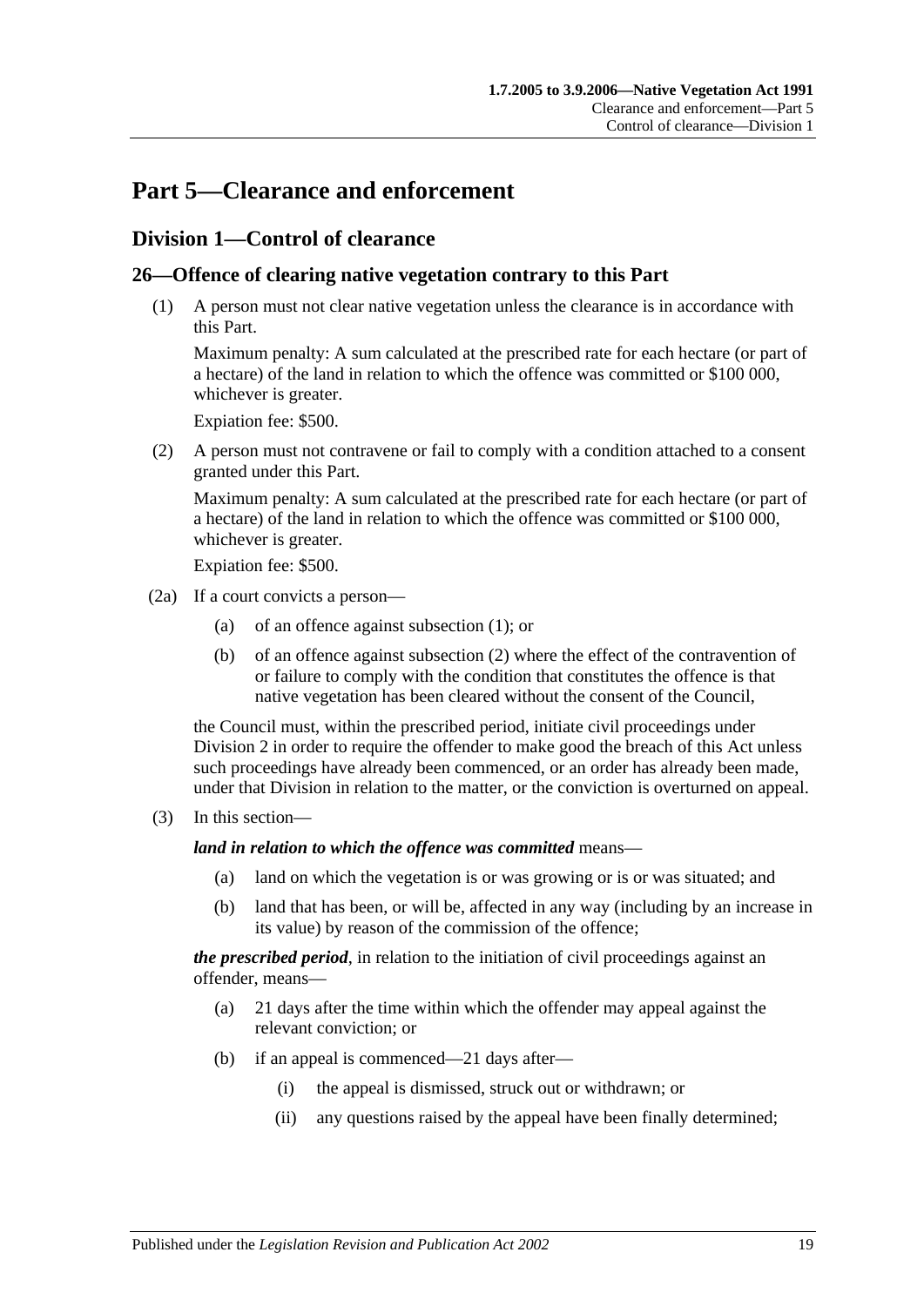# Part 5—Clearance and enforcement

## Division 1—Control of clearance

### 26—Offence of clearing native vegetation contrary to this Part

(1) A person must not clear native vegetation unless the clearance is in accordance with this Part.

Maximum penalty: A sum calculated at the prescribed rate for each hectare (or part of a hectare) of the land in relation to which the offence was committed or $100 000, whichever is greater.

Expiation fee: $500.

(2) A person must not contravene or fail to comply with a condition attached to a consent granted under this Part.

Maximum penalty: A sum calculated at the prescribed rate for each hectare (or part of a hectare) of the land in relation to which the offence was committed or $100 000, whichever is greater.

Expiation fee: $500.

(2a) If a court convicts a person—

(a) of an offence against subsection (1); or

(b) of an offence against subsection (2) where the effect of the contravention of or failure to comply with the condition that constitutes the offence is that native vegetation has been cleared without the consent of the Council,

the Council must, within the prescribed period, initiate civil proceedings under Division 2 in order to require the offender to make good the breach of this Act unless such proceedings have already been commenced, or an order has already been made, under that Division in relation to the matter, or the conviction is overturned on appeal.

(3) In this section—

***land in relation to which the offence was committed*** means—

(a) land on which the vegetation is or was growing or is or was situated; and

(b) land that has been, or will be, affected in any way (including by an increase in its value) by reason of the commission of the offence;

***the prescribed period***, in relation to the initiation of civil proceedings against an offender, means—

(a) 21 days after the time within which the offender may appeal against the relevant conviction; or

(b) if an appeal is commenced—21 days after—

(i) the appeal is dismissed, struck out or withdrawn; or

(ii) any questions raised by the appeal have been finally determined;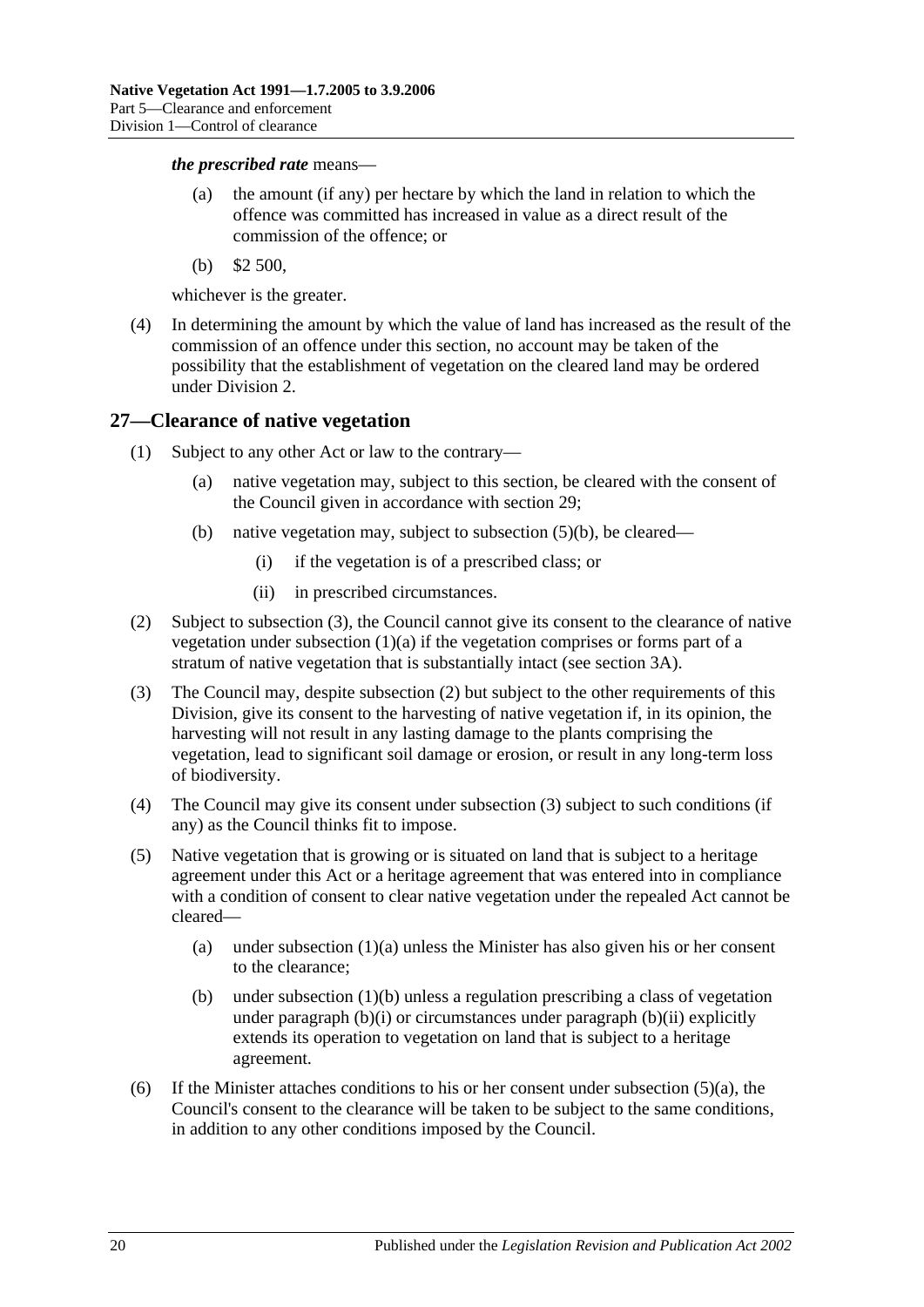***the prescribed rate*** means—

(a) the amount (if any) per hectare by which the land in relation to which the offence was committed has increased in value as a direct result of the commission of the offence; or

(b) $2 500,

whichever is the greater.

(4) In determining the amount by which the value of land has increased as the result of the commission of an offence under this section, no account may be taken of the possibility that the establishment of vegetation on the cleared land may be ordered under Division 2.

## 27—Clearance of native vegetation

(1) Subject to any other Act or law to the contrary—

(a) native vegetation may, subject to this section, be cleared with the consent of the Council given in accordance with section 29;

(b) native vegetation may, subject to subsection (5)(b), be cleared—

(i) if the vegetation is of a prescribed class; or

(ii) in prescribed circumstances.

(2) Subject to subsection (3), the Council cannot give its consent to the clearance of native vegetation under subsection (1)(a) if the vegetation comprises or forms part of a stratum of native vegetation that is substantially intact (see section 3A).

(3) The Council may, despite subsection (2) but subject to the other requirements of this Division, give its consent to the harvesting of native vegetation if, in its opinion, the harvesting will not result in any lasting damage to the plants comprising the vegetation, lead to significant soil damage or erosion, or result in any long-term loss of biodiversity.

(4) The Council may give its consent under subsection (3) subject to such conditions (if any) as the Council thinks fit to impose.

(5) Native vegetation that is growing or is situated on land that is subject to a heritage agreement under this Act or a heritage agreement that was entered into in compliance with a condition of consent to clear native vegetation under the repealed Act cannot be cleared—

(a) under subsection (1)(a) unless the Minister has also given his or her consent to the clearance;

(b) under subsection (1)(b) unless a regulation prescribing a class of vegetation under paragraph (b)(i) or circumstances under paragraph (b)(ii) explicitly extends its operation to vegetation on land that is subject to a heritage agreement.

(6) If the Minister attaches conditions to his or her consent under subsection (5)(a), the Council's consent to the clearance will be taken to be subject to the same conditions, in addition to any other conditions imposed by the Council.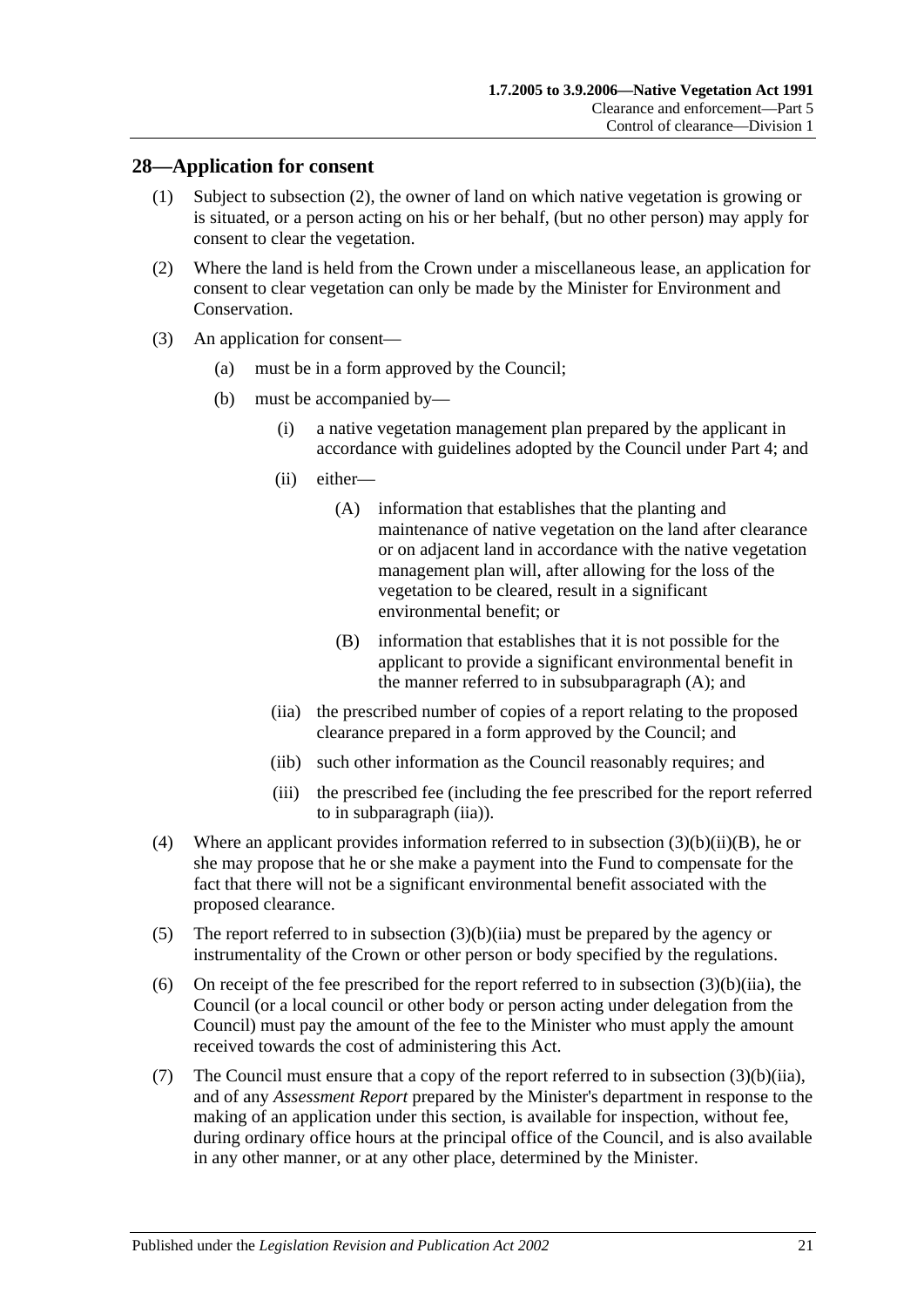## 28—Application for consent

(1) Subject to subsection (2), the owner of land on which native vegetation is growing or is situated, or a person acting on his or her behalf, (but no other person) may apply for consent to clear the vegetation.

(2) Where the land is held from the Crown under a miscellaneous lease, an application for consent to clear vegetation can only be made by the Minister for Environment and Conservation.

(3) An application for consent—

(a) must be in a form approved by the Council;

(b) must be accompanied by—

(i) a native vegetation management plan prepared by the applicant in accordance with guidelines adopted by the Council under Part 4; and

(ii) either—

(A) information that establishes that the planting and maintenance of native vegetation on the land after clearance or on adjacent land in accordance with the native vegetation management plan will, after allowing for the loss of the vegetation to be cleared, result in a significant environmental benefit; or

(B) information that establishes that it is not possible for the applicant to provide a significant environmental benefit in the manner referred to in subsubparagraph (A); and

(iia) the prescribed number of copies of a report relating to the proposed clearance prepared in a form approved by the Council; and

(iib) such other information as the Council reasonably requires; and

(iii) the prescribed fee (including the fee prescribed for the report referred to in subparagraph (iia)).

(4) Where an applicant provides information referred to in subsection (3)(b)(ii)(B), he or she may propose that he or she make a payment into the Fund to compensate for the fact that there will not be a significant environmental benefit associated with the proposed clearance.

(5) The report referred to in subsection (3)(b)(iia) must be prepared by the agency or instrumentality of the Crown or other person or body specified by the regulations.

(6) On receipt of the fee prescribed for the report referred to in subsection (3)(b)(iia), the Council (or a local council or other body or person acting under delegation from the Council) must pay the amount of the fee to the Minister who must apply the amount received towards the cost of administering this Act.

(7) The Council must ensure that a copy of the report referred to in subsection (3)(b)(iia), and of any *Assessment Report* prepared by the Minister's department in response to the making of an application under this section, is available for inspection, without fee, during ordinary office hours at the principal office of the Council, and is also available in any other manner, or at any other place, determined by the Minister.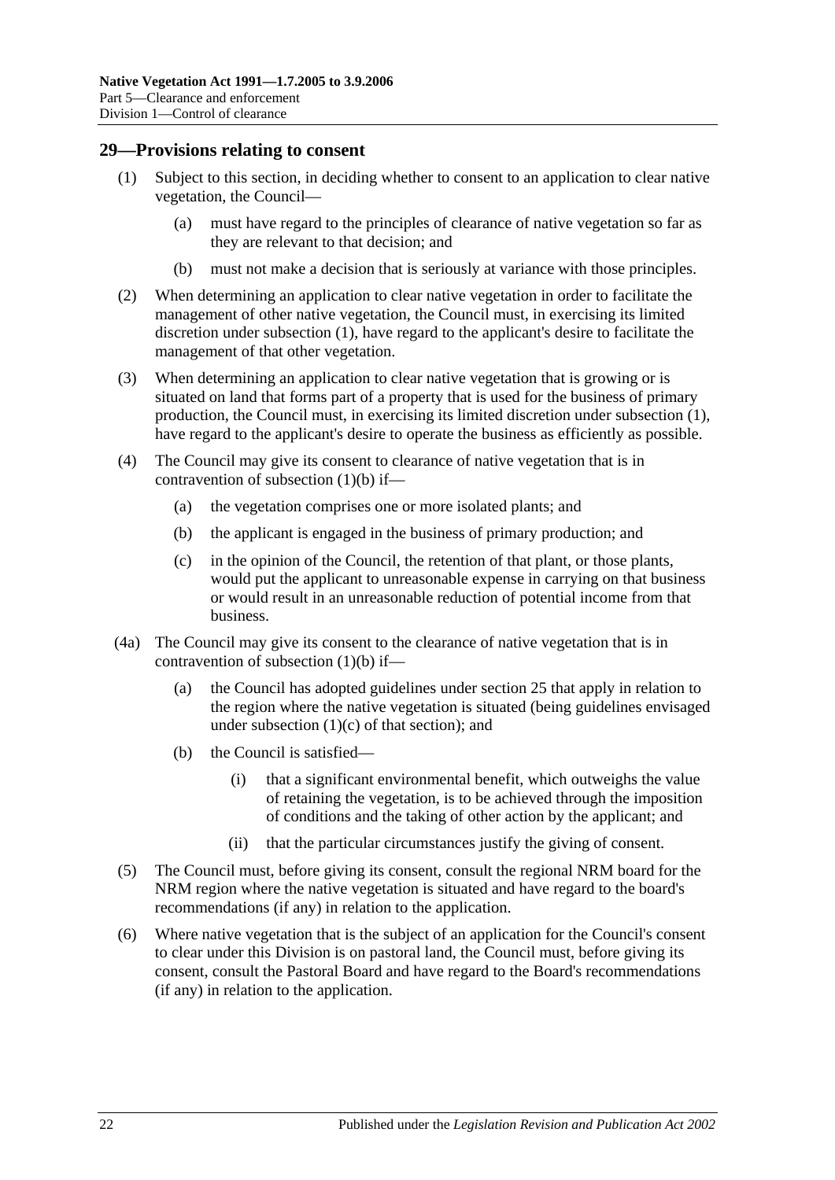## 29—Provisions relating to consent

(1) Subject to this section, in deciding whether to consent to an application to clear native vegetation, the Council—

(a) must have regard to the principles of clearance of native vegetation so far as they are relevant to that decision; and

(b) must not make a decision that is seriously at variance with those principles.

(2) When determining an application to clear native vegetation in order to facilitate the management of other native vegetation, the Council must, in exercising its limited discretion under subsection (1), have regard to the applicant's desire to facilitate the management of that other vegetation.

(3) When determining an application to clear native vegetation that is growing or is situated on land that forms part of a property that is used for the business of primary production, the Council must, in exercising its limited discretion under subsection (1), have regard to the applicant's desire to operate the business as efficiently as possible.

(4) The Council may give its consent to clearance of native vegetation that is in contravention of subsection (1)(b) if—

(a) the vegetation comprises one or more isolated plants; and

(b) the applicant is engaged in the business of primary production; and

(c) in the opinion of the Council, the retention of that plant, or those plants, would put the applicant to unreasonable expense in carrying on that business or would result in an unreasonable reduction of potential income from that business.

(4a) The Council may give its consent to the clearance of native vegetation that is in contravention of subsection (1)(b) if—

(a) the Council has adopted guidelines under section 25 that apply in relation to the region where the native vegetation is situated (being guidelines envisaged under subsection (1)(c) of that section); and

(b) the Council is satisfied—

(i) that a significant environmental benefit, which outweighs the value of retaining the vegetation, is to be achieved through the imposition of conditions and the taking of other action by the applicant; and

(ii) that the particular circumstances justify the giving of consent.

(5) The Council must, before giving its consent, consult the regional NRM board for the NRM region where the native vegetation is situated and have regard to the board's recommendations (if any) in relation to the application.

(6) Where native vegetation that is the subject of an application for the Council's consent to clear under this Division is on pastoral land, the Council must, before giving its consent, consult the Pastoral Board and have regard to the Board's recommendations (if any) in relation to the application.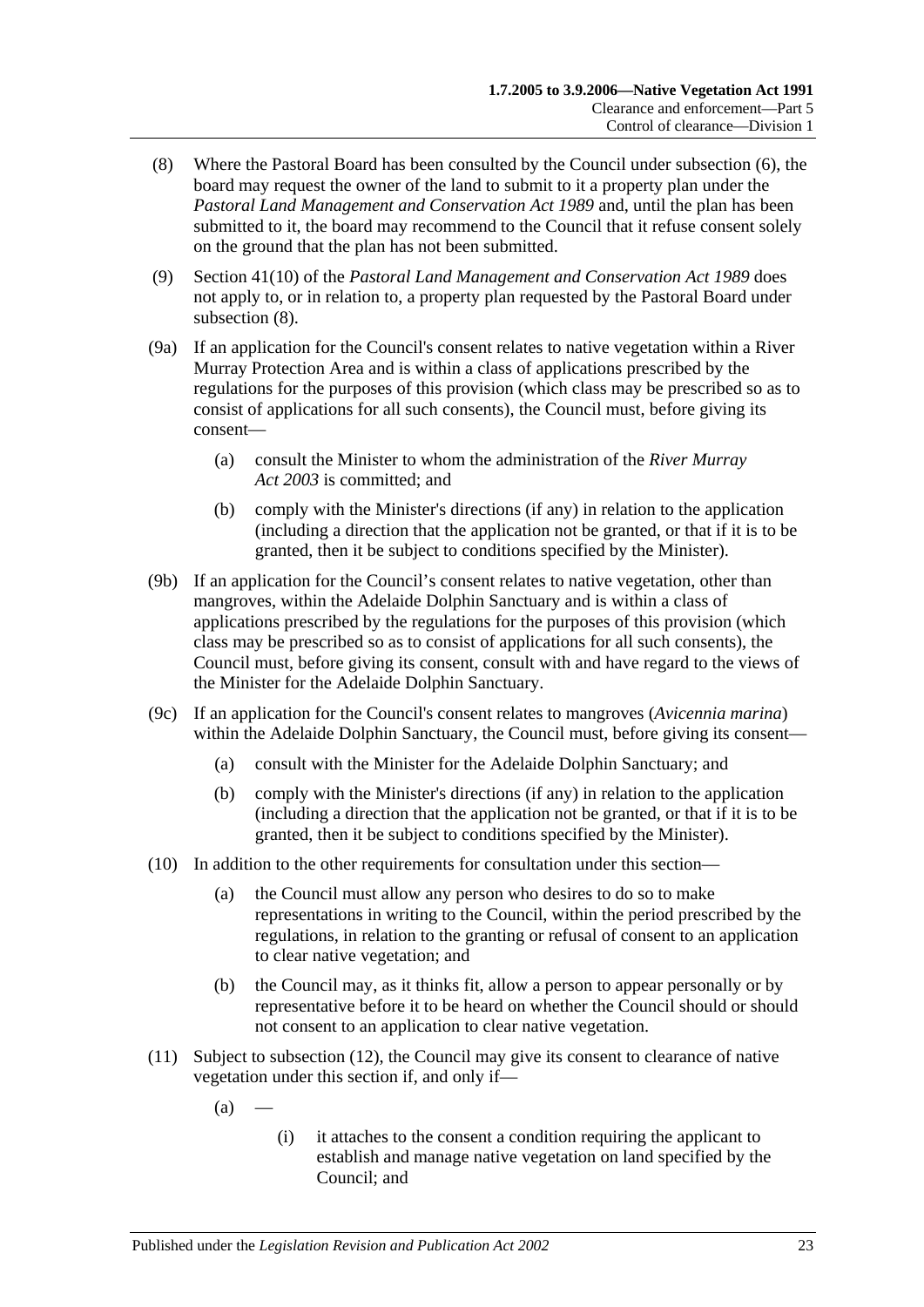(8) Where the Pastoral Board has been consulted by the Council under subsection (6), the board may request the owner of the land to submit to it a property plan under the *Pastoral Land Management and Conservation Act 1989* and, until the plan has been submitted to it, the board may recommend to the Council that it refuse consent solely on the ground that the plan has not been submitted.

(9) Section 41(10) of the *Pastoral Land Management and Conservation Act 1989* does not apply to, or in relation to, a property plan requested by the Pastoral Board under subsection (8).

(9a) If an application for the Council's consent relates to native vegetation within a River Murray Protection Area and is within a class of applications prescribed by the regulations for the purposes of this provision (which class may be prescribed so as to consist of applications for all such consents), the Council must, before giving its consent—

(a) consult the Minister to whom the administration of the *River Murray Act 2003* is committed; and

(b) comply with the Minister's directions (if any) in relation to the application (including a direction that the application not be granted, or that if it is to be granted, then it be subject to conditions specified by the Minister).

(9b) If an application for the Council's consent relates to native vegetation, other than mangroves, within the Adelaide Dolphin Sanctuary and is within a class of applications prescribed by the regulations for the purposes of this provision (which class may be prescribed so as to consist of applications for all such consents), the Council must, before giving its consent, consult with and have regard to the views of the Minister for the Adelaide Dolphin Sanctuary.

(9c) If an application for the Council's consent relates to mangroves (*Avicennia marina*) within the Adelaide Dolphin Sanctuary, the Council must, before giving its consent—

(a) consult with the Minister for the Adelaide Dolphin Sanctuary; and

(b) comply with the Minister's directions (if any) in relation to the application (including a direction that the application not be granted, or that if it is to be granted, then it be subject to conditions specified by the Minister).

(10) In addition to the other requirements for consultation under this section—

(a) the Council must allow any person who desires to do so to make representations in writing to the Council, within the period prescribed by the regulations, in relation to the granting or refusal of consent to an application to clear native vegetation; and

(b) the Council may, as it thinks fit, allow a person to appear personally or by representative before it to be heard on whether the Council should or should not consent to an application to clear native vegetation.

(11) Subject to subsection (12), the Council may give its consent to clearance of native vegetation under this section if, and only if—

(a) —

(i) it attaches to the consent a condition requiring the applicant to establish and manage native vegetation on land specified by the Council; and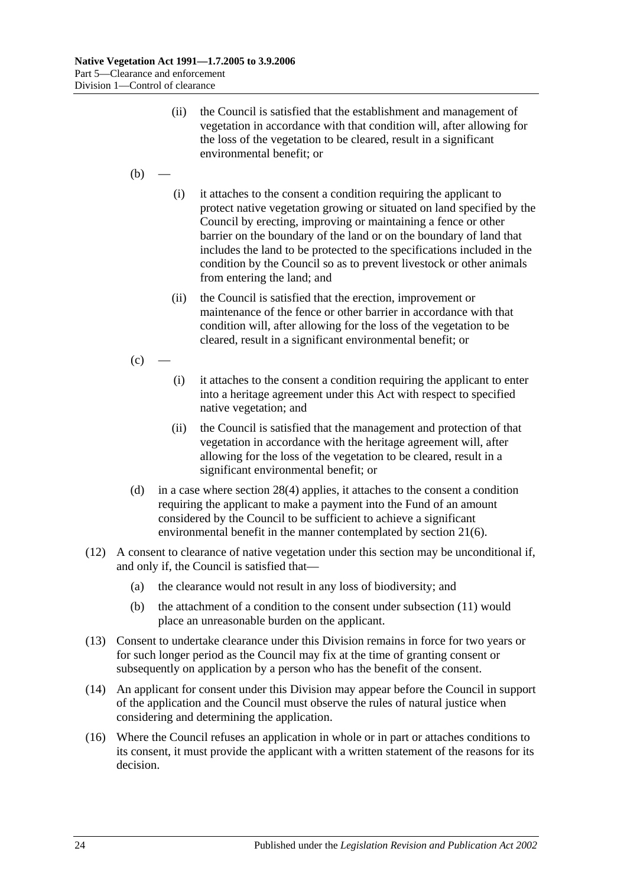(ii) the Council is satisfied that the establishment and management of vegetation in accordance with that condition will, after allowing for the loss of the vegetation to be cleared, result in a significant environmental benefit; or

(b) —

(i) it attaches to the consent a condition requiring the applicant to protect native vegetation growing or situated on land specified by the Council by erecting, improving or maintaining a fence or other barrier on the boundary of the land or on the boundary of land that includes the land to be protected to the specifications included in the condition by the Council so as to prevent livestock or other animals from entering the land; and

(ii) the Council is satisfied that the erection, improvement or maintenance of the fence or other barrier in accordance with that condition will, after allowing for the loss of the vegetation to be cleared, result in a significant environmental benefit; or

(c) —

(i) it attaches to the consent a condition requiring the applicant to enter into a heritage agreement under this Act with respect to specified native vegetation; and

(ii) the Council is satisfied that the management and protection of that vegetation in accordance with the heritage agreement will, after allowing for the loss of the vegetation to be cleared, result in a significant environmental benefit; or

(d) in a case where section 28(4) applies, it attaches to the consent a condition requiring the applicant to make a payment into the Fund of an amount considered by the Council to be sufficient to achieve a significant environmental benefit in the manner contemplated by section 21(6).

(12) A consent to clearance of native vegetation under this section may be unconditional if, and only if, the Council is satisfied that—

(a) the clearance would not result in any loss of biodiversity; and

(b) the attachment of a condition to the consent under subsection (11) would place an unreasonable burden on the applicant.

(13) Consent to undertake clearance under this Division remains in force for two years or for such longer period as the Council may fix at the time of granting consent or subsequently on application by a person who has the benefit of the consent.

(14) An applicant for consent under this Division may appear before the Council in support of the application and the Council must observe the rules of natural justice when considering and determining the application.

(16) Where the Council refuses an application in whole or in part or attaches conditions to its consent, it must provide the applicant with a written statement of the reasons for its decision.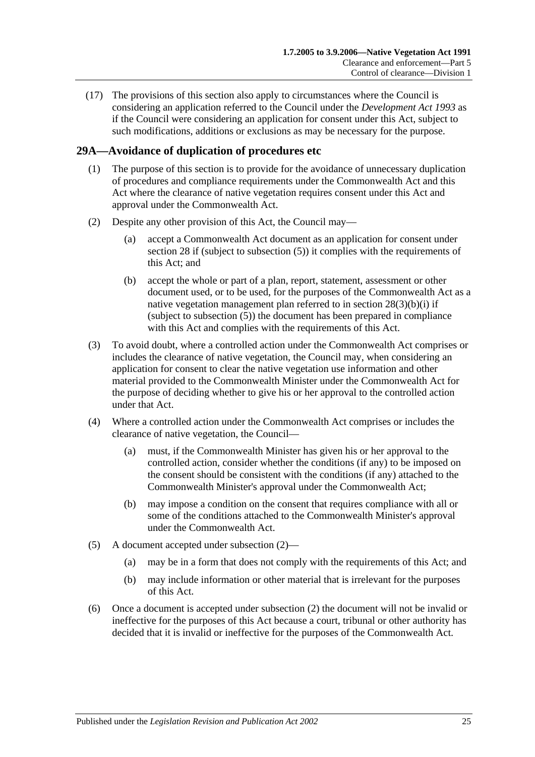(17) The provisions of this section also apply to circumstances where the Council is considering an application referred to the Council under the *Development Act 1993* as if the Council were considering an application for consent under this Act, subject to such modifications, additions or exclusions as may be necessary for the purpose.

## 29A—Avoidance of duplication of procedures etc

(1) The purpose of this section is to provide for the avoidance of unnecessary duplication of procedures and compliance requirements under the Commonwealth Act and this Act where the clearance of native vegetation requires consent under this Act and approval under the Commonwealth Act.

(2) Despite any other provision of this Act, the Council may—

(a) accept a Commonwealth Act document as an application for consent under section 28 if (subject to subsection (5)) it complies with the requirements of this Act; and

(b) accept the whole or part of a plan, report, statement, assessment or other document used, or to be used, for the purposes of the Commonwealth Act as a native vegetation management plan referred to in section 28(3)(b)(i) if (subject to subsection (5)) the document has been prepared in compliance with this Act and complies with the requirements of this Act.

(3) To avoid doubt, where a controlled action under the Commonwealth Act comprises or includes the clearance of native vegetation, the Council may, when considering an application for consent to clear the native vegetation use information and other material provided to the Commonwealth Minister under the Commonwealth Act for the purpose of deciding whether to give his or her approval to the controlled action under that Act.

(4) Where a controlled action under the Commonwealth Act comprises or includes the clearance of native vegetation, the Council—

(a) must, if the Commonwealth Minister has given his or her approval to the controlled action, consider whether the conditions (if any) to be imposed on the consent should be consistent with the conditions (if any) attached to the Commonwealth Minister's approval under the Commonwealth Act;

(b) may impose a condition on the consent that requires compliance with all or some of the conditions attached to the Commonwealth Minister's approval under the Commonwealth Act.

(5) A document accepted under subsection (2)—

(a) may be in a form that does not comply with the requirements of this Act; and

(b) may include information or other material that is irrelevant for the purposes of this Act.

(6) Once a document is accepted under subsection (2) the document will not be invalid or ineffective for the purposes of this Act because a court, tribunal or other authority has decided that it is invalid or ineffective for the purposes of the Commonwealth Act.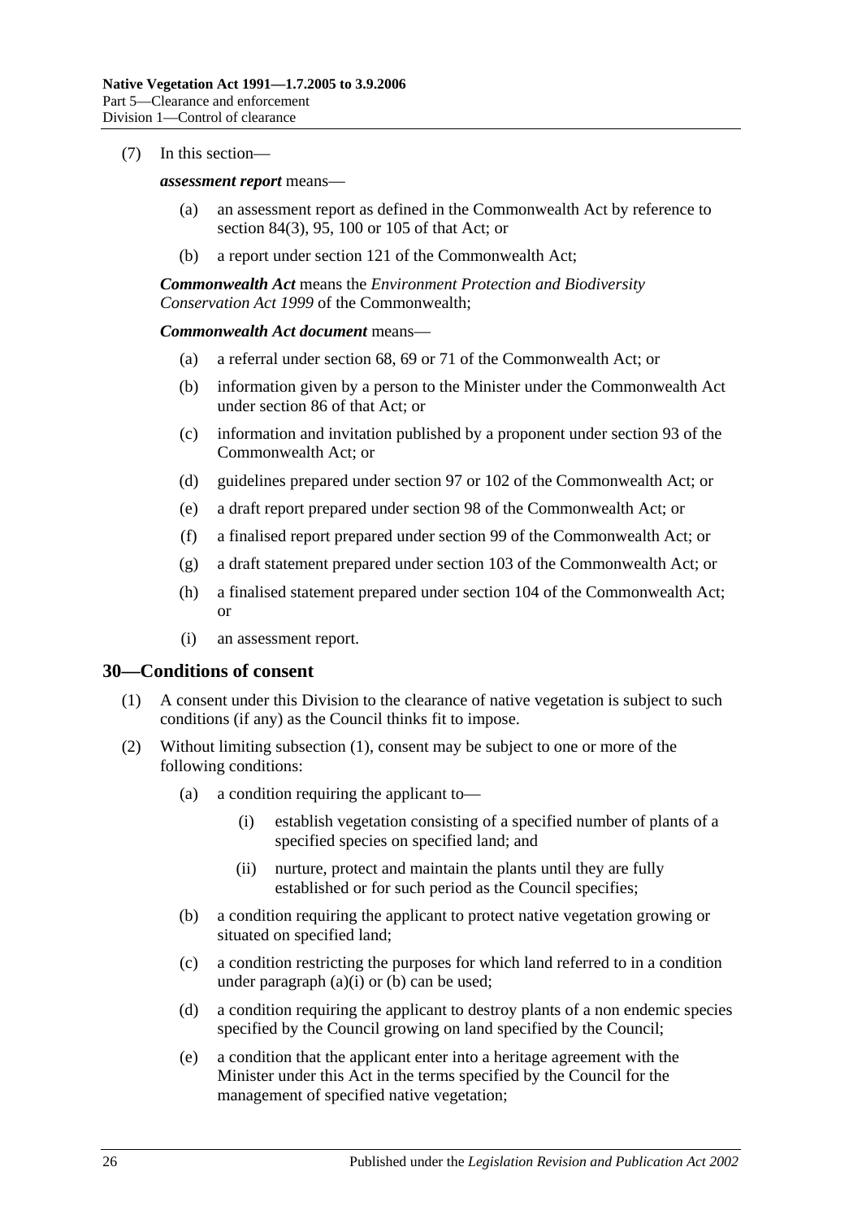(7) In this section—

***assessment report*** means—

- (a) an assessment report as defined in the Commonwealth Act by reference to section 84(3), 95, 100 or 105 of that Act; or
- (b) a report under section 121 of the Commonwealth Act;

***Commonwealth Act*** means the *Environment Protection and Biodiversity Conservation Act 1999* of the Commonwealth;

***Commonwealth Act document*** means—

- (a) a referral under section 68, 69 or 71 of the Commonwealth Act; or
- (b) information given by a person to the Minister under the Commonwealth Act under section 86 of that Act; or
- (c) information and invitation published by a proponent under section 93 of the Commonwealth Act; or
- (d) guidelines prepared under section 97 or 102 of the Commonwealth Act; or
- (e) a draft report prepared under section 98 of the Commonwealth Act; or
- (f) a finalised report prepared under section 99 of the Commonwealth Act; or
- (g) a draft statement prepared under section 103 of the Commonwealth Act; or
- (h) a finalised statement prepared under section 104 of the Commonwealth Act; or
- (i) an assessment report.

## 30—Conditions of consent

(1) A consent under this Division to the clearance of native vegetation is subject to such conditions (if any) as the Council thinks fit to impose.

(2) Without limiting subsection (1), consent may be subject to one or more of the following conditions:

- (a) a condition requiring the applicant to—
  - (i) establish vegetation consisting of a specified number of plants of a specified species on specified land; and
  - (ii) nurture, protect and maintain the plants until they are fully established or for such period as the Council specifies;
- (b) a condition requiring the applicant to protect native vegetation growing or situated on specified land;
- (c) a condition restricting the purposes for which land referred to in a condition under paragraph (a)(i) or (b) can be used;
- (d) a condition requiring the applicant to destroy plants of a non endemic species specified by the Council growing on land specified by the Council;
- (e) a condition that the applicant enter into a heritage agreement with the Minister under this Act in the terms specified by the Council for the management of specified native vegetation;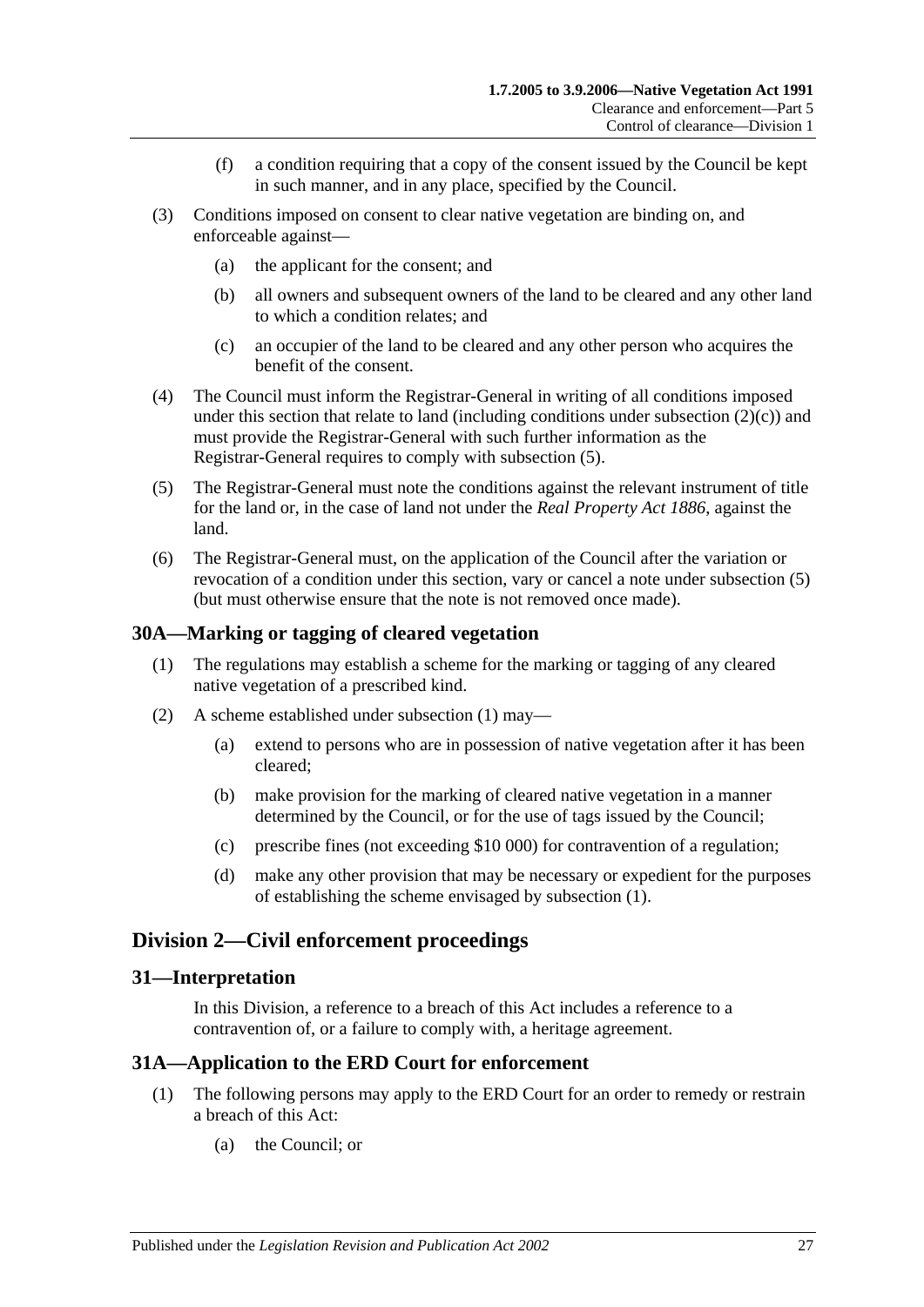(f) a condition requiring that a copy of the consent issued by the Council be kept in such manner, and in any place, specified by the Council.

(3) Conditions imposed on consent to clear native vegetation are binding on, and enforceable against—

(a) the applicant for the consent; and

(b) all owners and subsequent owners of the land to be cleared and any other land to which a condition relates; and

(c) an occupier of the land to be cleared and any other person who acquires the benefit of the consent.

(4) The Council must inform the Registrar-General in writing of all conditions imposed under this section that relate to land (including conditions under subsection (2)(c)) and must provide the Registrar-General with such further information as the Registrar-General requires to comply with subsection (5).

(5) The Registrar-General must note the conditions against the relevant instrument of title for the land or, in the case of land not under the *Real Property Act 1886*, against the land.

(6) The Registrar-General must, on the application of the Council after the variation or revocation of a condition under this section, vary or cancel a note under subsection (5) (but must otherwise ensure that the note is not removed once made).

## 30A—Marking or tagging of cleared vegetation

(1) The regulations may establish a scheme for the marking or tagging of any cleared native vegetation of a prescribed kind.

(2) A scheme established under subsection (1) may—

(a) extend to persons who are in possession of native vegetation after it has been cleared;

(b) make provision for the marking of cleared native vegetation in a manner determined by the Council, or for the use of tags issued by the Council;

(c) prescribe fines (not exceeding $10 000) for contravention of a regulation;

(d) make any other provision that may be necessary or expedient for the purposes of establishing the scheme envisaged by subsection (1).

# Division 2—Civil enforcement proceedings

## 31—Interpretation

In this Division, a reference to a breach of this Act includes a reference to a contravention of, or a failure to comply with, a heritage agreement.

## 31A—Application to the ERD Court for enforcement

(1) The following persons may apply to the ERD Court for an order to remedy or restrain a breach of this Act:

(a) the Council; or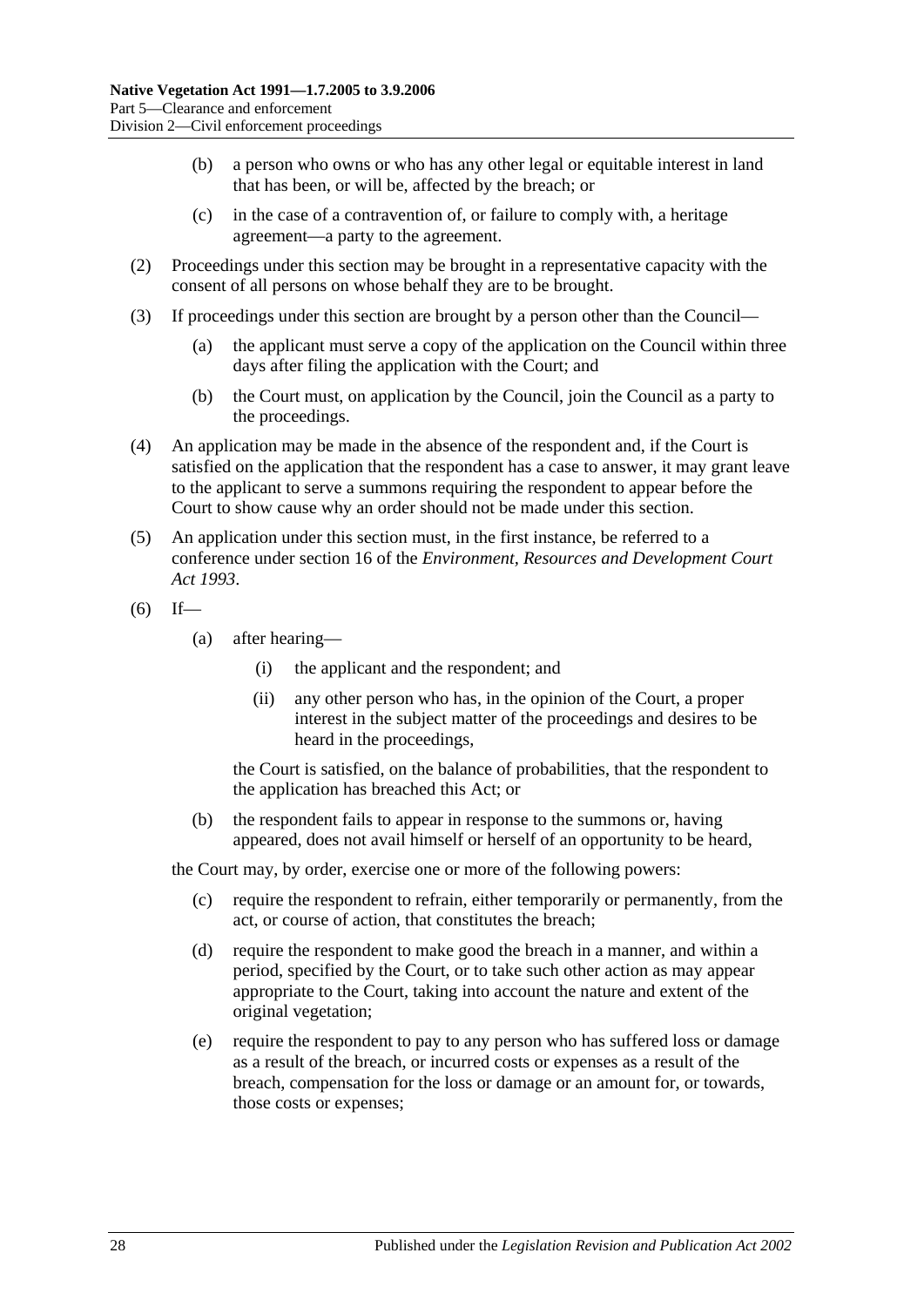(b) a person who owns or who has any other legal or equitable interest in land that has been, or will be, affected by the breach; or

(c) in the case of a contravention of, or failure to comply with, a heritage agreement—a party to the agreement.

(2) Proceedings under this section may be brought in a representative capacity with the consent of all persons on whose behalf they are to be brought.

(3) If proceedings under this section are brought by a person other than the Council—

(a) the applicant must serve a copy of the application on the Council within three days after filing the application with the Court; and

(b) the Court must, on application by the Council, join the Council as a party to the proceedings.

(4) An application may be made in the absence of the respondent and, if the Court is satisfied on the application that the respondent has a case to answer, it may grant leave to the applicant to serve a summons requiring the respondent to appear before the Court to show cause why an order should not be made under this section.

(5) An application under this section must, in the first instance, be referred to a conference under section 16 of the *Environment, Resources and Development Court Act 1993*.

(6) If—

(a) after hearing—

(i) the applicant and the respondent; and

(ii) any other person who has, in the opinion of the Court, a proper interest in the subject matter of the proceedings and desires to be heard in the proceedings,

the Court is satisfied, on the balance of probabilities, that the respondent to the application has breached this Act; or

(b) the respondent fails to appear in response to the summons or, having appeared, does not avail himself or herself of an opportunity to be heard,

the Court may, by order, exercise one or more of the following powers:

(c) require the respondent to refrain, either temporarily or permanently, from the act, or course of action, that constitutes the breach;

(d) require the respondent to make good the breach in a manner, and within a period, specified by the Court, or to take such other action as may appear appropriate to the Court, taking into account the nature and extent of the original vegetation;

(e) require the respondent to pay to any person who has suffered loss or damage as a result of the breach, or incurred costs or expenses as a result of the breach, compensation for the loss or damage or an amount for, or towards, those costs or expenses;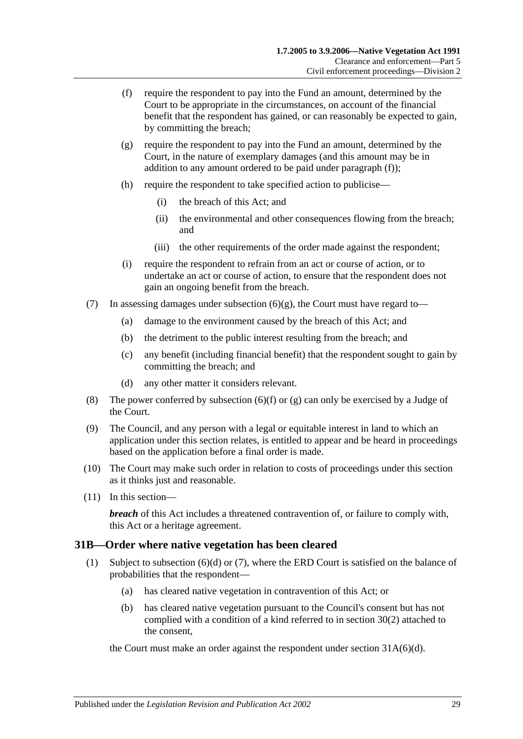(f) require the respondent to pay into the Fund an amount, determined by the Court to be appropriate in the circumstances, on account of the financial benefit that the respondent has gained, or can reasonably be expected to gain, by committing the breach;

(g) require the respondent to pay into the Fund an amount, determined by the Court, in the nature of exemplary damages (and this amount may be in addition to any amount ordered to be paid under paragraph (f));

(h) require the respondent to take specified action to publicise—

(i) the breach of this Act; and

(ii) the environmental and other consequences flowing from the breach; and

(iii) the other requirements of the order made against the respondent;

(i) require the respondent to refrain from an act or course of action, or to undertake an act or course of action, to ensure that the respondent does not gain an ongoing benefit from the breach.

(7) In assessing damages under subsection (6)(g), the Court must have regard to—

(a) damage to the environment caused by the breach of this Act; and

(b) the detriment to the public interest resulting from the breach; and

(c) any benefit (including financial benefit) that the respondent sought to gain by committing the breach; and

(d) any other matter it considers relevant.

(8) The power conferred by subsection (6)(f) or (g) can only be exercised by a Judge of the Court.

(9) The Council, and any person with a legal or equitable interest in land to which an application under this section relates, is entitled to appear and be heard in proceedings based on the application before a final order is made.

(10) The Court may make such order in relation to costs of proceedings under this section as it thinks just and reasonable.

(11) In this section—

***breach*** of this Act includes a threatened contravention of, or failure to comply with, this Act or a heritage agreement.

## 31B—Order where native vegetation has been cleared

(1) Subject to subsection (6)(d) or (7), where the ERD Court is satisfied on the balance of probabilities that the respondent—

(a) has cleared native vegetation in contravention of this Act; or

(b) has cleared native vegetation pursuant to the Council's consent but has not complied with a condition of a kind referred to in section 30(2) attached to the consent,

the Court must make an order against the respondent under section 31A(6)(d).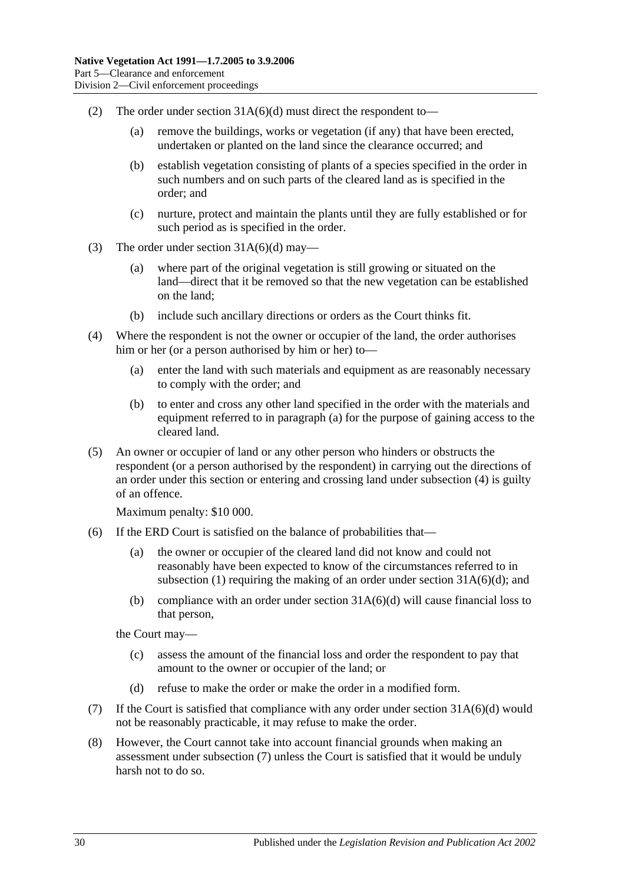(2) The order under section 31A(6)(d) must direct the respondent to—

(a) remove the buildings, works or vegetation (if any) that have been erected, undertaken or planted on the land since the clearance occurred; and

(b) establish vegetation consisting of plants of a species specified in the order in such numbers and on such parts of the cleared land as is specified in the order; and

(c) nurture, protect and maintain the plants until they are fully established or for such period as is specified in the order.

(3) The order under section 31A(6)(d) may—

(a) where part of the original vegetation is still growing or situated on the land—direct that it be removed so that the new vegetation can be established on the land;

(b) include such ancillary directions or orders as the Court thinks fit.

(4) Where the respondent is not the owner or occupier of the land, the order authorises him or her (or a person authorised by him or her) to—

(a) enter the land with such materials and equipment as are reasonably necessary to comply with the order; and

(b) to enter and cross any other land specified in the order with the materials and equipment referred to in paragraph (a) for the purpose of gaining access to the cleared land.

(5) An owner or occupier of land or any other person who hinders or obstructs the respondent (or a person authorised by the respondent) in carrying out the directions of an order under this section or entering and crossing land under subsection (4) is guilty of an offence.

Maximum penalty: $10 000.

(6) If the ERD Court is satisfied on the balance of probabilities that—

(a) the owner or occupier of the cleared land did not know and could not reasonably have been expected to know of the circumstances referred to in subsection (1) requiring the making of an order under section 31A(6)(d); and

(b) compliance with an order under section 31A(6)(d) will cause financial loss to that person,

the Court may—

(c) assess the amount of the financial loss and order the respondent to pay that amount to the owner or occupier of the land; or

(d) refuse to make the order or make the order in a modified form.

(7) If the Court is satisfied that compliance with any order under section 31A(6)(d) would not be reasonably practicable, it may refuse to make the order.

(8) However, the Court cannot take into account financial grounds when making an assessment under subsection (7) unless the Court is satisfied that it would be unduly harsh not to do so.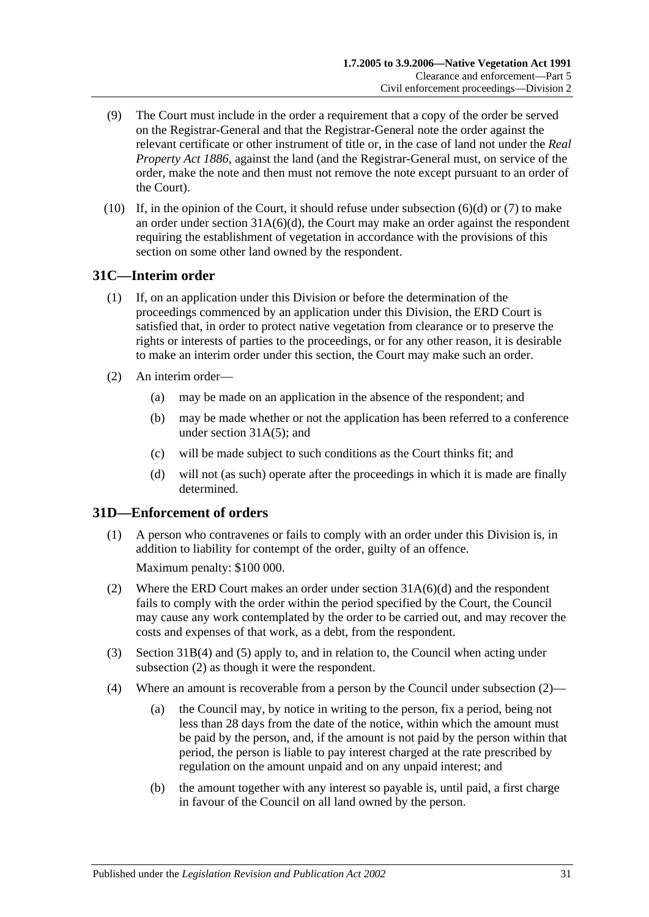(9) The Court must include in the order a requirement that a copy of the order be served on the Registrar-General and that the Registrar-General note the order against the relevant certificate or other instrument of title or, in the case of land not under the *Real Property Act 1886*, against the land (and the Registrar-General must, on service of the order, make the note and then must not remove the note except pursuant to an order of the Court).

(10) If, in the opinion of the Court, it should refuse under subsection (6)(d) or (7) to make an order under section 31A(6)(d), the Court may make an order against the respondent requiring the establishment of vegetation in accordance with the provisions of this section on some other land owned by the respondent.

## 31C—Interim order

(1) If, on an application under this Division or before the determination of the proceedings commenced by an application under this Division, the ERD Court is satisfied that, in order to protect native vegetation from clearance or to preserve the rights or interests of parties to the proceedings, or for any other reason, it is desirable to make an interim order under this section, the Court may make such an order.

(2) An interim order—

(a) may be made on an application in the absence of the respondent; and

(b) may be made whether or not the application has been referred to a conference under section 31A(5); and

(c) will be made subject to such conditions as the Court thinks fit; and

(d) will not (as such) operate after the proceedings in which it is made are finally determined.

## 31D—Enforcement of orders

(1) A person who contravenes or fails to comply with an order under this Division is, in addition to liability for contempt of the order, guilty of an offence.

Maximum penalty: $100 000.

(2) Where the ERD Court makes an order under section 31A(6)(d) and the respondent fails to comply with the order within the period specified by the Court, the Council may cause any work contemplated by the order to be carried out, and may recover the costs and expenses of that work, as a debt, from the respondent.

(3) Section 31B(4) and (5) apply to, and in relation to, the Council when acting under subsection (2) as though it were the respondent.

(4) Where an amount is recoverable from a person by the Council under subsection (2)—

(a) the Council may, by notice in writing to the person, fix a period, being not less than 28 days from the date of the notice, within which the amount must be paid by the person, and, if the amount is not paid by the person within that period, the person is liable to pay interest charged at the rate prescribed by regulation on the amount unpaid and on any unpaid interest; and

(b) the amount together with any interest so payable is, until paid, a first charge in favour of the Council on all land owned by the person.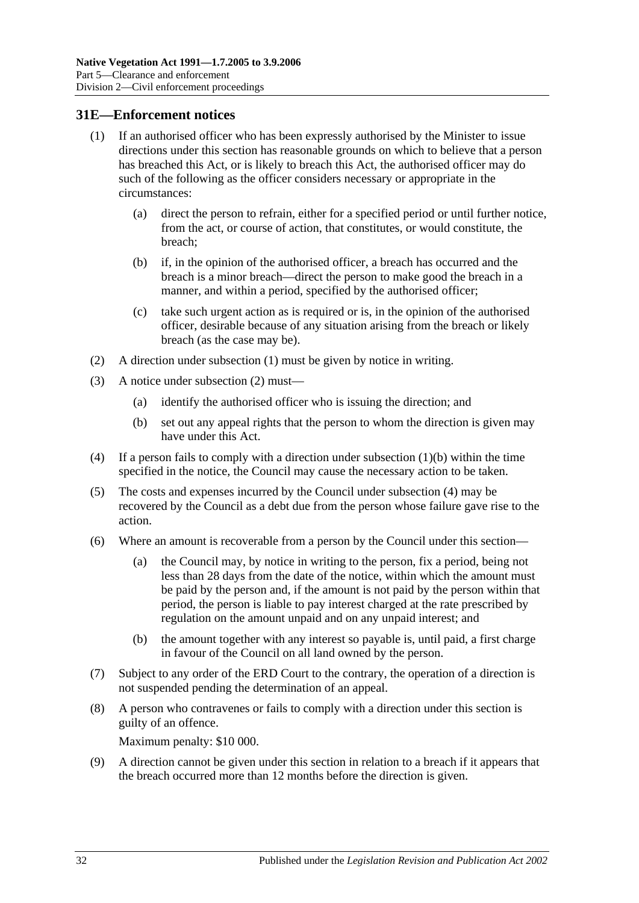## 31E—Enforcement notices

(1) If an authorised officer who has been expressly authorised by the Minister to issue directions under this section has reasonable grounds on which to believe that a person has breached this Act, or is likely to breach this Act, the authorised officer may do such of the following as the officer considers necessary or appropriate in the circumstances:

(a) direct the person to refrain, either for a specified period or until further notice, from the act, or course of action, that constitutes, or would constitute, the breach;

(b) if, in the opinion of the authorised officer, a breach has occurred and the breach is a minor breach—direct the person to make good the breach in a manner, and within a period, specified by the authorised officer;

(c) take such urgent action as is required or is, in the opinion of the authorised officer, desirable because of any situation arising from the breach or likely breach (as the case may be).

(2) A direction under subsection (1) must be given by notice in writing.

(3) A notice under subsection (2) must—

(a) identify the authorised officer who is issuing the direction; and

(b) set out any appeal rights that the person to whom the direction is given may have under this Act.

(4) If a person fails to comply with a direction under subsection (1)(b) within the time specified in the notice, the Council may cause the necessary action to be taken.

(5) The costs and expenses incurred by the Council under subsection (4) may be recovered by the Council as a debt due from the person whose failure gave rise to the action.

(6) Where an amount is recoverable from a person by the Council under this section—

(a) the Council may, by notice in writing to the person, fix a period, being not less than 28 days from the date of the notice, within which the amount must be paid by the person and, if the amount is not paid by the person within that period, the person is liable to pay interest charged at the rate prescribed by regulation on the amount unpaid and on any unpaid interest; and

(b) the amount together with any interest so payable is, until paid, a first charge in favour of the Council on all land owned by the person.

(7) Subject to any order of the ERD Court to the contrary, the operation of a direction is not suspended pending the determination of an appeal.

(8) A person who contravenes or fails to comply with a direction under this section is guilty of an offence.

Maximum penalty: $10 000.

(9) A direction cannot be given under this section in relation to a breach if it appears that the breach occurred more than 12 months before the direction is given.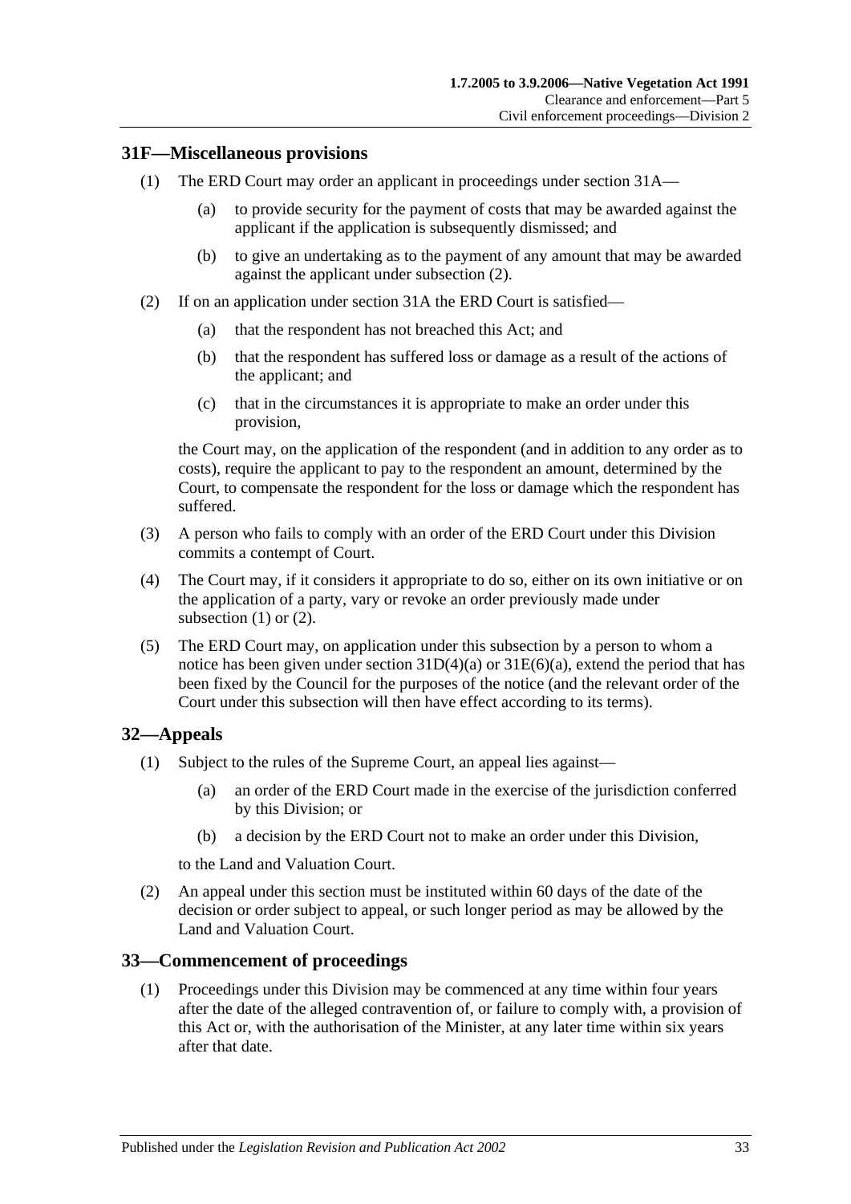## 31F—Miscellaneous provisions

(1) The ERD Court may order an applicant in proceedings under section 31A—

   (a) to provide security for the payment of costs that may be awarded against the applicant if the application is subsequently dismissed; and

   (b) to give an undertaking as to the payment of any amount that may be awarded against the applicant under subsection (2).

(2) If on an application under section 31A the ERD Court is satisfied—

   (a) that the respondent has not breached this Act; and

   (b) that the respondent has suffered loss or damage as a result of the actions of the applicant; and

   (c) that in the circumstances it is appropriate to make an order under this provision,

   the Court may, on the application of the respondent (and in addition to any order as to costs), require the applicant to pay to the respondent an amount, determined by the Court, to compensate the respondent for the loss or damage which the respondent has suffered.

(3) A person who fails to comply with an order of the ERD Court under this Division commits a contempt of Court.

(4) The Court may, if it considers it appropriate to do so, either on its own initiative or on the application of a party, vary or revoke an order previously made under subsection (1) or (2).

(5) The ERD Court may, on application under this subsection by a person to whom a notice has been given under section 31D(4)(a) or 31E(6)(a), extend the period that has been fixed by the Council for the purposes of the notice (and the relevant order of the Court under this subsection will then have effect according to its terms).

## 32—Appeals

(1) Subject to the rules of the Supreme Court, an appeal lies against—

   (a) an order of the ERD Court made in the exercise of the jurisdiction conferred by this Division; or

   (b) a decision by the ERD Court not to make an order under this Division,

   to the Land and Valuation Court.

(2) An appeal under this section must be instituted within 60 days of the date of the decision or order subject to appeal, or such longer period as may be allowed by the Land and Valuation Court.

## 33—Commencement of proceedings

(1) Proceedings under this Division may be commenced at any time within four years after the date of the alleged contravention of, or failure to comply with, a provision of this Act or, with the authorisation of the Minister, at any later time within six years after that date.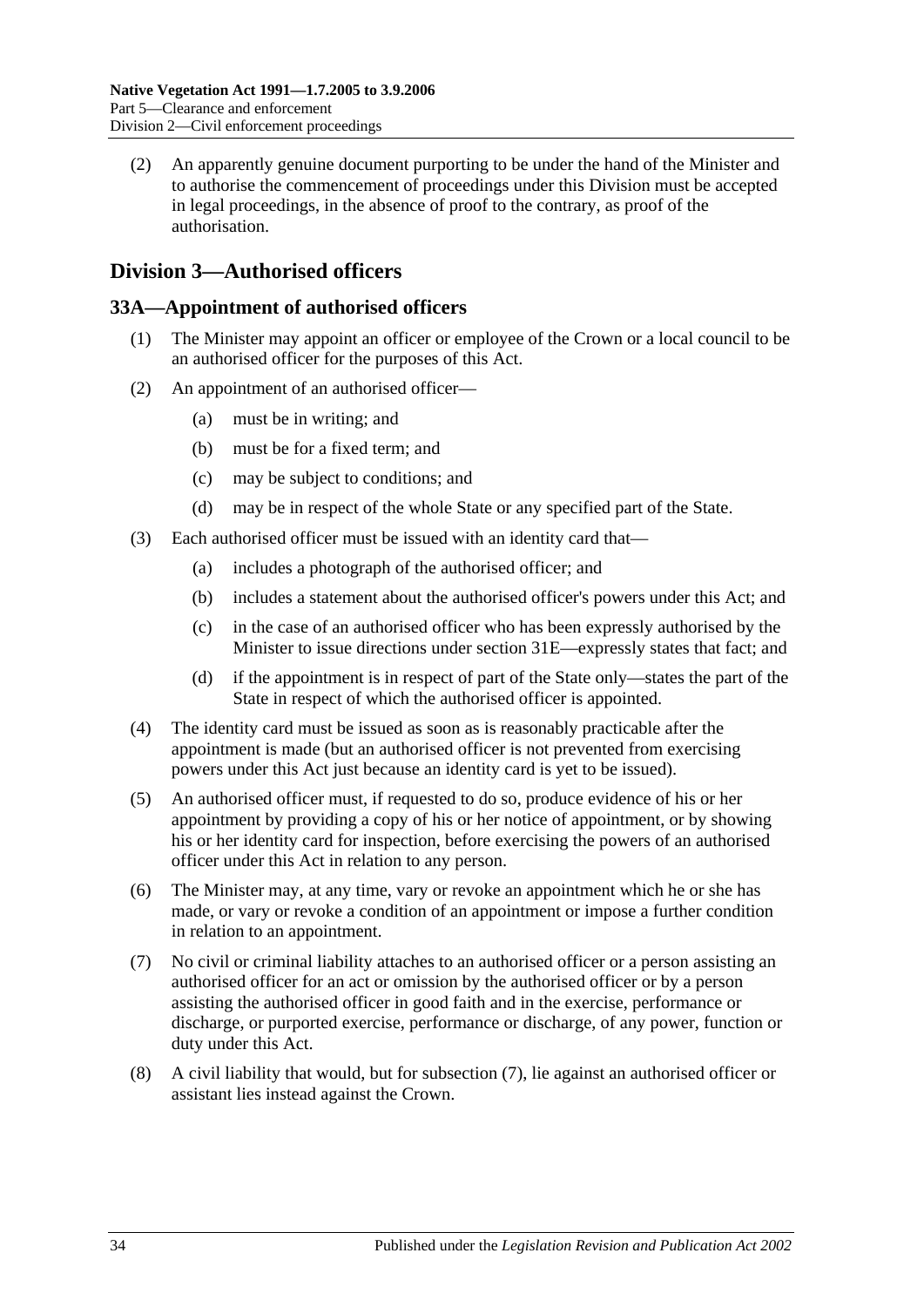(2) An apparently genuine document purporting to be under the hand of the Minister and to authorise the commencement of proceedings under this Division must be accepted in legal proceedings, in the absence of proof to the contrary, as proof of the authorisation.

## Division 3—Authorised officers

### 33A—Appointment of authorised officers

(1) The Minister may appoint an officer or employee of the Crown or a local council to be an authorised officer for the purposes of this Act.

(2) An appointment of an authorised officer—

- (a) must be in writing; and
- (b) must be for a fixed term; and
- (c) may be subject to conditions; and
- (d) may be in respect of the whole State or any specified part of the State.

(3) Each authorised officer must be issued with an identity card that—

- (a) includes a photograph of the authorised officer; and
- (b) includes a statement about the authorised officer's powers under this Act; and
- (c) in the case of an authorised officer who has been expressly authorised by the Minister to issue directions under section 31E—expressly states that fact; and
- (d) if the appointment is in respect of part of the State only—states the part of the State in respect of which the authorised officer is appointed.

(4) The identity card must be issued as soon as is reasonably practicable after the appointment is made (but an authorised officer is not prevented from exercising powers under this Act just because an identity card is yet to be issued).

(5) An authorised officer must, if requested to do so, produce evidence of his or her appointment by providing a copy of his or her notice of appointment, or by showing his or her identity card for inspection, before exercising the powers of an authorised officer under this Act in relation to any person.

(6) The Minister may, at any time, vary or revoke an appointment which he or she has made, or vary or revoke a condition of an appointment or impose a further condition in relation to an appointment.

(7) No civil or criminal liability attaches to an authorised officer or a person assisting an authorised officer for an act or omission by the authorised officer or by a person assisting the authorised officer in good faith and in the exercise, performance or discharge, or purported exercise, performance or discharge, of any power, function or duty under this Act.

(8) A civil liability that would, but for subsection (7), lie against an authorised officer or assistant lies instead against the Crown.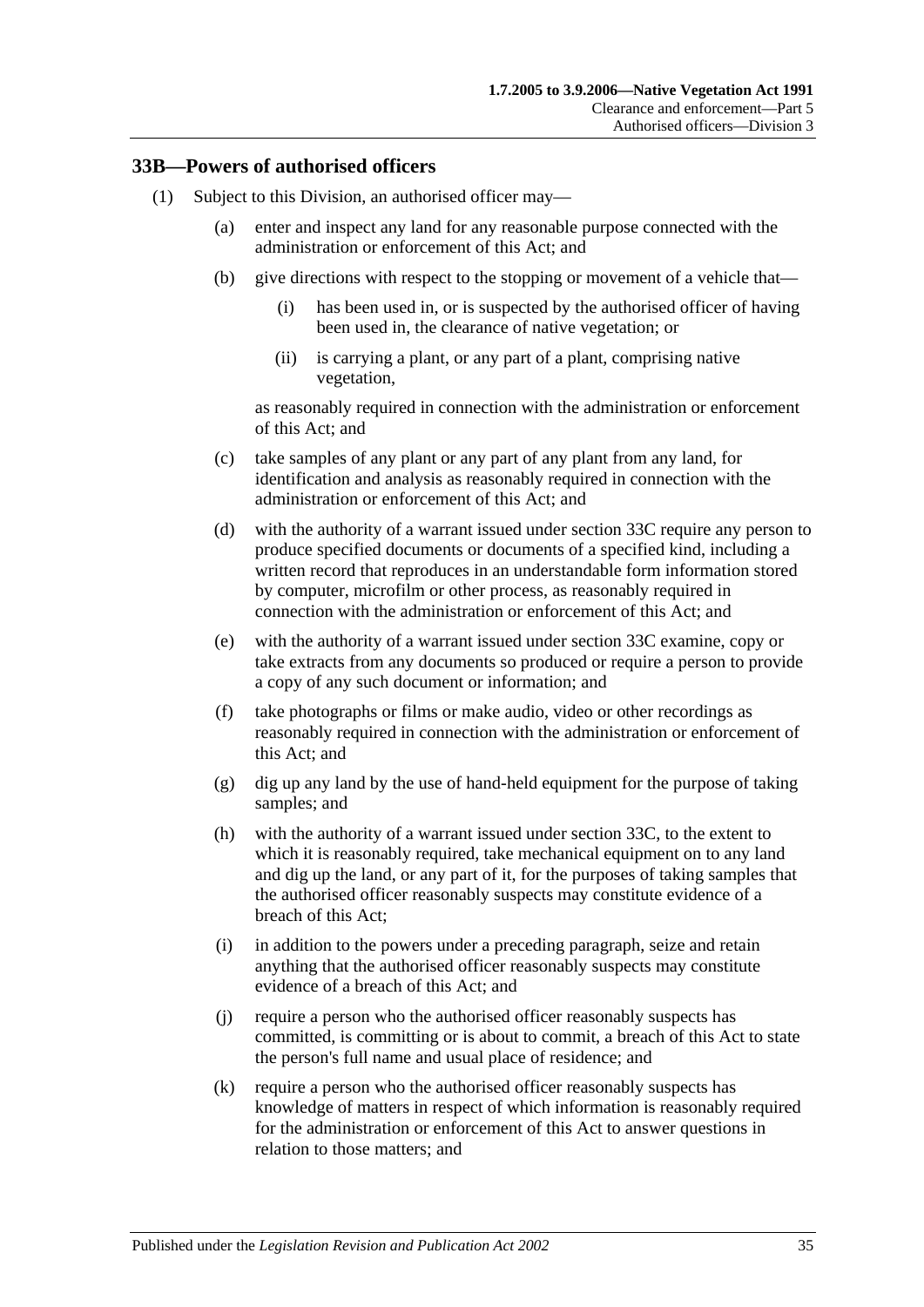## 33B—Powers of authorised officers

(1) Subject to this Division, an authorised officer may—

(a) enter and inspect any land for any reasonable purpose connected with the administration or enforcement of this Act; and

(b) give directions with respect to the stopping or movement of a vehicle that—

(i) has been used in, or is suspected by the authorised officer of having been used in, the clearance of native vegetation; or

(ii) is carrying a plant, or any part of a plant, comprising native vegetation,

as reasonably required in connection with the administration or enforcement of this Act; and

(c) take samples of any plant or any part of any plant from any land, for identification and analysis as reasonably required in connection with the administration or enforcement of this Act; and

(d) with the authority of a warrant issued under section 33C require any person to produce specified documents or documents of a specified kind, including a written record that reproduces in an understandable form information stored by computer, microfilm or other process, as reasonably required in connection with the administration or enforcement of this Act; and

(e) with the authority of a warrant issued under section 33C examine, copy or take extracts from any documents so produced or require a person to provide a copy of any such document or information; and

(f) take photographs or films or make audio, video or other recordings as reasonably required in connection with the administration or enforcement of this Act; and

(g) dig up any land by the use of hand-held equipment for the purpose of taking samples; and

(h) with the authority of a warrant issued under section 33C, to the extent to which it is reasonably required, take mechanical equipment on to any land and dig up the land, or any part of it, for the purposes of taking samples that the authorised officer reasonably suspects may constitute evidence of a breach of this Act;

(i) in addition to the powers under a preceding paragraph, seize and retain anything that the authorised officer reasonably suspects may constitute evidence of a breach of this Act; and

(j) require a person who the authorised officer reasonably suspects has committed, is committing or is about to commit, a breach of this Act to state the person's full name and usual place of residence; and

(k) require a person who the authorised officer reasonably suspects has knowledge of matters in respect of which information is reasonably required for the administration or enforcement of this Act to answer questions in relation to those matters; and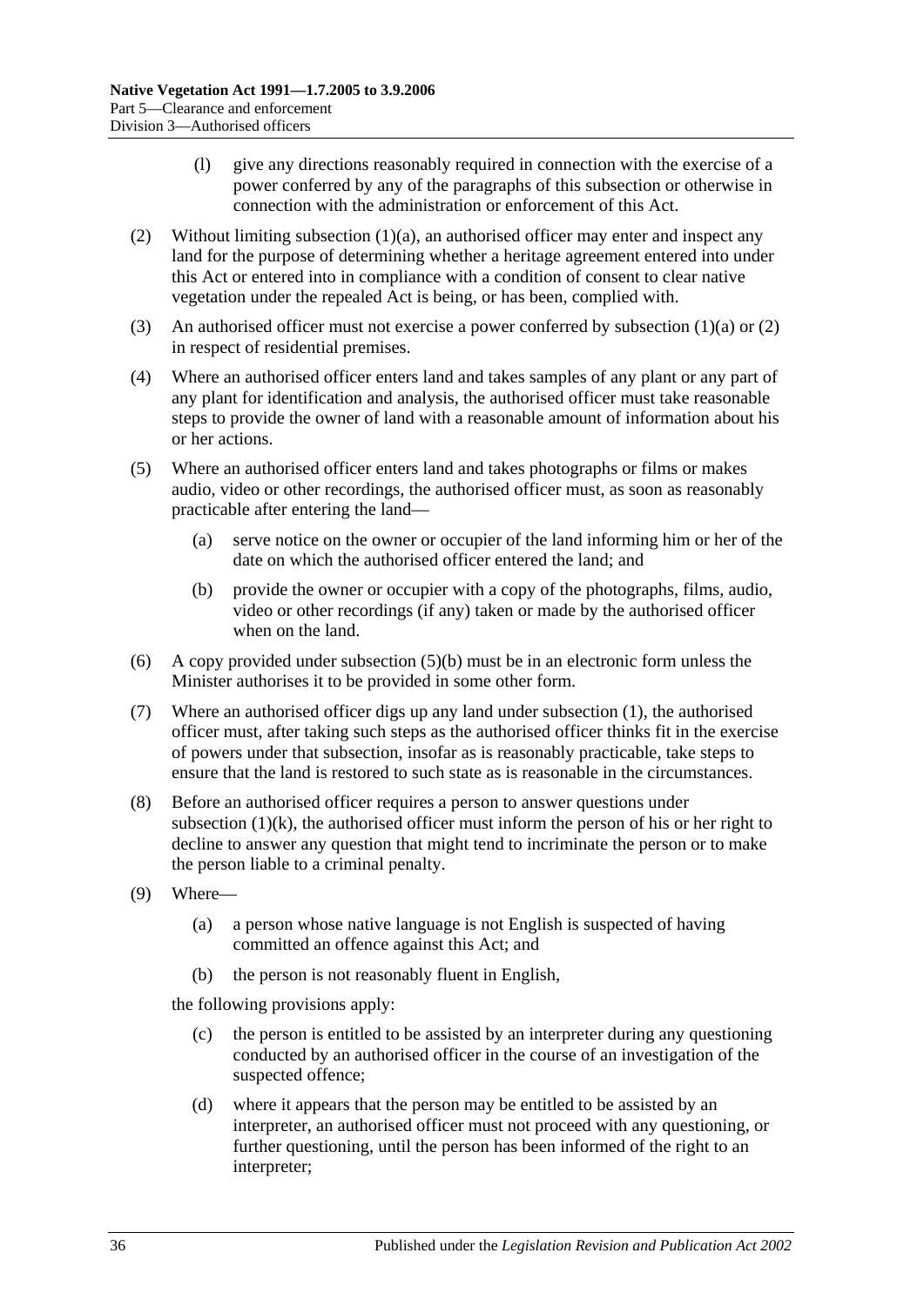(l) give any directions reasonably required in connection with the exercise of a power conferred by any of the paragraphs of this subsection or otherwise in connection with the administration or enforcement of this Act.

(2) Without limiting subsection (1)(a), an authorised officer may enter and inspect any land for the purpose of determining whether a heritage agreement entered into under this Act or entered into in compliance with a condition of consent to clear native vegetation under the repealed Act is being, or has been, complied with.

(3) An authorised officer must not exercise a power conferred by subsection (1)(a) or (2) in respect of residential premises.

(4) Where an authorised officer enters land and takes samples of any plant or any part of any plant for identification and analysis, the authorised officer must take reasonable steps to provide the owner of land with a reasonable amount of information about his or her actions.

(5) Where an authorised officer enters land and takes photographs or films or makes audio, video or other recordings, the authorised officer must, as soon as reasonably practicable after entering the land—

(a) serve notice on the owner or occupier of the land informing him or her of the date on which the authorised officer entered the land; and

(b) provide the owner or occupier with a copy of the photographs, films, audio, video or other recordings (if any) taken or made by the authorised officer when on the land.

(6) A copy provided under subsection (5)(b) must be in an electronic form unless the Minister authorises it to be provided in some other form.

(7) Where an authorised officer digs up any land under subsection (1), the authorised officer must, after taking such steps as the authorised officer thinks fit in the exercise of powers under that subsection, insofar as is reasonably practicable, take steps to ensure that the land is restored to such state as is reasonable in the circumstances.

(8) Before an authorised officer requires a person to answer questions under subsection (1)(k), the authorised officer must inform the person of his or her right to decline to answer any question that might tend to incriminate the person or to make the person liable to a criminal penalty.

(9) Where—

(a) a person whose native language is not English is suspected of having committed an offence against this Act; and

(b) the person is not reasonably fluent in English,

the following provisions apply:

(c) the person is entitled to be assisted by an interpreter during any questioning conducted by an authorised officer in the course of an investigation of the suspected offence;

(d) where it appears that the person may be entitled to be assisted by an interpreter, an authorised officer must not proceed with any questioning, or further questioning, until the person has been informed of the right to an interpreter;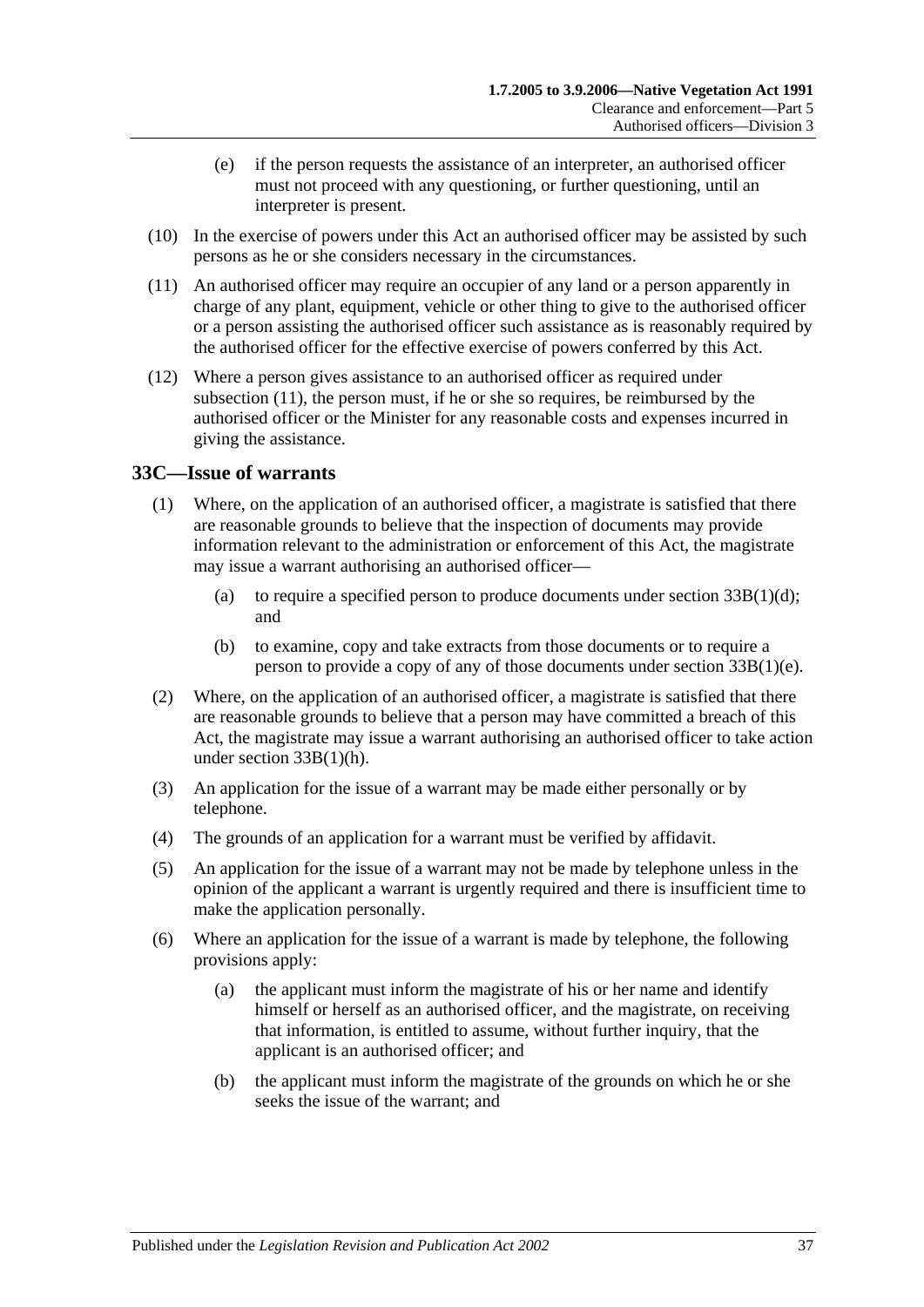(e) if the person requests the assistance of an interpreter, an authorised officer must not proceed with any questioning, or further questioning, until an interpreter is present.

(10) In the exercise of powers under this Act an authorised officer may be assisted by such persons as he or she considers necessary in the circumstances.

(11) An authorised officer may require an occupier of any land or a person apparently in charge of any plant, equipment, vehicle or other thing to give to the authorised officer or a person assisting the authorised officer such assistance as is reasonably required by the authorised officer for the effective exercise of powers conferred by this Act.

(12) Where a person gives assistance to an authorised officer as required under subsection (11), the person must, if he or she so requires, be reimbursed by the authorised officer or the Minister for any reasonable costs and expenses incurred in giving the assistance.

## 33C—Issue of warrants

(1) Where, on the application of an authorised officer, a magistrate is satisfied that there are reasonable grounds to believe that the inspection of documents may provide information relevant to the administration or enforcement of this Act, the magistrate may issue a warrant authorising an authorised officer—

(a) to require a specified person to produce documents under section 33B(1)(d); and

(b) to examine, copy and take extracts from those documents or to require a person to provide a copy of any of those documents under section 33B(1)(e).

(2) Where, on the application of an authorised officer, a magistrate is satisfied that there are reasonable grounds to believe that a person may have committed a breach of this Act, the magistrate may issue a warrant authorising an authorised officer to take action under section 33B(1)(h).

(3) An application for the issue of a warrant may be made either personally or by telephone.

(4) The grounds of an application for a warrant must be verified by affidavit.

(5) An application for the issue of a warrant may not be made by telephone unless in the opinion of the applicant a warrant is urgently required and there is insufficient time to make the application personally.

(6) Where an application for the issue of a warrant is made by telephone, the following provisions apply:

(a) the applicant must inform the magistrate of his or her name and identify himself or herself as an authorised officer, and the magistrate, on receiving that information, is entitled to assume, without further inquiry, that the applicant is an authorised officer; and

(b) the applicant must inform the magistrate of the grounds on which he or she seeks the issue of the warrant; and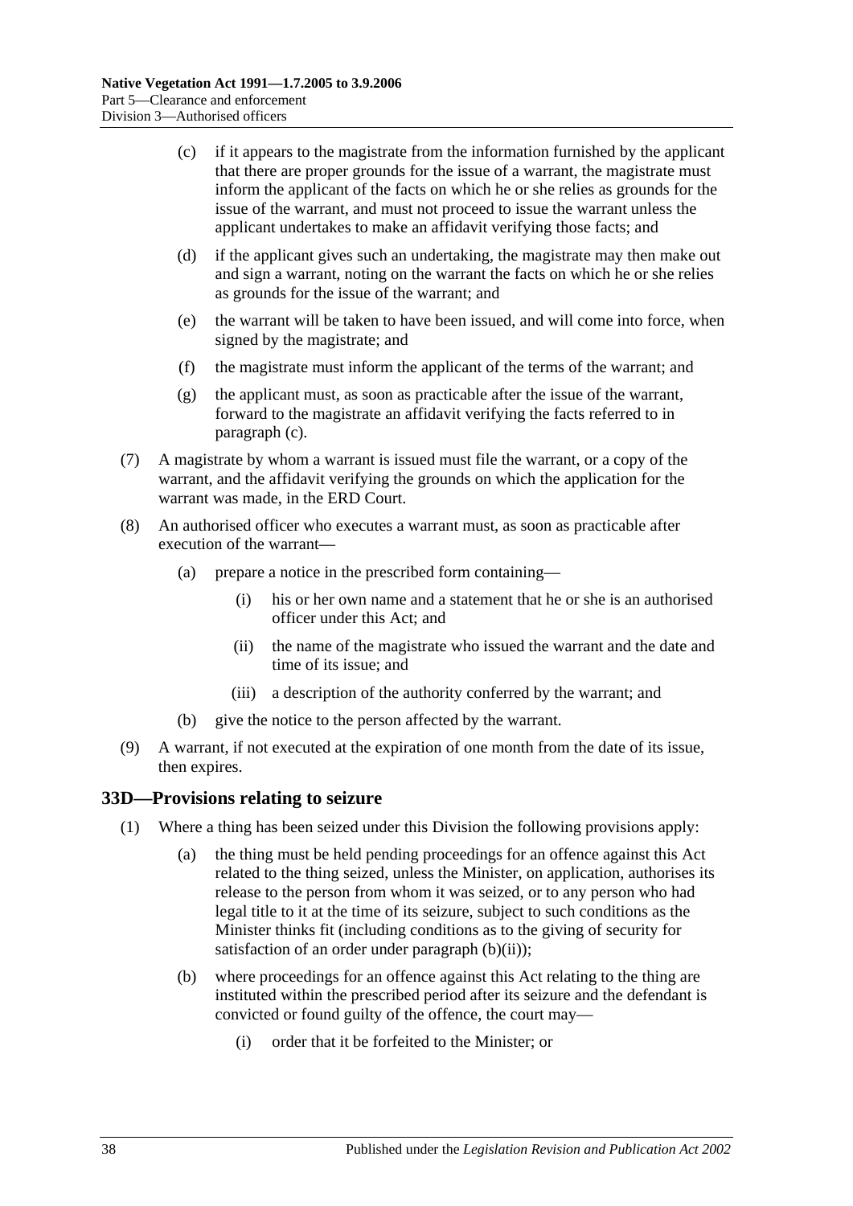(c) if it appears to the magistrate from the information furnished by the applicant that there are proper grounds for the issue of a warrant, the magistrate must inform the applicant of the facts on which he or she relies as grounds for the issue of the warrant, and must not proceed to issue the warrant unless the applicant undertakes to make an affidavit verifying those facts; and

(d) if the applicant gives such an undertaking, the magistrate may then make out and sign a warrant, noting on the warrant the facts on which he or she relies as grounds for the issue of the warrant; and

(e) the warrant will be taken to have been issued, and will come into force, when signed by the magistrate; and

(f) the magistrate must inform the applicant of the terms of the warrant; and

(g) the applicant must, as soon as practicable after the issue of the warrant, forward to the magistrate an affidavit verifying the facts referred to in paragraph (c).

(7) A magistrate by whom a warrant is issued must file the warrant, or a copy of the warrant, and the affidavit verifying the grounds on which the application for the warrant was made, in the ERD Court.

(8) An authorised officer who executes a warrant must, as soon as practicable after execution of the warrant—

(a) prepare a notice in the prescribed form containing—

(i) his or her own name and a statement that he or she is an authorised officer under this Act; and

(ii) the name of the magistrate who issued the warrant and the date and time of its issue; and

(iii) a description of the authority conferred by the warrant; and

(b) give the notice to the person affected by the warrant.

(9) A warrant, if not executed at the expiration of one month from the date of its issue, then expires.

## 33D—Provisions relating to seizure

(1) Where a thing has been seized under this Division the following provisions apply:

(a) the thing must be held pending proceedings for an offence against this Act related to the thing seized, unless the Minister, on application, authorises its release to the person from whom it was seized, or to any person who had legal title to it at the time of its seizure, subject to such conditions as the Minister thinks fit (including conditions as to the giving of security for satisfaction of an order under paragraph (b)(ii));

(b) where proceedings for an offence against this Act relating to the thing are instituted within the prescribed period after its seizure and the defendant is convicted or found guilty of the offence, the court may—

(i) order that it be forfeited to the Minister; or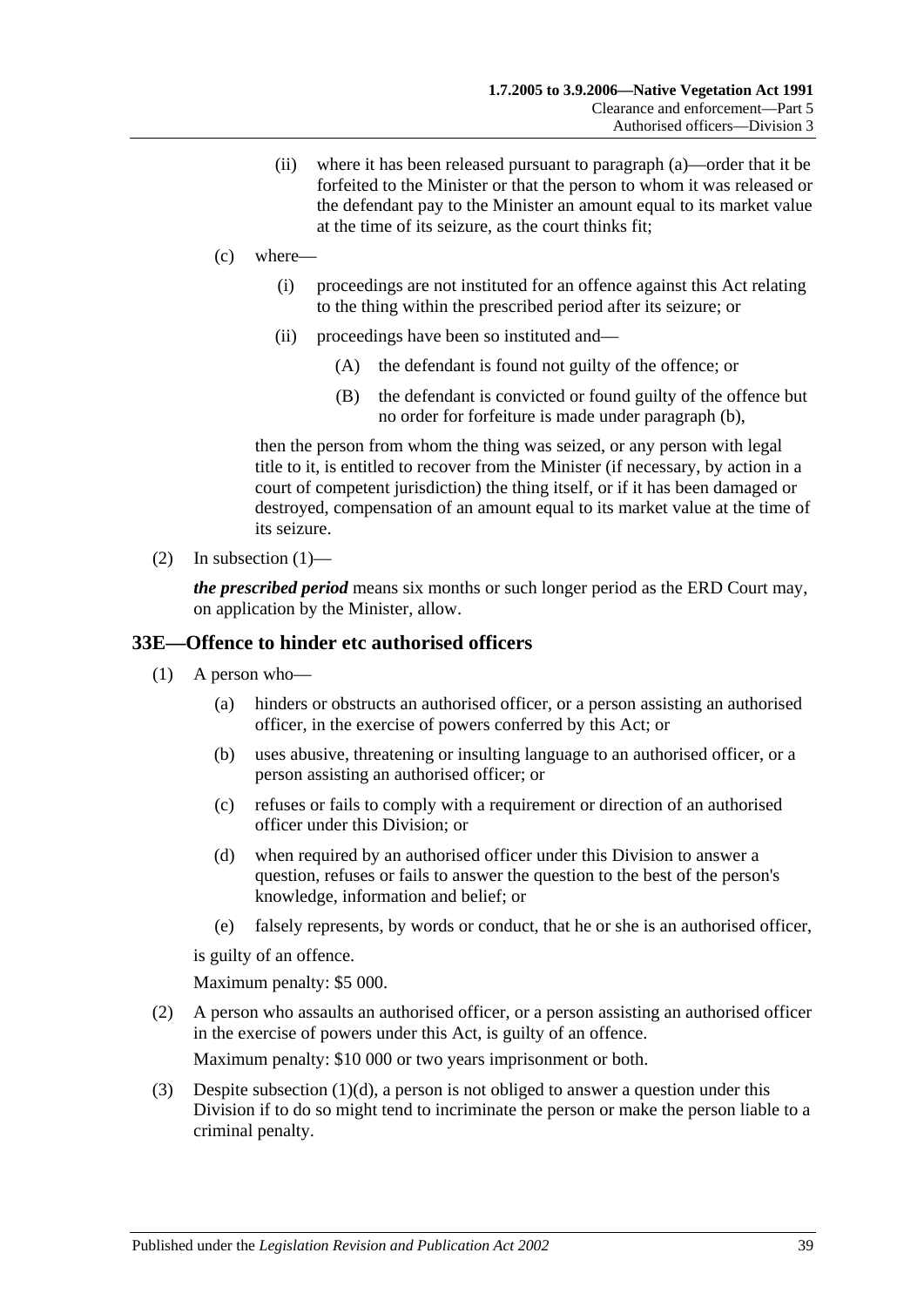(ii) where it has been released pursuant to paragraph (a)—order that it be forfeited to the Minister or that the person to whom it was released or the defendant pay to the Minister an amount equal to its market value at the time of its seizure, as the court thinks fit;

(c) where—

(i) proceedings are not instituted for an offence against this Act relating to the thing within the prescribed period after its seizure; or

(ii) proceedings have been so instituted and—

(A) the defendant is found not guilty of the offence; or

(B) the defendant is convicted or found guilty of the offence but no order for forfeiture is made under paragraph (b),

then the person from whom the thing was seized, or any person with legal title to it, is entitled to recover from the Minister (if necessary, by action in a court of competent jurisdiction) the thing itself, or if it has been damaged or destroyed, compensation of an amount equal to its market value at the time of its seizure.

(2) In subsection (1)—

***the prescribed period*** means six months or such longer period as the ERD Court may, on application by the Minister, allow.

## 33E—Offence to hinder etc authorised officers

(1) A person who—

(a) hinders or obstructs an authorised officer, or a person assisting an authorised officer, in the exercise of powers conferred by this Act; or

(b) uses abusive, threatening or insulting language to an authorised officer, or a person assisting an authorised officer; or

(c) refuses or fails to comply with a requirement or direction of an authorised officer under this Division; or

(d) when required by an authorised officer under this Division to answer a question, refuses or fails to answer the question to the best of the person's knowledge, information and belief; or

(e) falsely represents, by words or conduct, that he or she is an authorised officer,

is guilty of an offence.

Maximum penalty: $5 000.

(2) A person who assaults an authorised officer, or a person assisting an authorised officer in the exercise of powers under this Act, is guilty of an offence.

Maximum penalty: $10 000 or two years imprisonment or both.

(3) Despite subsection (1)(d), a person is not obliged to answer a question under this Division if to do so might tend to incriminate the person or make the person liable to a criminal penalty.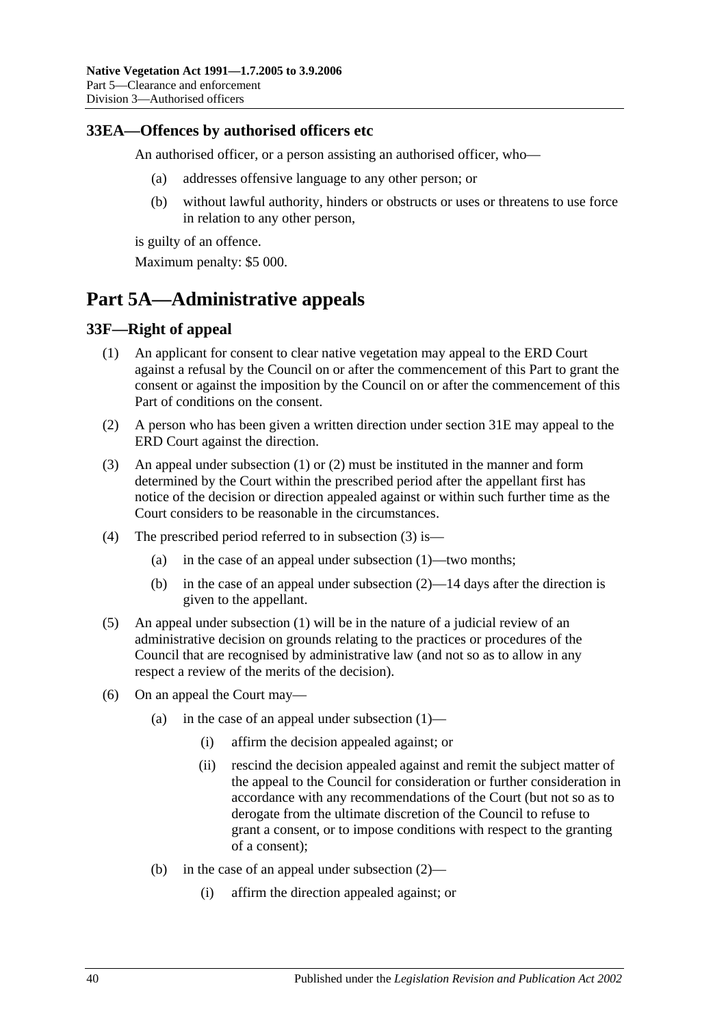### 33EA—Offences by authorised officers etc

An authorised officer, or a person assisting an authorised officer, who—

(a) addresses offensive language to any other person; or

(b) without lawful authority, hinders or obstructs or uses or threatens to use force in relation to any other person,

is guilty of an offence.

Maximum penalty: $5 000.

## Part 5A—Administrative appeals

### 33F—Right of appeal

(1) An applicant for consent to clear native vegetation may appeal to the ERD Court against a refusal by the Council on or after the commencement of this Part to grant the consent or against the imposition by the Council on or after the commencement of this Part of conditions on the consent.

(2) A person who has been given a written direction under section 31E may appeal to the ERD Court against the direction.

(3) An appeal under subsection (1) or (2) must be instituted in the manner and form determined by the Court within the prescribed period after the appellant first has notice of the decision or direction appealed against or within such further time as the Court considers to be reasonable in the circumstances.

(4) The prescribed period referred to in subsection (3) is—

(a) in the case of an appeal under subsection (1)—two months;

(b) in the case of an appeal under subsection (2)—14 days after the direction is given to the appellant.

(5) An appeal under subsection (1) will be in the nature of a judicial review of an administrative decision on grounds relating to the practices or procedures of the Council that are recognised by administrative law (and not so as to allow in any respect a review of the merits of the decision).

(6) On an appeal the Court may—

(a) in the case of an appeal under subsection (1)—

(i) affirm the decision appealed against; or

(ii) rescind the decision appealed against and remit the subject matter of the appeal to the Council for consideration or further consideration in accordance with any recommendations of the Court (but not so as to derogate from the ultimate discretion of the Council to refuse to grant a consent, or to impose conditions with respect to the granting of a consent);

(b) in the case of an appeal under subsection (2)—

(i) affirm the direction appealed against; or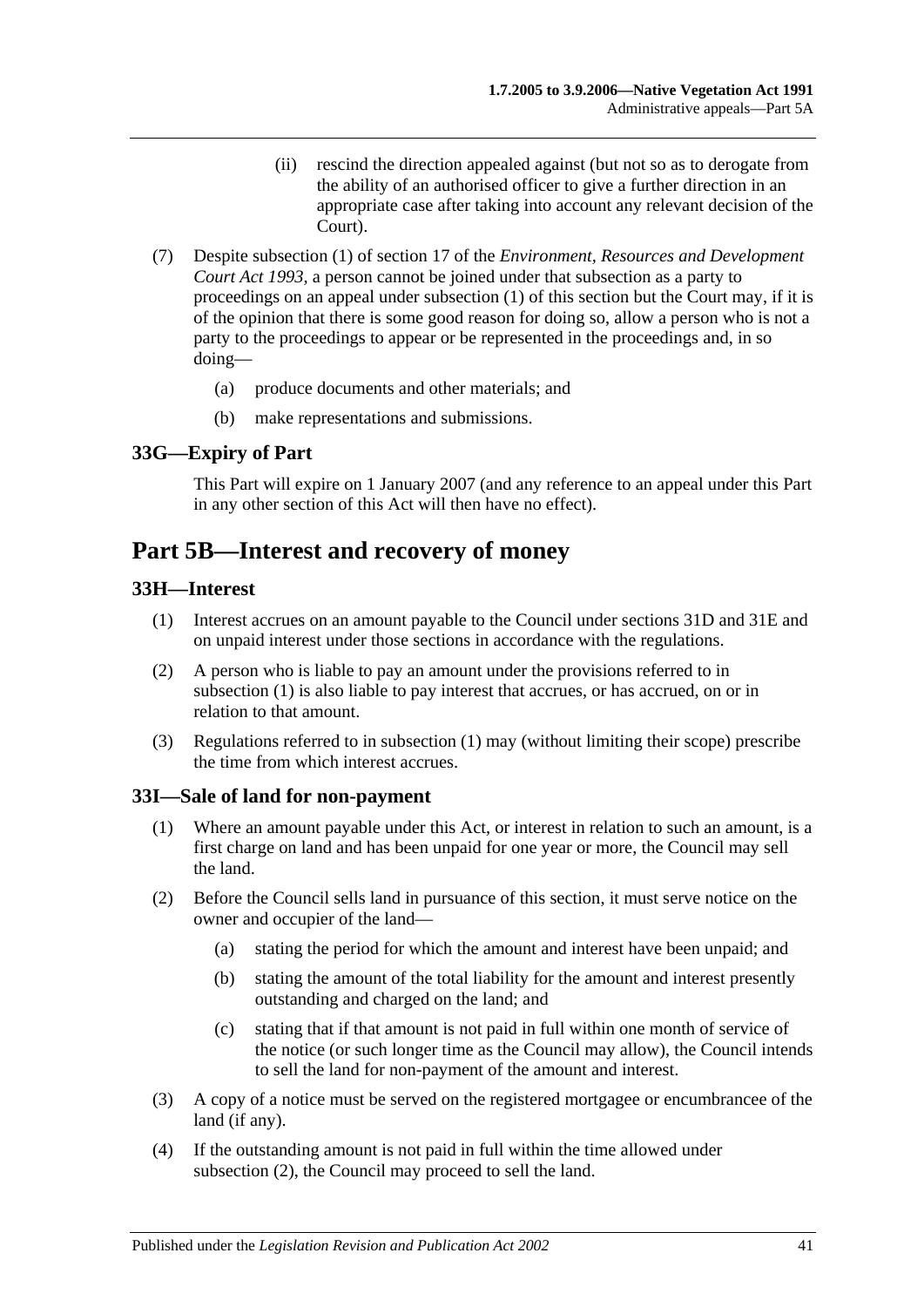(ii) rescind the direction appealed against (but not so as to derogate from the ability of an authorised officer to give a further direction in an appropriate case after taking into account any relevant decision of the Court).

(7) Despite subsection (1) of section 17 of the *Environment, Resources and Development Court Act 1993*, a person cannot be joined under that subsection as a party to proceedings on an appeal under subsection (1) of this section but the Court may, if it is of the opinion that there is some good reason for doing so, allow a person who is not a party to the proceedings to appear or be represented in the proceedings and, in so doing—

(a) produce documents and other materials; and

(b) make representations and submissions.

### 33G—Expiry of Part

This Part will expire on 1 January 2007 (and any reference to an appeal under this Part in any other section of this Act will then have no effect).

## Part 5B—Interest and recovery of money

### 33H—Interest

(1) Interest accrues on an amount payable to the Council under sections 31D and 31E and on unpaid interest under those sections in accordance with the regulations.

(2) A person who is liable to pay an amount under the provisions referred to in subsection (1) is also liable to pay interest that accrues, or has accrued, on or in relation to that amount.

(3) Regulations referred to in subsection (1) may (without limiting their scope) prescribe the time from which interest accrues.

### 33I—Sale of land for non-payment

(1) Where an amount payable under this Act, or interest in relation to such an amount, is a first charge on land and has been unpaid for one year or more, the Council may sell the land.

(2) Before the Council sells land in pursuance of this section, it must serve notice on the owner and occupier of the land—

(a) stating the period for which the amount and interest have been unpaid; and

(b) stating the amount of the total liability for the amount and interest presently outstanding and charged on the land; and

(c) stating that if that amount is not paid in full within one month of service of the notice (or such longer time as the Council may allow), the Council intends to sell the land for non-payment of the amount and interest.

(3) A copy of a notice must be served on the registered mortgagee or encumbrancee of the land (if any).

(4) If the outstanding amount is not paid in full within the time allowed under subsection (2), the Council may proceed to sell the land.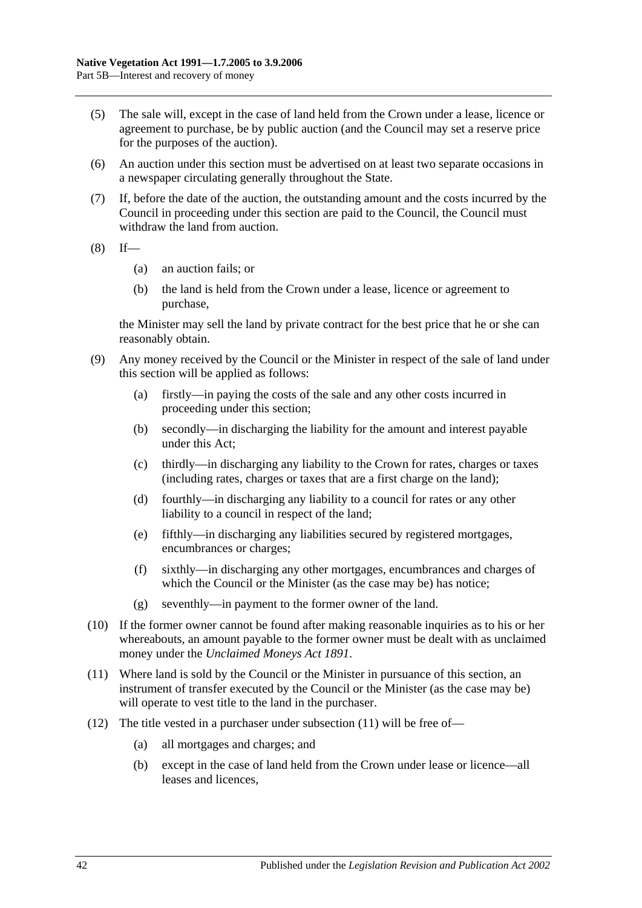(5) The sale will, except in the case of land held from the Crown under a lease, licence or agreement to purchase, be by public auction (and the Council may set a reserve price for the purposes of the auction).

(6) An auction under this section must be advertised on at least two separate occasions in a newspaper circulating generally throughout the State.

(7) If, before the date of the auction, the outstanding amount and the costs incurred by the Council in proceeding under this section are paid to the Council, the Council must withdraw the land from auction.

(8) If—

(a) an auction fails; or

(b) the land is held from the Crown under a lease, licence or agreement to purchase,

the Minister may sell the land by private contract for the best price that he or she can reasonably obtain.

(9) Any money received by the Council or the Minister in respect of the sale of land under this section will be applied as follows:

(a) firstly—in paying the costs of the sale and any other costs incurred in proceeding under this section;

(b) secondly—in discharging the liability for the amount and interest payable under this Act;

(c) thirdly—in discharging any liability to the Crown for rates, charges or taxes (including rates, charges or taxes that are a first charge on the land);

(d) fourthly—in discharging any liability to a council for rates or any other liability to a council in respect of the land;

(e) fifthly—in discharging any liabilities secured by registered mortgages, encumbrances or charges;

(f) sixthly—in discharging any other mortgages, encumbrances and charges of which the Council or the Minister (as the case may be) has notice;

(g) seventhly—in payment to the former owner of the land.

(10) If the former owner cannot be found after making reasonable inquiries as to his or her whereabouts, an amount payable to the former owner must be dealt with as unclaimed money under the *Unclaimed Moneys Act 1891*.

(11) Where land is sold by the Council or the Minister in pursuance of this section, an instrument of transfer executed by the Council or the Minister (as the case may be) will operate to vest title to the land in the purchaser.

(12) The title vested in a purchaser under subsection (11) will be free of—

(a) all mortgages and charges; and

(b) except in the case of land held from the Crown under lease or licence—all leases and licences,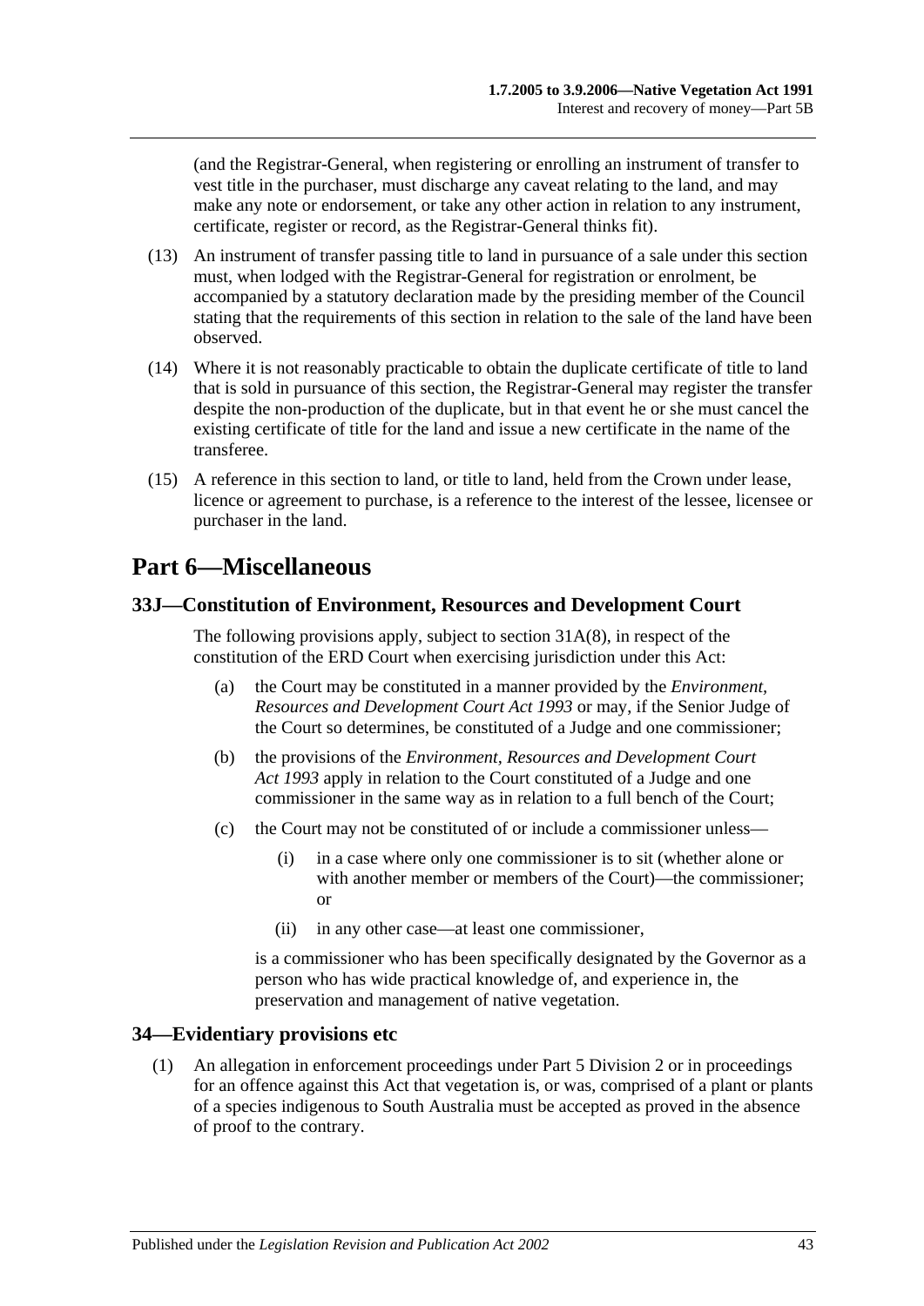(and the Registrar-General, when registering or enrolling an instrument of transfer to vest title in the purchaser, must discharge any caveat relating to the land, and may make any note or endorsement, or take any other action in relation to any instrument, certificate, register or record, as the Registrar-General thinks fit).

(13) An instrument of transfer passing title to land in pursuance of a sale under this section must, when lodged with the Registrar-General for registration or enrolment, be accompanied by a statutory declaration made by the presiding member of the Council stating that the requirements of this section in relation to the sale of the land have been observed.

(14) Where it is not reasonably practicable to obtain the duplicate certificate of title to land that is sold in pursuance of this section, the Registrar-General may register the transfer despite the non-production of the duplicate, but in that event he or she must cancel the existing certificate of title for the land and issue a new certificate in the name of the transferee.

(15) A reference in this section to land, or title to land, held from the Crown under lease, licence or agreement to purchase, is a reference to the interest of the lessee, licensee or purchaser in the land.

# Part 6—Miscellaneous

## 33J—Constitution of Environment, Resources and Development Court

The following provisions apply, subject to section 31A(8), in respect of the constitution of the ERD Court when exercising jurisdiction under this Act:

(a) the Court may be constituted in a manner provided by the *Environment, Resources and Development Court Act 1993* or may, if the Senior Judge of the Court so determines, be constituted of a Judge and one commissioner;

(b) the provisions of the *Environment, Resources and Development Court Act 1993* apply in relation to the Court constituted of a Judge and one commissioner in the same way as in relation to a full bench of the Court;

(c) the Court may not be constituted of or include a commissioner unless—

(i) in a case where only one commissioner is to sit (whether alone or with another member or members of the Court)—the commissioner; or

(ii) in any other case—at least one commissioner,

is a commissioner who has been specifically designated by the Governor as a person who has wide practical knowledge of, and experience in, the preservation and management of native vegetation.

## 34—Evidentiary provisions etc

(1) An allegation in enforcement proceedings under Part 5 Division 2 or in proceedings for an offence against this Act that vegetation is, or was, comprised of a plant or plants of a species indigenous to South Australia must be accepted as proved in the absence of proof to the contrary.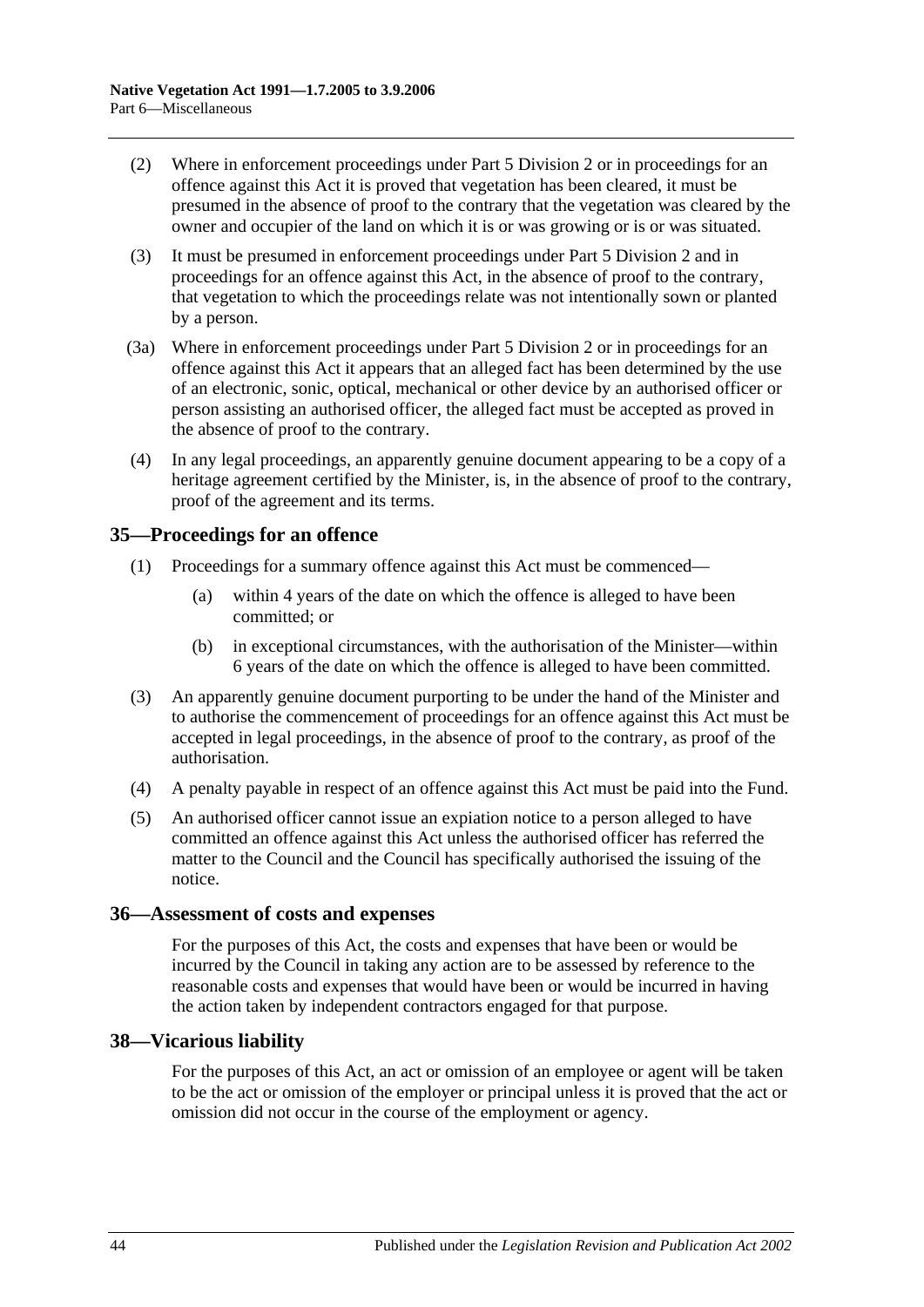(2) Where in enforcement proceedings under Part 5 Division 2 or in proceedings for an offence against this Act it is proved that vegetation has been cleared, it must be presumed in the absence of proof to the contrary that the vegetation was cleared by the owner and occupier of the land on which it is or was growing or is or was situated.

(3) It must be presumed in enforcement proceedings under Part 5 Division 2 and in proceedings for an offence against this Act, in the absence of proof to the contrary, that vegetation to which the proceedings relate was not intentionally sown or planted by a person.

(3a) Where in enforcement proceedings under Part 5 Division 2 or in proceedings for an offence against this Act it appears that an alleged fact has been determined by the use of an electronic, sonic, optical, mechanical or other device by an authorised officer or person assisting an authorised officer, the alleged fact must be accepted as proved in the absence of proof to the contrary.

(4) In any legal proceedings, an apparently genuine document appearing to be a copy of a heritage agreement certified by the Minister, is, in the absence of proof to the contrary, proof of the agreement and its terms.

## 35—Proceedings for an offence

(1) Proceedings for a summary offence against this Act must be commenced—

(a) within 4 years of the date on which the offence is alleged to have been committed; or

(b) in exceptional circumstances, with the authorisation of the Minister—within 6 years of the date on which the offence is alleged to have been committed.

(3) An apparently genuine document purporting to be under the hand of the Minister and to authorise the commencement of proceedings for an offence against this Act must be accepted in legal proceedings, in the absence of proof to the contrary, as proof of the authorisation.

(4) A penalty payable in respect of an offence against this Act must be paid into the Fund.

(5) An authorised officer cannot issue an expiation notice to a person alleged to have committed an offence against this Act unless the authorised officer has referred the matter to the Council and the Council has specifically authorised the issuing of the notice.

## 36—Assessment of costs and expenses

For the purposes of this Act, the costs and expenses that have been or would be incurred by the Council in taking any action are to be assessed by reference to the reasonable costs and expenses that would have been or would be incurred in having the action taken by independent contractors engaged for that purpose.

## 38—Vicarious liability

For the purposes of this Act, an act or omission of an employee or agent will be taken to be the act or omission of the employer or principal unless it is proved that the act or omission did not occur in the course of the employment or agency.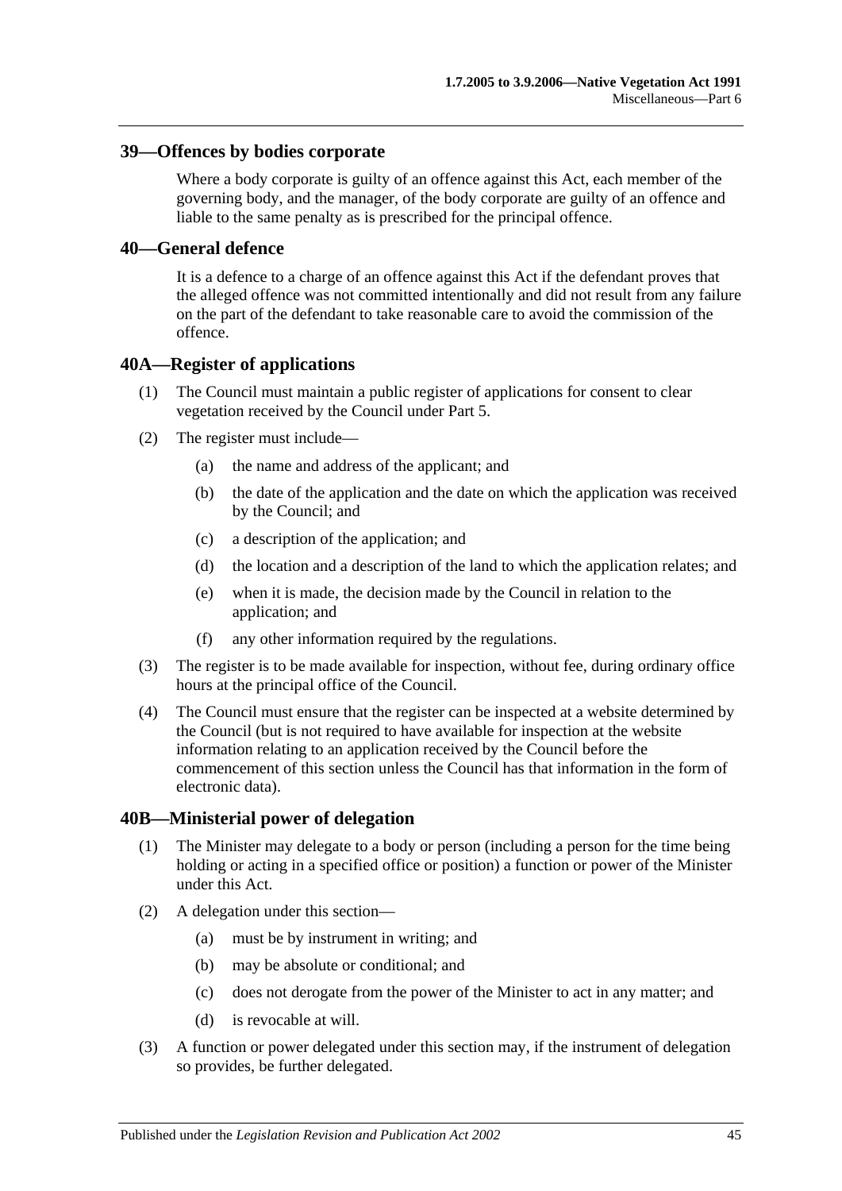## 39—Offences by bodies corporate

Where a body corporate is guilty of an offence against this Act, each member of the governing body, and the manager, of the body corporate are guilty of an offence and liable to the same penalty as is prescribed for the principal offence.

## 40—General defence

It is a defence to a charge of an offence against this Act if the defendant proves that the alleged offence was not committed intentionally and did not result from any failure on the part of the defendant to take reasonable care to avoid the commission of the offence.

## 40A—Register of applications

(1) The Council must maintain a public register of applications for consent to clear vegetation received by the Council under Part 5.

(2) The register must include—

(a) the name and address of the applicant; and

(b) the date of the application and the date on which the application was received by the Council; and

(c) a description of the application; and

(d) the location and a description of the land to which the application relates; and

(e) when it is made, the decision made by the Council in relation to the application; and

(f) any other information required by the regulations.

(3) The register is to be made available for inspection, without fee, during ordinary office hours at the principal office of the Council.

(4) The Council must ensure that the register can be inspected at a website determined by the Council (but is not required to have available for inspection at the website information relating to an application received by the Council before the commencement of this section unless the Council has that information in the form of electronic data).

## 40B—Ministerial power of delegation

(1) The Minister may delegate to a body or person (including a person for the time being holding or acting in a specified office or position) a function or power of the Minister under this Act.

(2) A delegation under this section—

(a) must be by instrument in writing; and

(b) may be absolute or conditional; and

(c) does not derogate from the power of the Minister to act in any matter; and

(d) is revocable at will.

(3) A function or power delegated under this section may, if the instrument of delegation so provides, be further delegated.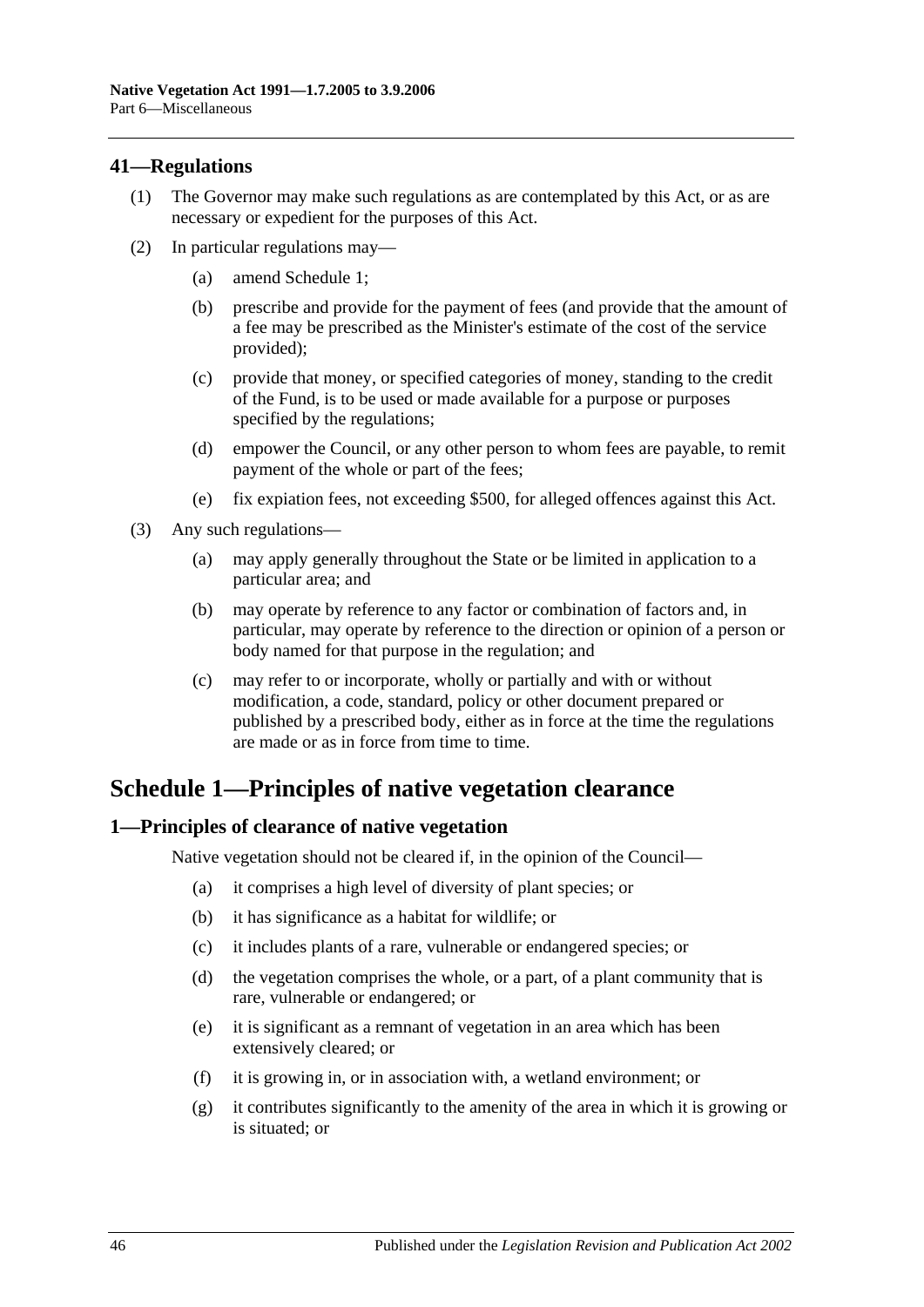## 41—Regulations

(1) The Governor may make such regulations as are contemplated by this Act, or as are necessary or expedient for the purposes of this Act.

(2) In particular regulations may—

(a) amend Schedule 1;

(b) prescribe and provide for the payment of fees (and provide that the amount of a fee may be prescribed as the Minister's estimate of the cost of the service provided);

(c) provide that money, or specified categories of money, standing to the credit of the Fund, is to be used or made available for a purpose or purposes specified by the regulations;

(d) empower the Council, or any other person to whom fees are payable, to remit payment of the whole or part of the fees;

(e) fix expiation fees, not exceeding $500, for alleged offences against this Act.

(3) Any such regulations—

(a) may apply generally throughout the State or be limited in application to a particular area; and

(b) may operate by reference to any factor or combination of factors and, in particular, may operate by reference to the direction or opinion of a person or body named for that purpose in the regulation; and

(c) may refer to or incorporate, wholly or partially and with or without modification, a code, standard, policy or other document prepared or published by a prescribed body, either as in force at the time the regulations are made or as in force from time to time.

# Schedule 1—Principles of native vegetation clearance

## 1—Principles of clearance of native vegetation

Native vegetation should not be cleared if, in the opinion of the Council—

(a) it comprises a high level of diversity of plant species; or

(b) it has significance as a habitat for wildlife; or

(c) it includes plants of a rare, vulnerable or endangered species; or

(d) the vegetation comprises the whole, or a part, of a plant community that is rare, vulnerable or endangered; or

(e) it is significant as a remnant of vegetation in an area which has been extensively cleared; or

(f) it is growing in, or in association with, a wetland environment; or

(g) it contributes significantly to the amenity of the area in which it is growing or is situated; or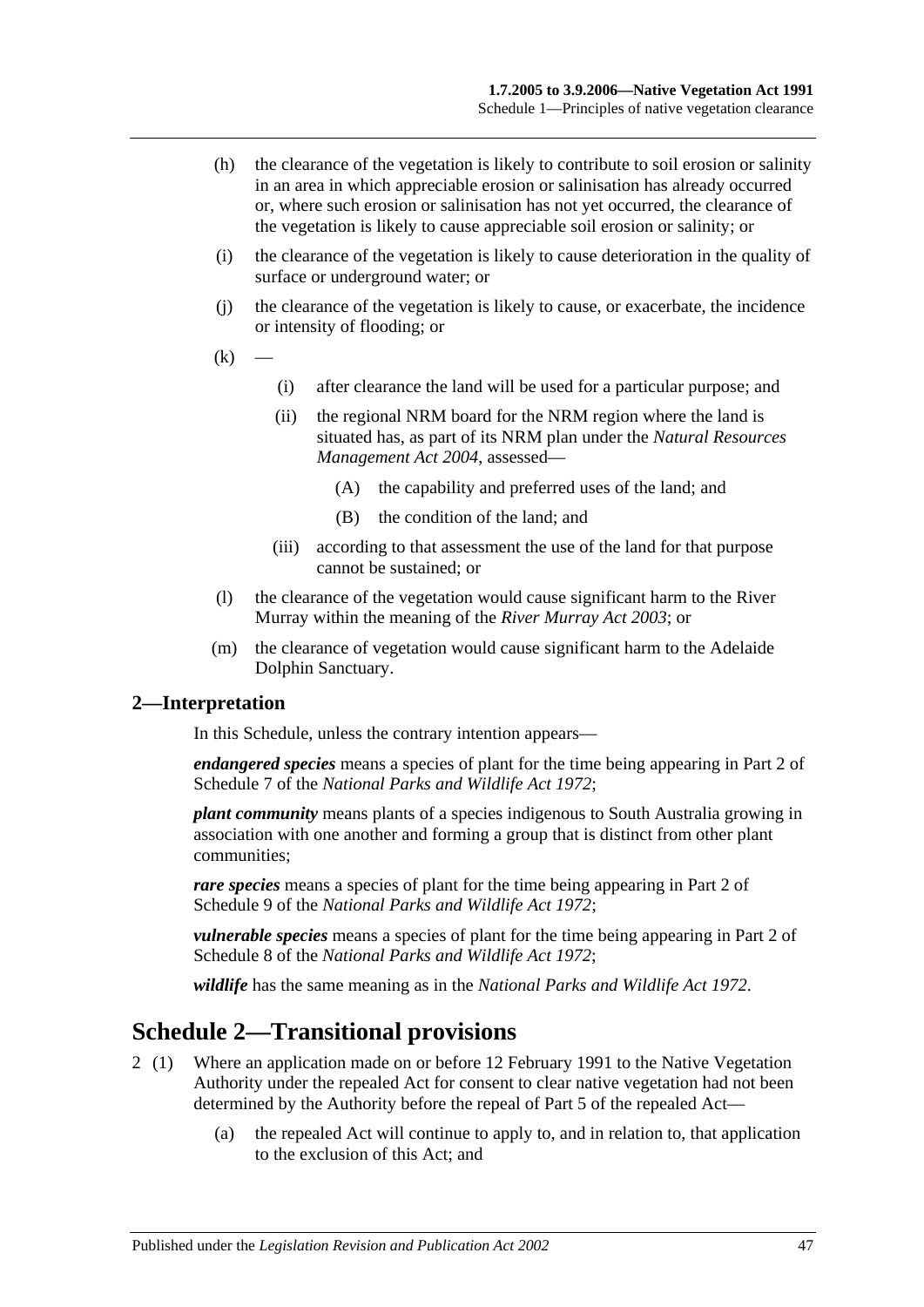(h) the clearance of the vegetation is likely to contribute to soil erosion or salinity in an area in which appreciable erosion or salinisation has already occurred or, where such erosion or salinisation has not yet occurred, the clearance of the vegetation is likely to cause appreciable soil erosion or salinity; or

(i) the clearance of the vegetation is likely to cause deterioration in the quality of surface or underground water; or

(j) the clearance of the vegetation is likely to cause, or exacerbate, the incidence or intensity of flooding; or

(k) —

(i) after clearance the land will be used for a particular purpose; and

(ii) the regional NRM board for the NRM region where the land is situated has, as part of its NRM plan under the *Natural Resources Management Act 2004*, assessed—

(A) the capability and preferred uses of the land; and

(B) the condition of the land; and

(iii) according to that assessment the use of the land for that purpose cannot be sustained; or

(l) the clearance of the vegetation would cause significant harm to the River Murray within the meaning of the *River Murray Act 2003*; or

(m) the clearance of vegetation would cause significant harm to the Adelaide Dolphin Sanctuary.

## 2—Interpretation

In this Schedule, unless the contrary intention appears—

***endangered species*** means a species of plant for the time being appearing in Part 2 of Schedule 7 of the *National Parks and Wildlife Act 1972*;

***plant community*** means plants of a species indigenous to South Australia growing in association with one another and forming a group that is distinct from other plant communities;

***rare species*** means a species of plant for the time being appearing in Part 2 of Schedule 9 of the *National Parks and Wildlife Act 1972*;

***vulnerable species*** means a species of plant for the time being appearing in Part 2 of Schedule 8 of the *National Parks and Wildlife Act 1972*;

***wildlife*** has the same meaning as in the *National Parks and Wildlife Act 1972*.

# Schedule 2—Transitional provisions

2 (1) Where an application made on or before 12 February 1991 to the Native Vegetation Authority under the repealed Act for consent to clear native vegetation had not been determined by the Authority before the repeal of Part 5 of the repealed Act—

(a) the repealed Act will continue to apply to, and in relation to, that application to the exclusion of this Act; and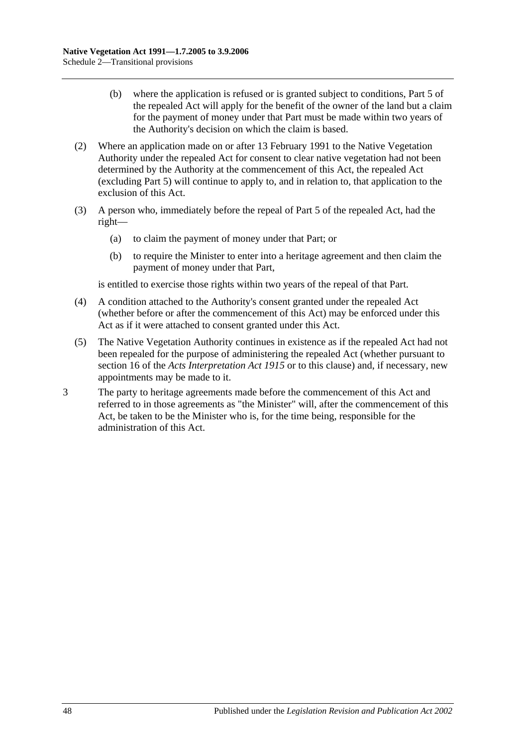(b) where the application is refused or is granted subject to conditions, Part 5 of the repealed Act will apply for the benefit of the owner of the land but a claim for the payment of money under that Part must be made within two years of the Authority's decision on which the claim is based.

(2) Where an application made on or after 13 February 1991 to the Native Vegetation Authority under the repealed Act for consent to clear native vegetation had not been determined by the Authority at the commencement of this Act, the repealed Act (excluding Part 5) will continue to apply to, and in relation to, that application to the exclusion of this Act.

(3) A person who, immediately before the repeal of Part 5 of the repealed Act, had the right—

(a) to claim the payment of money under that Part; or

(b) to require the Minister to enter into a heritage agreement and then claim the payment of money under that Part,

is entitled to exercise those rights within two years of the repeal of that Part.

(4) A condition attached to the Authority's consent granted under the repealed Act (whether before or after the commencement of this Act) may be enforced under this Act as if it were attached to consent granted under this Act.

(5) The Native Vegetation Authority continues in existence as if the repealed Act had not been repealed for the purpose of administering the repealed Act (whether pursuant to section 16 of the *Acts Interpretation Act 1915* or to this clause) and, if necessary, new appointments may be made to it.

3 The party to heritage agreements made before the commencement of this Act and referred to in those agreements as "the Minister" will, after the commencement of this Act, be taken to be the Minister who is, for the time being, responsible for the administration of this Act.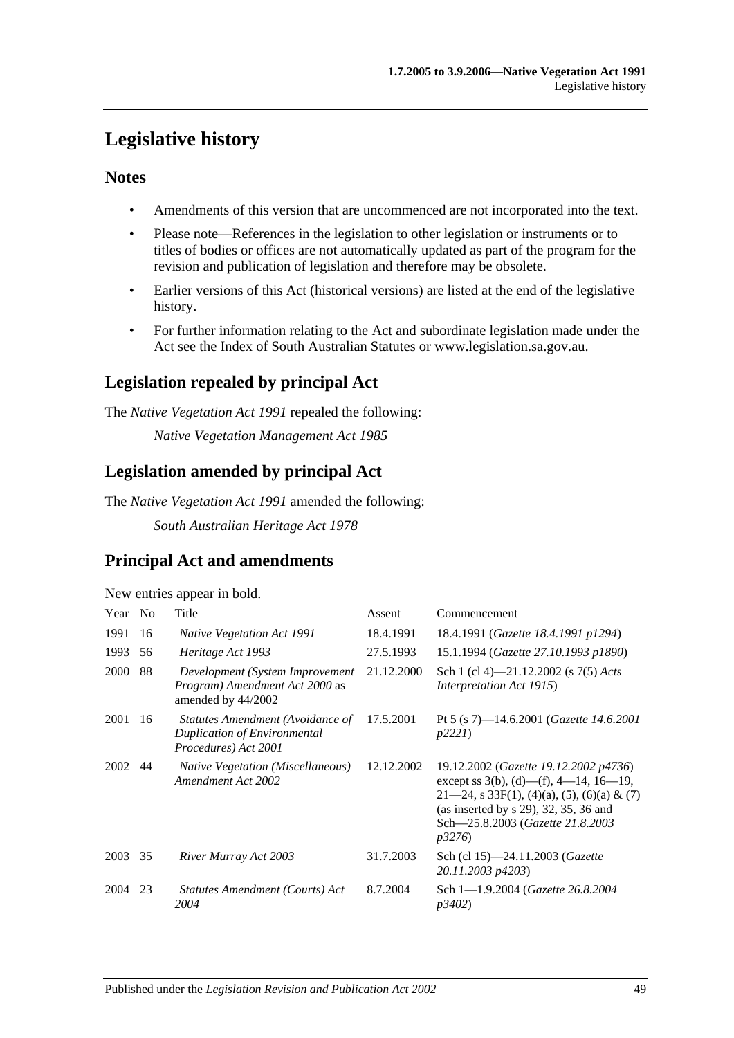# Legislative history

## Notes

- Amendments of this version that are uncommenced are not incorporated into the text.
- Please note—References in the legislation to other legislation or instruments or to titles of bodies or offices are not automatically updated as part of the program for the revision and publication of legislation and therefore may be obsolete.
- Earlier versions of this Act (historical versions) are listed at the end of the legislative history.
- For further information relating to the Act and subordinate legislation made under the Act see the Index of South Australian Statutes or www.legislation.sa.gov.au.

## Legislation repealed by principal Act

The *Native Vegetation Act 1991* repealed the following:

*Native Vegetation Management Act 1985*

## Legislation amended by principal Act

The *Native Vegetation Act 1991* amended the following:

*South Australian Heritage Act 1978*

## Principal Act and amendments

New entries appear in bold.

| Year | No | Title | Assent | Commencement |
|---|---|---|---|---|
| 1991 | 16 | *Native Vegetation Act 1991* | 18.4.1991 | 18.4.1991 (*Gazette 18.4.1991 p1294*) |
| 1993 | 56 | *Heritage Act 1993* | 27.5.1993 | 15.1.1994 (*Gazette 27.10.1993 p1890*) |
| 2000 | 88 | *Development (System Improvement Program) Amendment Act 2000* as amended by 44/2002 | 21.12.2000 | Sch 1 (cl 4)—21.12.2002 (s 7(5) *Acts Interpretation Act 1915*) |
| 2001 | 16 | *Statutes Amendment (Avoidance of Duplication of Environmental Procedures) Act 2001* | 17.5.2001 | Pt 5 (s 7)—14.6.2001 (*Gazette 14.6.2001 p2221*) |
| 2002 | 44 | *Native Vegetation (Miscellaneous) Amendment Act 2002* | 12.12.2002 | 19.12.2002 (*Gazette 19.12.2002 p4736*) except ss 3(b), (d)—(f), 4—14, 16—19, 21—24, s 33F(1), (4)(a), (5), (6)(a) & (7) (as inserted by s 29), 32, 35, 36 and Sch—25.8.2003 (*Gazette 21.8.2003 p3276*) |
| 2003 | 35 | *River Murray Act 2003* | 31.7.2003 | Sch (cl 15)—24.11.2003 (*Gazette 20.11.2003 p4203*) |
| 2004 | 23 | *Statutes Amendment (Courts) Act 2004* | 8.7.2004 | Sch 1—1.9.2004 (*Gazette 26.8.2004 p3402*) |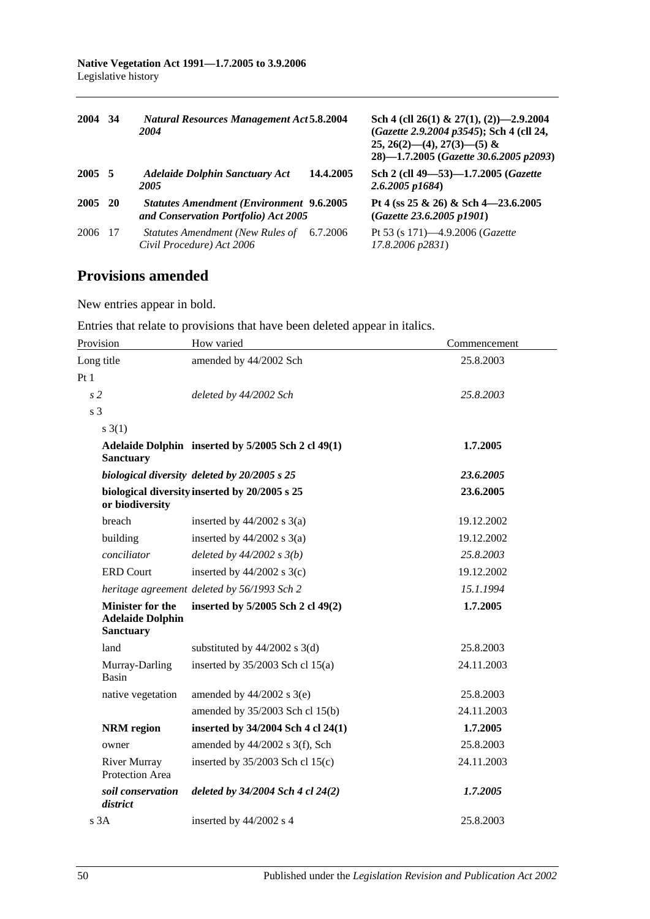| | | | | |
|---|---|---|---|---|
| **2004** | **34** | ***Natural Resources Management Act 2004*** | **5.8.2004** | **Sch 4 (cll 26(1) & 27(1), (2))—2.9.2004 (*Gazette 2.9.2004 p3545*); Sch 4 (cll 24, 25, 26(2)—(4), 27(3)—(5) & 28)—1.7.2005 (*Gazette 30.6.2005 p2093*)** |
| **2005** | **5** | ***Adelaide Dolphin Sanctuary Act 2005*** | **14.4.2005** | **Sch 2 (cll 49—53)—1.7.2005 (*Gazette 2.6.2005 p1684*)** |
| **2005** | **20** | ***Statutes Amendment (Environment and Conservation Portfolio) Act 2005*** | **9.6.2005** | **Pt 4 (ss 25 & 26) & Sch 4—23.6.2005 (*Gazette 23.6.2005 p1901*)** |
| 2006 | 17 | *Statutes Amendment (New Rules of Civil Procedure) Act 2006* | 6.7.2006 | Pt 53 (s 171)—4.9.2006 (*Gazette 17.8.2006 p2831*) |

## Provisions amended

New entries appear in bold.

Entries that relate to provisions that have been deleted appear in italics.

| Provision | How varied | Commencement |
|---|---|---|
| Long title | amended by 44/2002 Sch | 25.8.2003 |
| Pt 1 | | |
| *s 2* | *deleted by 44/2002 Sch* | *25.8.2003* |
| s 3 | | |
| s 3(1) | | |
| **Adelaide Dolphin Sanctuary** | **inserted by 5/2005 Sch 2 cl 49(1)** | **1.7.2005** |
| ***biological diversity*** | ***deleted by 20/2005 s 25*** | ***23.6.2005*** |
| **biological diversity or biodiversity** | **inserted by 20/2005 s 25** | **23.6.2005** |
| breach | inserted by 44/2002 s 3(a) | 19.12.2002 |
| building | inserted by 44/2002 s 3(a) | 19.12.2002 |
| *conciliator* | *deleted by 44/2002 s 3(b)* | *25.8.2003* |
| ERD Court | inserted by 44/2002 s 3(c) | 19.12.2002 |
| *heritage agreement* | *deleted by 56/1993 Sch 2* | *15.1.1994* |
| **Minister for the Adelaide Dolphin Sanctuary** | **inserted by 5/2005 Sch 2 cl 49(2)** | **1.7.2005** |
| land | substituted by 44/2002 s 3(d) | 25.8.2003 |
| Murray-Darling Basin | inserted by 35/2003 Sch cl 15(a) | 24.11.2003 |
| native vegetation | amended by 44/2002 s 3(e) | 25.8.2003 |
| | amended by 35/2003 Sch cl 15(b) | 24.11.2003 |
| **NRM region** | **inserted by 34/2004 Sch 4 cl 24(1)** | **1.7.2005** |
| owner | amended by 44/2002 s 3(f), Sch | 25.8.2003 |
| River Murray Protection Area | inserted by 35/2003 Sch cl 15(c) | 24.11.2003 |
| ***soil conservation district*** | ***deleted by 34/2004 Sch 4 cl 24(2)*** | ***1.7.2005*** |
| s 3A | inserted by 44/2002 s 4 | 25.8.2003 |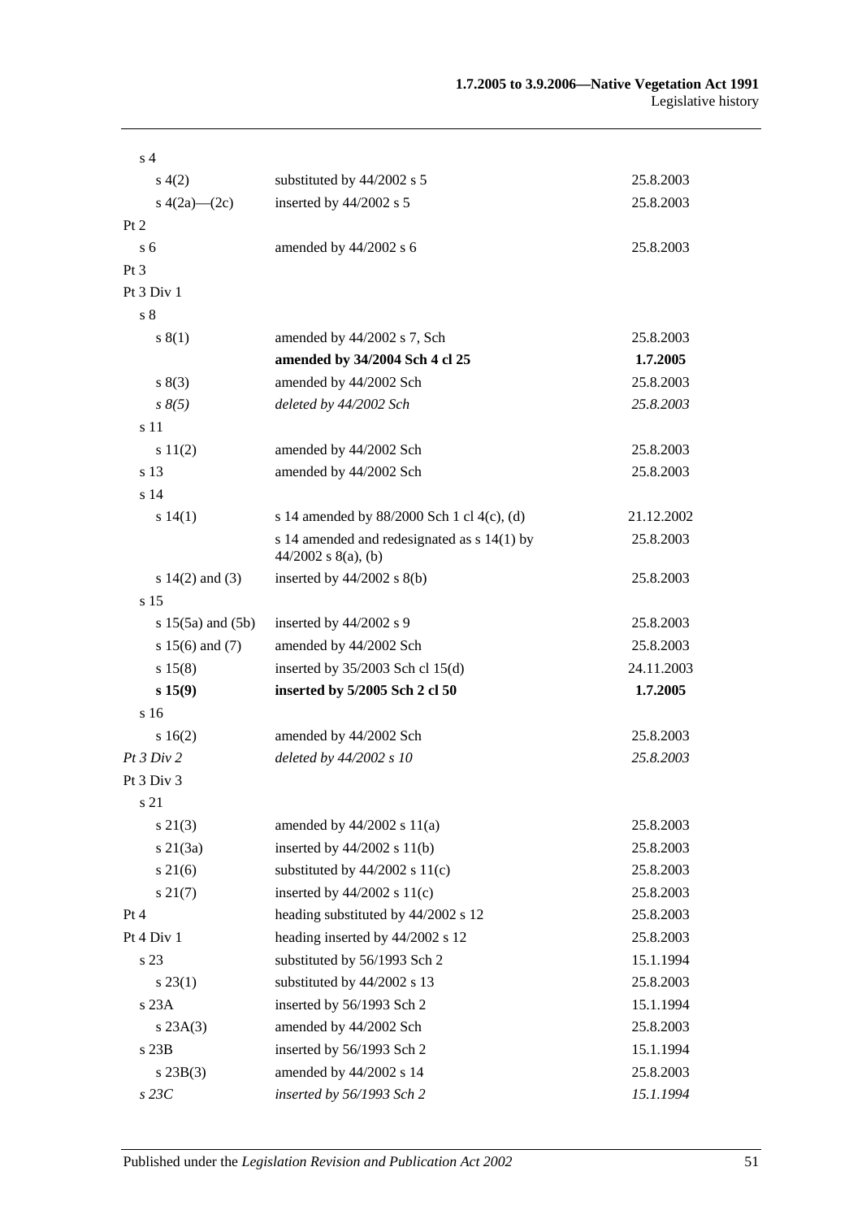| | | |
|---|---|---|
| s 4 | | |
| s 4(2) | substituted by 44/2002 s 5 | 25.8.2003 |
| s 4(2a)—(2c) | inserted by 44/2002 s 5 | 25.8.2003 |
| Pt 2 | | |
| s 6 | amended by 44/2002 s 6 | 25.8.2003 |
| Pt 3 | | |
| Pt 3 Div 1 | | |
| s 8 | | |
| s 8(1) | amended by 44/2002 s 7, Sch | 25.8.2003 |
| | **amended by 34/2004 Sch 4 cl 25** | **1.7.2005** |
| s 8(3) | amended by 44/2002 Sch | 25.8.2003 |
| *s 8(5)* | *deleted by 44/2002 Sch* | *25.8.2003* |
| s 11 | | |
| s 11(2) | amended by 44/2002 Sch | 25.8.2003 |
| s 13 | amended by 44/2002 Sch | 25.8.2003 |
| s 14 | | |
| s 14(1) | s 14 amended by 88/2000 Sch 1 cl 4(c), (d) | 21.12.2002 |
| | s 14 amended and redesignated as s 14(1) by 44/2002 s 8(a), (b) | 25.8.2003 |
| s 14(2) and (3) | inserted by 44/2002 s 8(b) | 25.8.2003 |
| s 15 | | |
| s 15(5a) and (5b) | inserted by 44/2002 s 9 | 25.8.2003 |
| s 15(6) and (7) | amended by 44/2002 Sch | 25.8.2003 |
| s 15(8) | inserted by 35/2003 Sch cl 15(d) | 24.11.2003 |
| **s 15(9)** | **inserted by 5/2005 Sch 2 cl 50** | **1.7.2005** |
| s 16 | | |
| s 16(2) | amended by 44/2002 Sch | 25.8.2003 |
| *Pt 3 Div 2* | *deleted by 44/2002 s 10* | *25.8.2003* |
| Pt 3 Div 3 | | |
| s 21 | | |
| s 21(3) | amended by 44/2002 s 11(a) | 25.8.2003 |
| s 21(3a) | inserted by 44/2002 s 11(b) | 25.8.2003 |
| s 21(6) | substituted by 44/2002 s 11(c) | 25.8.2003 |
| s 21(7) | inserted by 44/2002 s 11(c) | 25.8.2003 |
| Pt 4 | heading substituted by 44/2002 s 12 | 25.8.2003 |
| Pt 4 Div 1 | heading inserted by 44/2002 s 12 | 25.8.2003 |
| s 23 | substituted by 56/1993 Sch 2 | 15.1.1994 |
| s 23(1) | substituted by 44/2002 s 13 | 25.8.2003 |
| s 23A | inserted by 56/1993 Sch 2 | 15.1.1994 |
| s 23A(3) | amended by 44/2002 Sch | 25.8.2003 |
| s 23B | inserted by 56/1993 Sch 2 | 15.1.1994 |
| s 23B(3) | amended by 44/2002 s 14 | 25.8.2003 |
| *s 23C* | *inserted by 56/1993 Sch 2* | *15.1.1994* |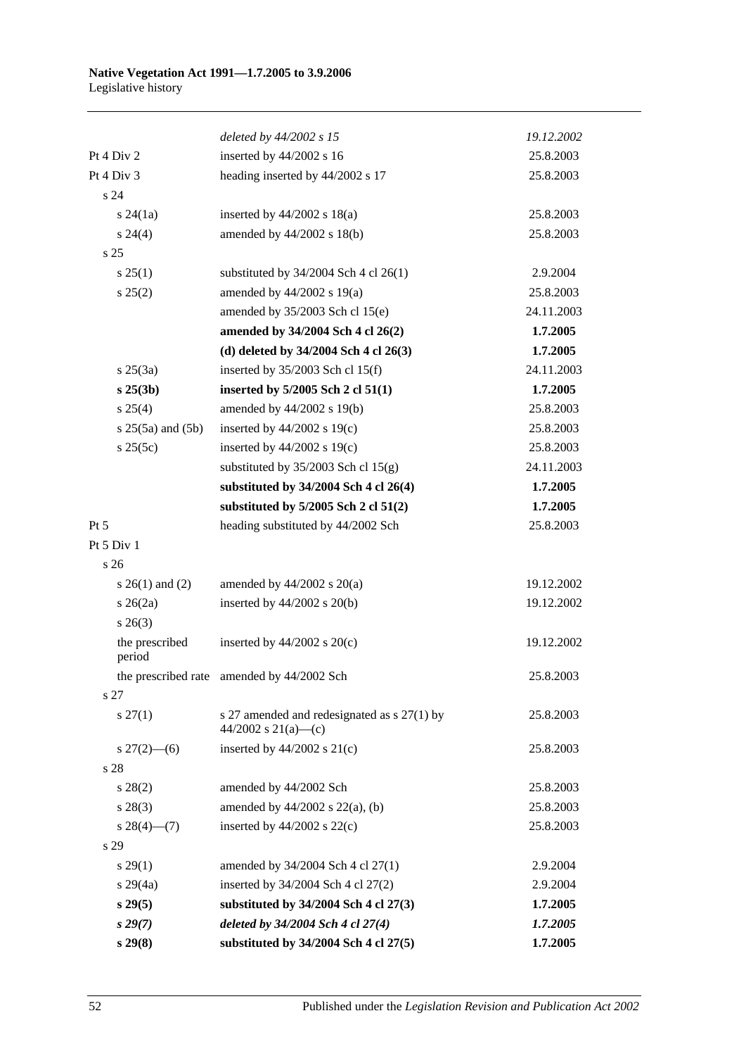| | | |
|---|---|---|
| | *deleted by 44/2002 s 15* | *19.12.2002* |
| Pt 4 Div 2 | inserted by 44/2002 s 16 | 25.8.2003 |
| Pt 4 Div 3 | heading inserted by 44/2002 s 17 | 25.8.2003 |
| s 24 | | |
| s 24(1a) | inserted by 44/2002 s 18(a) | 25.8.2003 |
| s 24(4) | amended by 44/2002 s 18(b) | 25.8.2003 |
| s 25 | | |
| s 25(1) | substituted by 34/2004 Sch 4 cl 26(1) | 2.9.2004 |
| s 25(2) | amended by 44/2002 s 19(a) | 25.8.2003 |
| | amended by 35/2003 Sch cl 15(e) | 24.11.2003 |
| | **amended by 34/2004 Sch 4 cl 26(2)** | **1.7.2005** |
| | **(d) deleted by 34/2004 Sch 4 cl 26(3)** | **1.7.2005** |
| s 25(3a) | inserted by 35/2003 Sch cl 15(f) | 24.11.2003 |
| **s 25(3b)** | **inserted by 5/2005 Sch 2 cl 51(1)** | **1.7.2005** |
| s 25(4) | amended by 44/2002 s 19(b) | 25.8.2003 |
| s 25(5a) and (5b) | inserted by 44/2002 s 19(c) | 25.8.2003 |
| s 25(5c) | inserted by 44/2002 s 19(c) | 25.8.2003 |
| | substituted by 35/2003 Sch cl 15(g) | 24.11.2003 |
| | **substituted by 34/2004 Sch 4 cl 26(4)** | **1.7.2005** |
| | **substituted by 5/2005 Sch 2 cl 51(2)** | **1.7.2005** |
| Pt 5 | heading substituted by 44/2002 Sch | 25.8.2003 |
| Pt 5 Div 1 | | |
| s 26 | | |
| s 26(1) and (2) | amended by 44/2002 s 20(a) | 19.12.2002 |
| s 26(2a) | inserted by 44/2002 s 20(b) | 19.12.2002 |
| s 26(3) | | |
| the prescribed period | inserted by 44/2002 s 20(c) | 19.12.2002 |
| the prescribed rate | amended by 44/2002 Sch | 25.8.2003 |
| s 27 | | |
| s 27(1) | s 27 amended and redesignated as s 27(1) by 44/2002 s 21(a)—(c) | 25.8.2003 |
| s 27(2)—(6) | inserted by 44/2002 s 21(c) | 25.8.2003 |
| s 28 | | |
| s 28(2) | amended by 44/2002 Sch | 25.8.2003 |
| s 28(3) | amended by 44/2002 s 22(a), (b) | 25.8.2003 |
| s 28(4)—(7) | inserted by 44/2002 s 22(c) | 25.8.2003 |
| s 29 | | |
| s 29(1) | amended by 34/2004 Sch 4 cl 27(1) | 2.9.2004 |
| s 29(4a) | inserted by 34/2004 Sch 4 cl 27(2) | 2.9.2004 |
| **s 29(5)** | **substituted by 34/2004 Sch 4 cl 27(3)** | **1.7.2005** |
| ***s 29(7)*** | ***deleted by 34/2004 Sch 4 cl 27(4)*** | ***1.7.2005*** |
| **s 29(8)** | **substituted by 34/2004 Sch 4 cl 27(5)** | **1.7.2005** |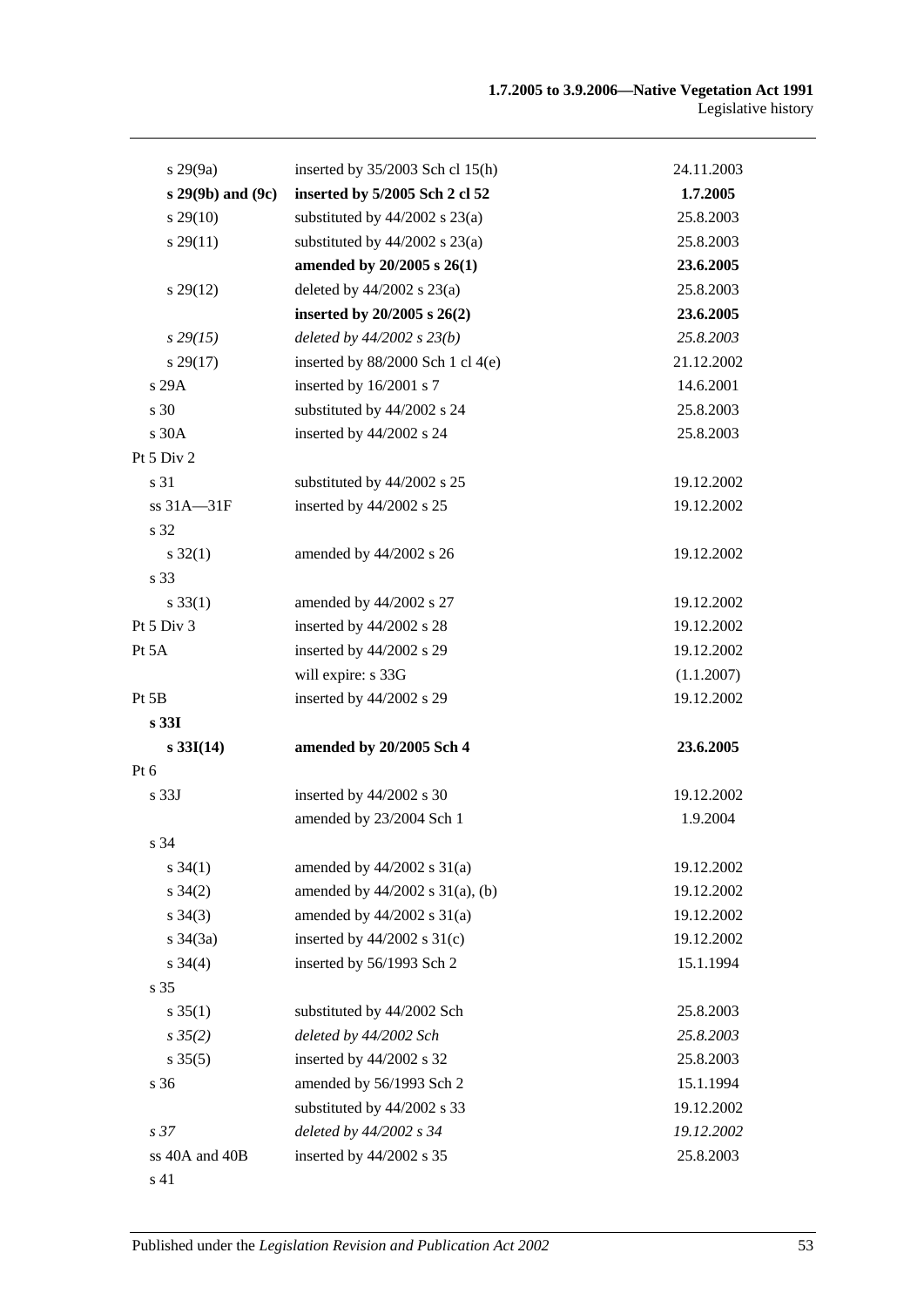| | | |
|---|---|---|
| s 29(9a) | inserted by 35/2003 Sch cl 15(h) | 24.11.2003 |
| **s 29(9b) and (9c)** | **inserted by 5/2005 Sch 2 cl 52** | **1.7.2005** |
| s 29(10) | substituted by 44/2002 s 23(a) | 25.8.2003 |
| s 29(11) | substituted by 44/2002 s 23(a) | 25.8.2003 |
| | **amended by 20/2005 s 26(1)** | **23.6.2005** |
| s 29(12) | deleted by 44/2002 s 23(a) | 25.8.2003 |
| | **inserted by 20/2005 s 26(2)** | **23.6.2005** |
| *s 29(15)* | *deleted by 44/2002 s 23(b)* | *25.8.2003* |
| s 29(17) | inserted by 88/2000 Sch 1 cl 4(e) | 21.12.2002 |
| s 29A | inserted by 16/2001 s 7 | 14.6.2001 |
| s 30 | substituted by 44/2002 s 24 | 25.8.2003 |
| s 30A | inserted by 44/2002 s 24 | 25.8.2003 |
| Pt 5 Div 2 | | |
| s 31 | substituted by 44/2002 s 25 | 19.12.2002 |
| ss 31A—31F | inserted by 44/2002 s 25 | 19.12.2002 |
| s 32 | | |
| s 32(1) | amended by 44/2002 s 26 | 19.12.2002 |
| s 33 | | |
| s 33(1) | amended by 44/2002 s 27 | 19.12.2002 |
| Pt 5 Div 3 | inserted by 44/2002 s 28 | 19.12.2002 |
| Pt 5A | inserted by 44/2002 s 29 | 19.12.2002 |
| | will expire: s 33G | (1.1.2007) |
| Pt 5B | inserted by 44/2002 s 29 | 19.12.2002 |
| **s 33I** | | |
| **s 33I(14)** | **amended by 20/2005 Sch 4** | **23.6.2005** |
| Pt 6 | | |
| s 33J | inserted by 44/2002 s 30 | 19.12.2002 |
| | amended by 23/2004 Sch 1 | 1.9.2004 |
| s 34 | | |
| s 34(1) | amended by 44/2002 s 31(a) | 19.12.2002 |
| s 34(2) | amended by 44/2002 s 31(a), (b) | 19.12.2002 |
| s 34(3) | amended by 44/2002 s 31(a) | 19.12.2002 |
| s 34(3a) | inserted by 44/2002 s 31(c) | 19.12.2002 |
| s 34(4) | inserted by 56/1993 Sch 2 | 15.1.1994 |
| s 35 | | |
| s 35(1) | substituted by 44/2002 Sch | 25.8.2003 |
| *s 35(2)* | *deleted by 44/2002 Sch* | *25.8.2003* |
| s 35(5) | inserted by 44/2002 s 32 | 25.8.2003 |
| s 36 | amended by 56/1993 Sch 2 | 15.1.1994 |
| | substituted by 44/2002 s 33 | 19.12.2002 |
| *s 37* | *deleted by 44/2002 s 34* | *19.12.2002* |
| ss 40A and 40B | inserted by 44/2002 s 35 | 25.8.2003 |
| s 41 | | |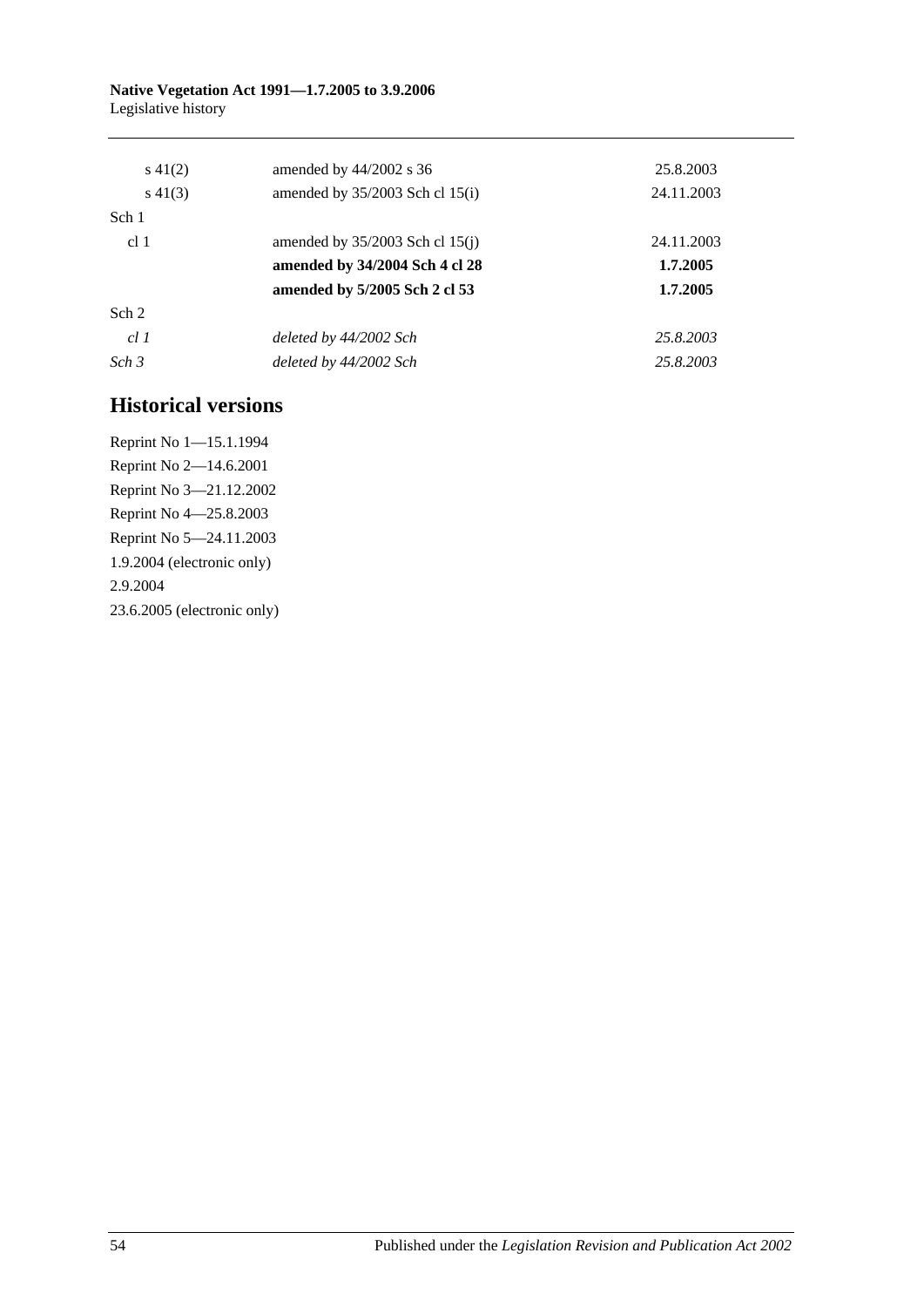| | | |
|---|---|---|
| s 41(2) | amended by 44/2002 s 36 | 25.8.2003 |
| s 41(3) | amended by 35/2003 Sch cl 15(i) | 24.11.2003 |
| Sch 1 | | |
| cl 1 | amended by 35/2003 Sch cl 15(j) | 24.11.2003 |
| | **amended by 34/2004 Sch 4 cl 28** | **1.7.2005** |
| | **amended by 5/2005 Sch 2 cl 53** | **1.7.2005** |
| Sch 2 | | |
| *cl 1* | *deleted by 44/2002 Sch* | *25.8.2003* |
| *Sch 3* | *deleted by 44/2002 Sch* | *25.8.2003* |

## Historical versions

Reprint No 1—15.1.1994

Reprint No 2—14.6.2001

Reprint No 3—21.12.2002

Reprint No 4—25.8.2003

Reprint No 5—24.11.2003

1.9.2004 (electronic only)

2.9.2004

23.6.2005 (electronic only)